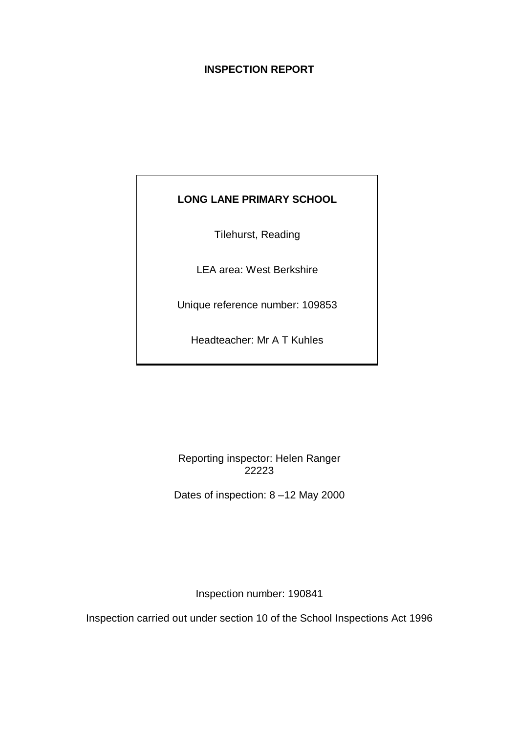**INSPECTION REPORT**

**LONG LANE PRIMARY SCHOOL**

Tilehurst, Reading

LEA area: West Berkshire

Unique reference number: 109853

Headteacher: Mr A T Kuhles

Reporting inspector: Helen Ranger
22223

Dates of inspection: 8 –12 May 2000

Inspection number: 190841

Inspection carried out under section 10 of the School Inspections Act 1996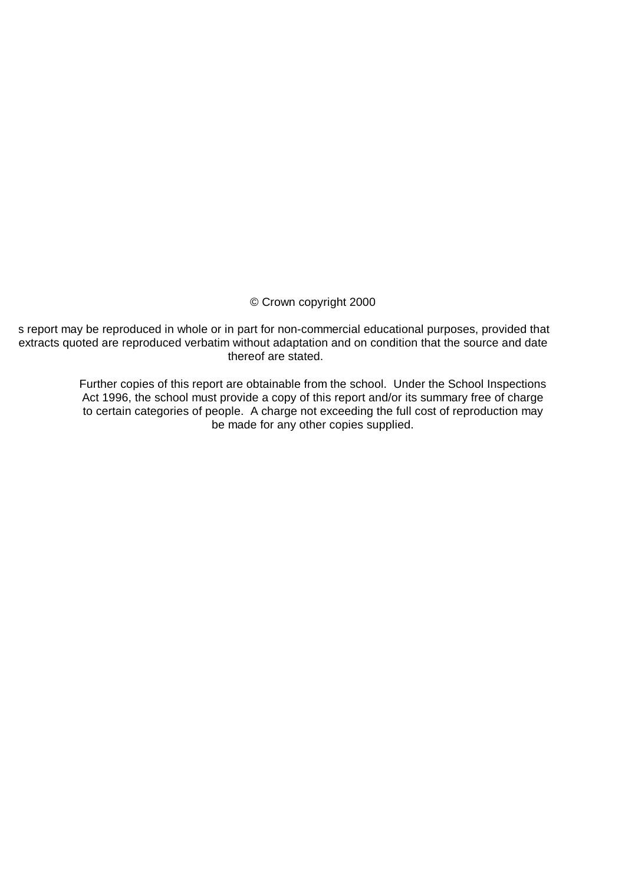© Crown copyright 2000

s report may be reproduced in whole or in part for non-commercial educational purposes, provided that extracts quoted are reproduced verbatim without adaptation and on condition that the source and date thereof are stated.

Further copies of this report are obtainable from the school. Under the School Inspections Act 1996, the school must provide a copy of this report and/or its summary free of charge to certain categories of people. A charge not exceeding the full cost of reproduction may be made for any other copies supplied.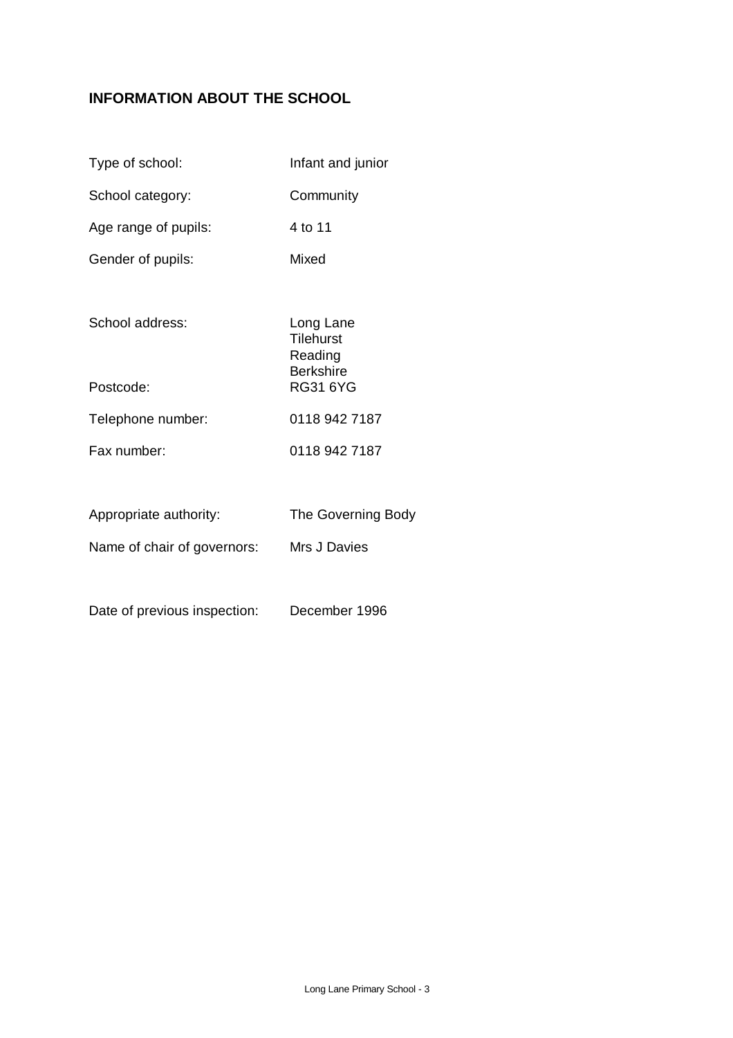## INFORMATION ABOUT THE SCHOOL

| | |
|---|---|
| Type of school: | Infant and junior |
| School category: | Community |
| Age range of pupils: | 4 to 11 |
| Gender of pupils: | Mixed |
| School address: | Long Lane<br>Tilehurst<br>Reading<br>Berkshire |
| Postcode: | RG31 6YG |
| Telephone number: | 0118 942 7187 |
| Fax number: | 0118 942 7187 |
| Appropriate authority: | The Governing Body |
| Name of chair of governors: | Mrs J Davies |
| Date of previous inspection: | December 1996 |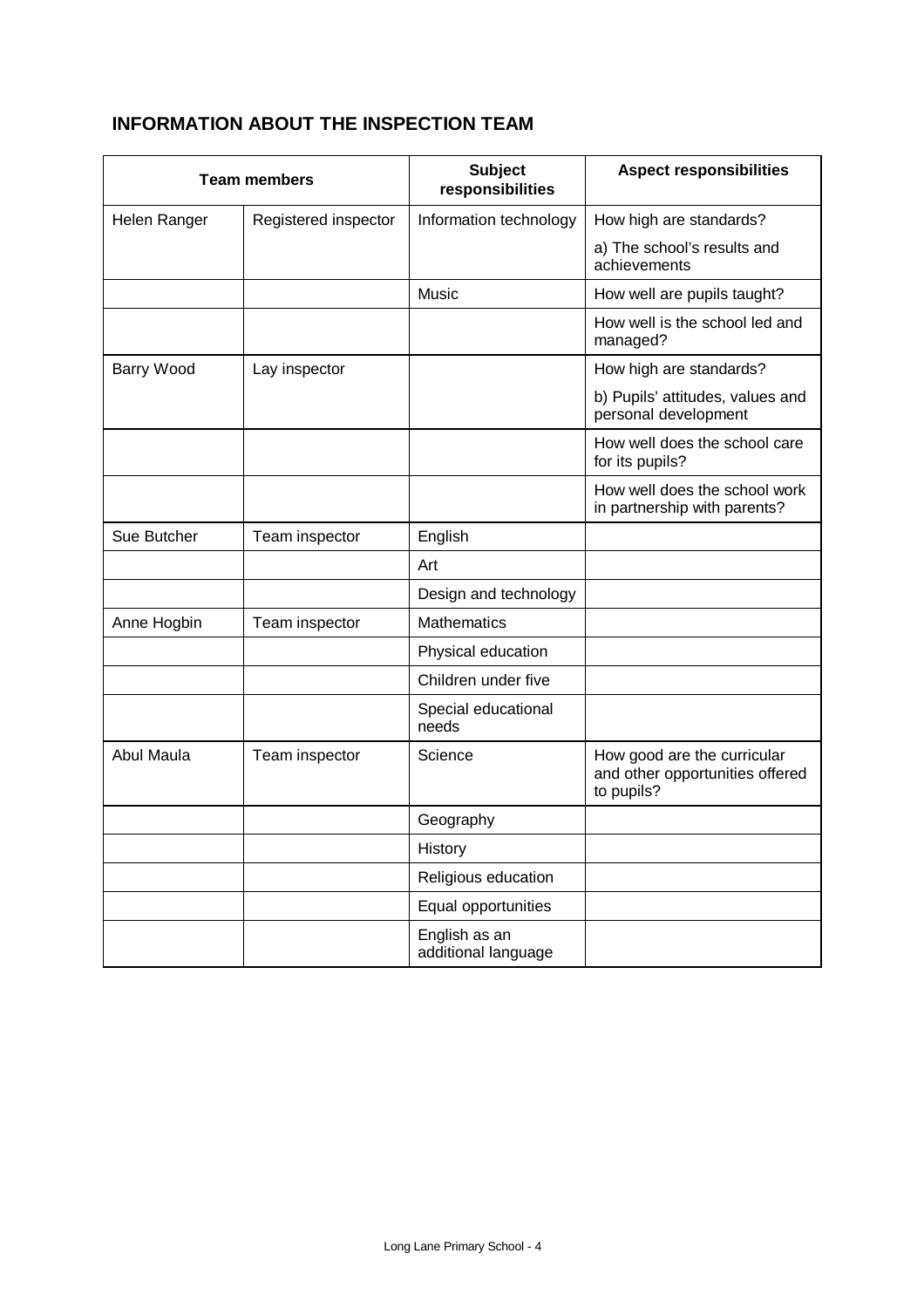## INFORMATION ABOUT THE INSPECTION TEAM

| Team members | | Subject responsibilities | Aspect responsibilities |
|---|---|---|---|
| Helen Ranger | Registered inspector | Information technology | How high are standards?<br>a) The school's results and achievements |
| | | Music | How well are pupils taught? |
| | | | How well is the school led and managed? |
| Barry Wood | Lay inspector | | How high are standards?<br>b) Pupils' attitudes, values and personal development |
| | | | How well does the school care for its pupils? |
| | | | How well does the school work in partnership with parents? |
| Sue Butcher | Team inspector | English | |
| | | Art | |
| | | Design and technology | |
| Anne Hogbin | Team inspector | Mathematics | |
| | | Physical education | |
| | | Children under five | |
| | | Special educational needs | |
| Abul Maula | Team inspector | Science | How good are the curricular and other opportunities offered to pupils? |
| | | Geography | |
| | | History | |
| | | Religious education | |
| | | Equal opportunities | |
| | | English as an additional language | |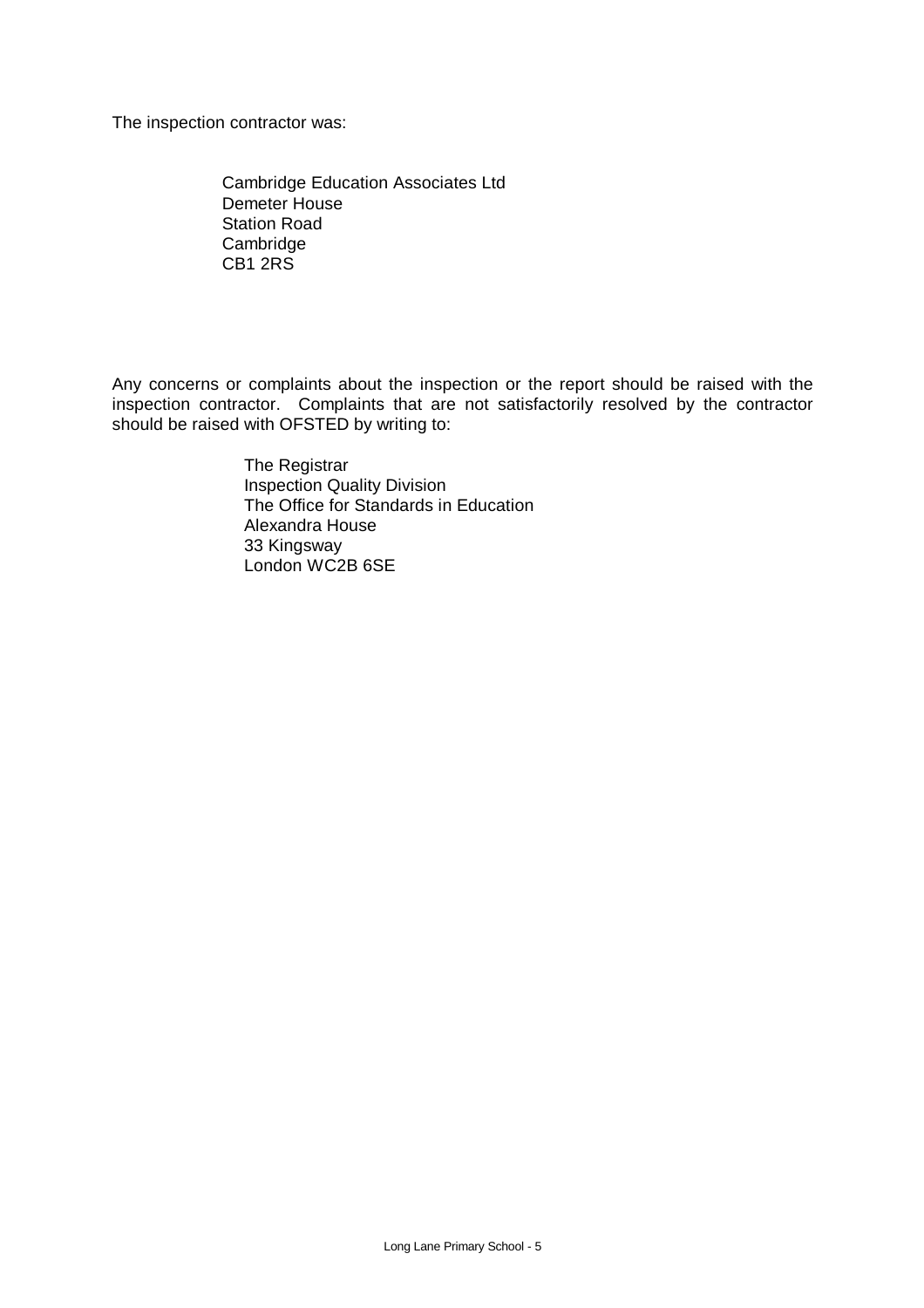The inspection contractor was:

Cambridge Education Associates Ltd
Demeter House
Station Road
Cambridge
CB1 2RS

Any concerns or complaints about the inspection or the report should be raised with the inspection contractor. Complaints that are not satisfactorily resolved by the contractor should be raised with OFSTED by writing to:

The Registrar
Inspection Quality Division
The Office for Standards in Education
Alexandra House
33 Kingsway
London WC2B 6SE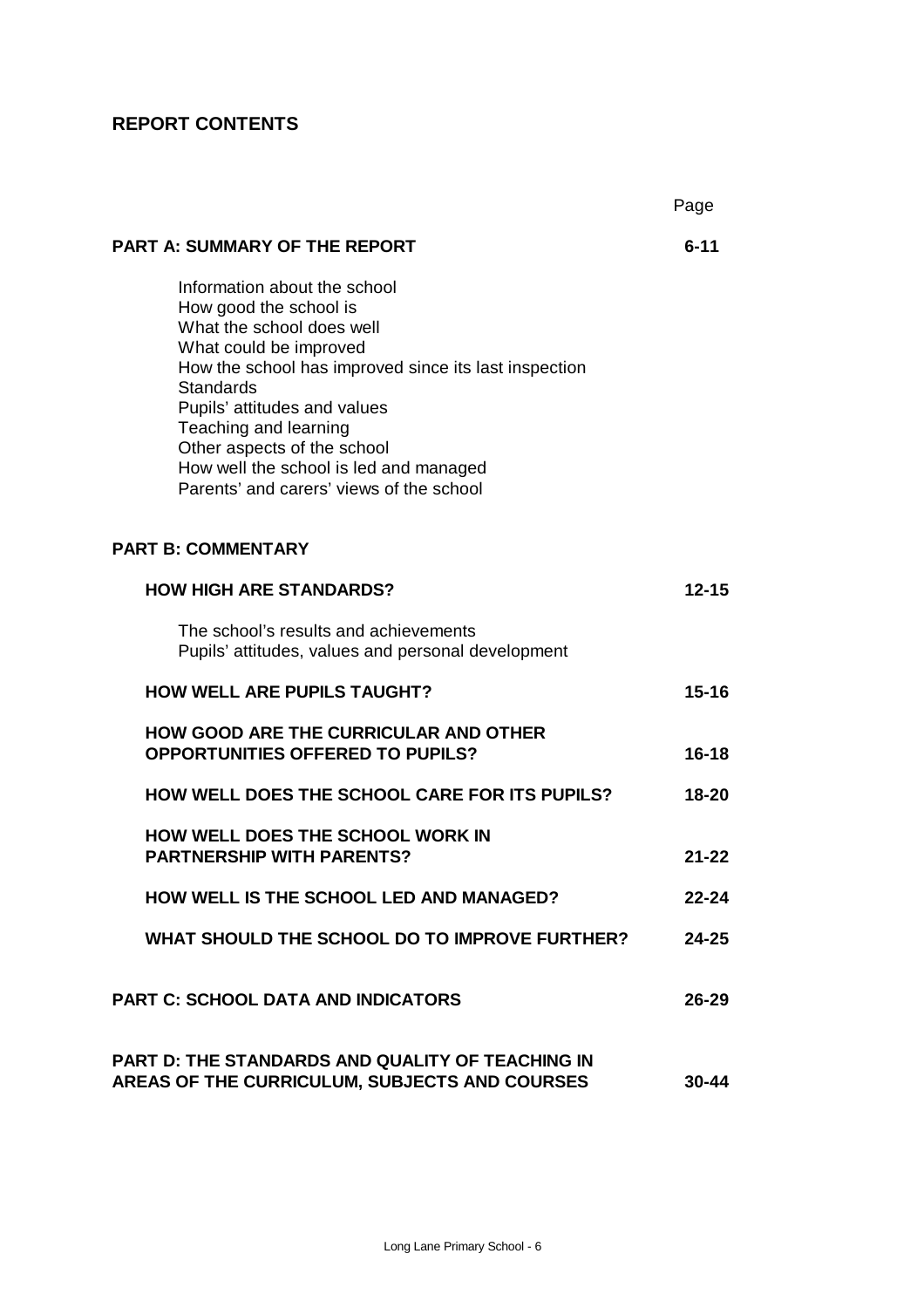## REPORT CONTENTS

| | Page |
|---|---|
| **PART A: SUMMARY OF THE REPORT** | **6-11** |
| Information about the school<br>How good the school is<br>What the school does well<br>What could be improved<br>How the school has improved since its last inspection<br>Standards<br>Pupils' attitudes and values<br>Teaching and learning<br>Other aspects of the school<br>How well the school is led and managed<br>Parents' and carers' views of the school | |
| **PART B: COMMENTARY** | |
| **HOW HIGH ARE STANDARDS?** | **12-15** |
| The school's results and achievements<br>Pupils' attitudes, values and personal development | |
| **HOW WELL ARE PUPILS TAUGHT?** | **15-16** |
| **HOW GOOD ARE THE CURRICULAR AND OTHER OPPORTUNITIES OFFERED TO PUPILS?** | **16-18** |
| **HOW WELL DOES THE SCHOOL CARE FOR ITS PUPILS?** | **18-20** |
| **HOW WELL DOES THE SCHOOL WORK IN PARTNERSHIP WITH PARENTS?** | **21-22** |
| **HOW WELL IS THE SCHOOL LED AND MANAGED?** | **22-24** |
| **WHAT SHOULD THE SCHOOL DO TO IMPROVE FURTHER?** | **24-25** |
| **PART C: SCHOOL DATA AND INDICATORS** | **26-29** |
| **PART D: THE STANDARDS AND QUALITY OF TEACHING IN AREAS OF THE CURRICULUM, SUBJECTS AND COURSES** | **30-44** |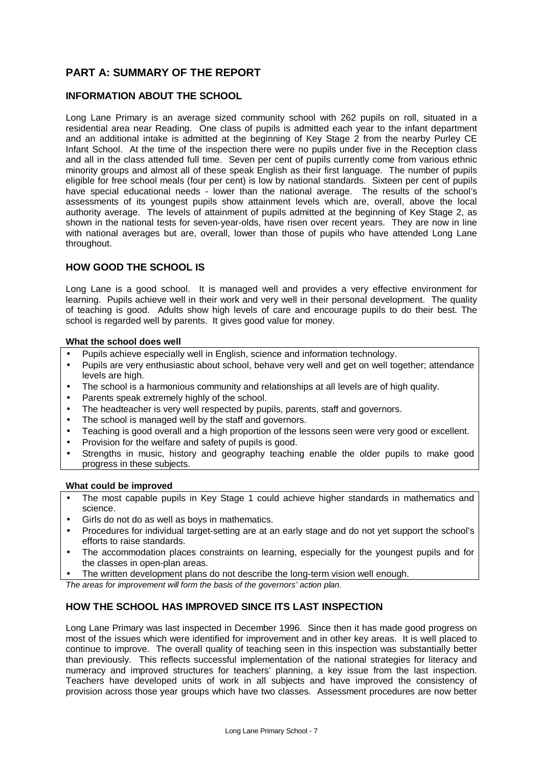## PART A: SUMMARY OF THE REPORT

### INFORMATION ABOUT THE SCHOOL

Long Lane Primary is an average sized community school with 262 pupils on roll, situated in a residential area near Reading. One class of pupils is admitted each year to the infant department and an additional intake is admitted at the beginning of Key Stage 2 from the nearby Purley CE Infant School. At the time of the inspection there were no pupils under five in the Reception class and all in the class attended full time. Seven per cent of pupils currently come from various ethnic minority groups and almost all of these speak English as their first language. The number of pupils eligible for free school meals (four per cent) is low by national standards. Sixteen per cent of pupils have special educational needs - lower than the national average. The results of the school's assessments of its youngest pupils show attainment levels which are, overall, above the local authority average. The levels of attainment of pupils admitted at the beginning of Key Stage 2, as shown in the national tests for seven-year-olds, have risen over recent years. They are now in line with national averages but are, overall, lower than those of pupils who have attended Long Lane throughout.

### HOW GOOD THE SCHOOL IS

Long Lane is a good school. It is managed well and provides a very effective environment for learning. Pupils achieve well in their work and very well in their personal development. The quality of teaching is good. Adults show high levels of care and encourage pupils to do their best. The school is regarded well by parents. It gives good value for money.

**What the school does well**

- Pupils achieve especially well in English, science and information technology.
- Pupils are very enthusiastic about school, behave very well and get on well together; attendance levels are high.
- The school is a harmonious community and relationships at all levels are of high quality.
- Parents speak extremely highly of the school.
- The headteacher is very well respected by pupils, parents, staff and governors.
- The school is managed well by the staff and governors.
- Teaching is good overall and a high proportion of the lessons seen were very good or excellent.
- Provision for the welfare and safety of pupils is good.
- Strengths in music, history and geography teaching enable the older pupils to make good progress in these subjects.

**What could be improved**

- The most capable pupils in Key Stage 1 could achieve higher standards in mathematics and science.
- Girls do not do as well as boys in mathematics.
- Procedures for individual target-setting are at an early stage and do not yet support the school's efforts to raise standards.
- The accommodation places constraints on learning, especially for the youngest pupils and for the classes in open-plan areas.
- The written development plans do not describe the long-term vision well enough.

*The areas for improvement will form the basis of the governors' action plan.*

### HOW THE SCHOOL HAS IMPROVED SINCE ITS LAST INSPECTION

Long Lane Primary was last inspected in December 1996. Since then it has made good progress on most of the issues which were identified for improvement and in other key areas. It is well placed to continue to improve. The overall quality of teaching seen in this inspection was substantially better than previously. This reflects successful implementation of the national strategies for literacy and numeracy and improved structures for teachers' planning, a key issue from the last inspection. Teachers have developed units of work in all subjects and have improved the consistency of provision across those year groups which have two classes. Assessment procedures are now better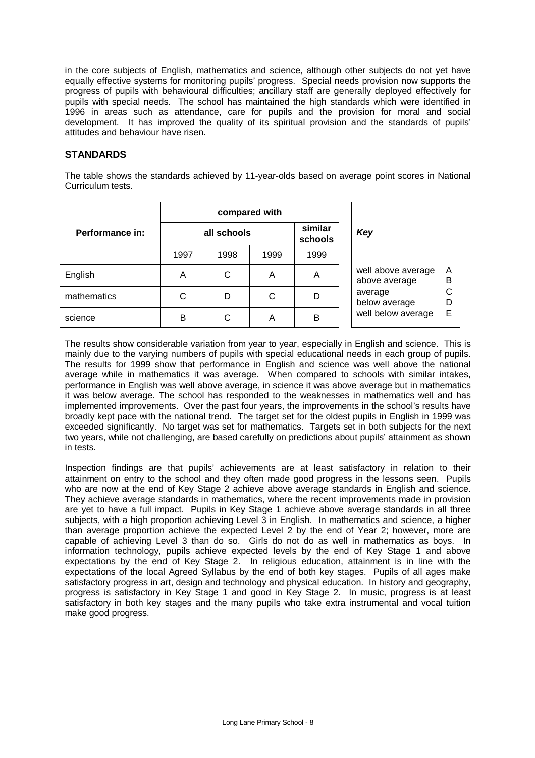in the core subjects of English, mathematics and science, although other subjects do not yet have equally effective systems for monitoring pupils' progress. Special needs provision now supports the progress of pupils with behavioural difficulties; ancillary staff are generally deployed effectively for pupils with special needs. The school has maintained the high standards which were identified in 1996 in areas such as attendance, care for pupils and the provision for moral and social development. It has improved the quality of its spiritual provision and the standards of pupils' attitudes and behaviour have risen.

## STANDARDS

The table shows the standards achieved by 11-year-olds based on average point scores in National Curriculum tests.

| Performance in: | compared with | | | |
|---|---|---|---|---|
| | all schools | | | similar schools |
| | 1997 | 1998 | 1999 | 1999 |
| English | A | C | A | A |
| mathematics | C | D | C | D |
| science | B | C | A | B |

| *Key* | |
|---|---|
| well above average | A |
| above average | B |
| average | C |
| below average | D |
| well below average | E |

The results show considerable variation from year to year, especially in English and science. This is mainly due to the varying numbers of pupils with special educational needs in each group of pupils. The results for 1999 show that performance in English and science was well above the national average while in mathematics it was average. When compared to schools with similar intakes, performance in English was well above average, in science it was above average but in mathematics it was below average. The school has responded to the weaknesses in mathematics well and has implemented improvements. Over the past four years, the improvements in the school's results have broadly kept pace with the national trend. The target set for the oldest pupils in English in 1999 was exceeded significantly. No target was set for mathematics. Targets set in both subjects for the next two years, while not challenging, are based carefully on predictions about pupils' attainment as shown in tests.

Inspection findings are that pupils' achievements are at least satisfactory in relation to their attainment on entry to the school and they often made good progress in the lessons seen. Pupils who are now at the end of Key Stage 2 achieve above average standards in English and science. They achieve average standards in mathematics, where the recent improvements made in provision are yet to have a full impact. Pupils in Key Stage 1 achieve above average standards in all three subjects, with a high proportion achieving Level 3 in English. In mathematics and science, a higher than average proportion achieve the expected Level 2 by the end of Year 2; however, more are capable of achieving Level 3 than do so. Girls do not do as well in mathematics as boys. In information technology, pupils achieve expected levels by the end of Key Stage 1 and above expectations by the end of Key Stage 2. In religious education, attainment is in line with the expectations of the local Agreed Syllabus by the end of both key stages. Pupils of all ages make satisfactory progress in art, design and technology and physical education. In history and geography, progress is satisfactory in Key Stage 1 and good in Key Stage 2. In music, progress is at least satisfactory in both key stages and the many pupils who take extra instrumental and vocal tuition make good progress.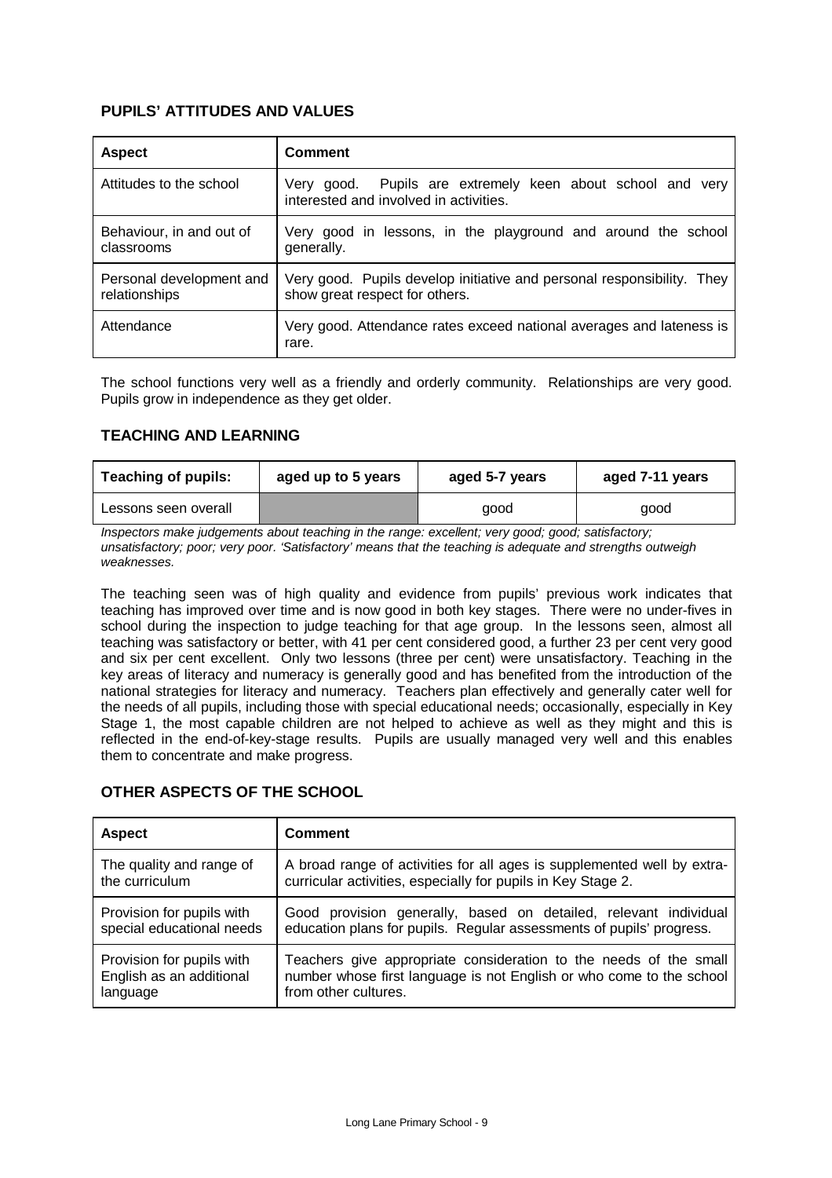### PUPILS' ATTITUDES AND VALUES

| Aspect | Comment |
|---|---|
| Attitudes to the school | Very good. Pupils are extremely keen about school and very interested and involved in activities. |
| Behaviour, in and out of classrooms | Very good in lessons, in the playground and around the school generally. |
| Personal development and relationships | Very good. Pupils develop initiative and personal responsibility. They show great respect for others. |
| Attendance | Very good. Attendance rates exceed national averages and lateness is rare. |

The school functions very well as a friendly and orderly community. Relationships are very good. Pupils grow in independence as they get older.

### TEACHING AND LEARNING

| Teaching of pupils: | aged up to 5 years | aged 5-7 years | aged 7-11 years |
|---|---|---|---|
| Lessons seen overall | | good | good |

*Inspectors make judgements about teaching in the range: excellent; very good; good; satisfactory; unsatisfactory; poor; very poor. 'Satisfactory' means that the teaching is adequate and strengths outweigh weaknesses.*

The teaching seen was of high quality and evidence from pupils' previous work indicates that teaching has improved over time and is now good in both key stages. There were no under-fives in school during the inspection to judge teaching for that age group. In the lessons seen, almost all teaching was satisfactory or better, with 41 per cent considered good, a further 23 per cent very good and six per cent excellent. Only two lessons (three per cent) were unsatisfactory. Teaching in the key areas of literacy and numeracy is generally good and has benefited from the introduction of the national strategies for literacy and numeracy. Teachers plan effectively and generally cater well for the needs of all pupils, including those with special educational needs; occasionally, especially in Key Stage 1, the most capable children are not helped to achieve as well as they might and this is reflected in the end-of-key-stage results. Pupils are usually managed very well and this enables them to concentrate and make progress.

### OTHER ASPECTS OF THE SCHOOL

| Aspect | Comment |
|---|---|
| The quality and range of the curriculum | A broad range of activities for all ages is supplemented well by extra-curricular activities, especially for pupils in Key Stage 2. |
| Provision for pupils with special educational needs | Good provision generally, based on detailed, relevant individual education plans for pupils. Regular assessments of pupils' progress. |
| Provision for pupils with English as an additional language | Teachers give appropriate consideration to the needs of the small number whose first language is not English or who come to the school from other cultures. |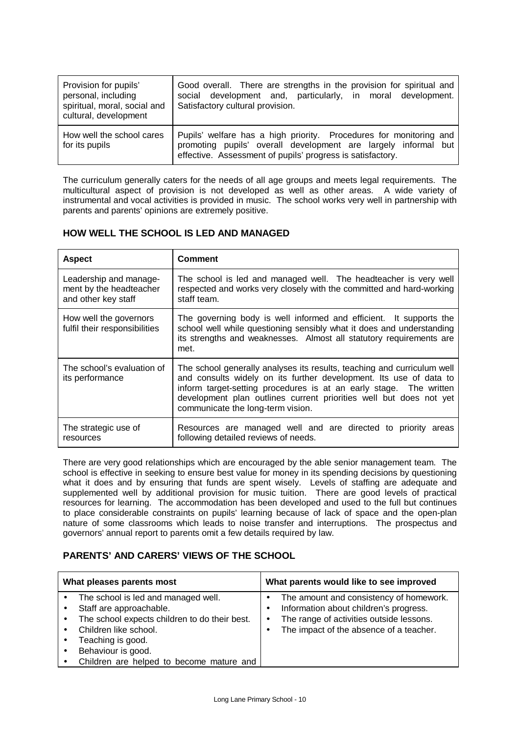| | |
|---|---|
| Provision for pupils' personal, including spiritual, moral, social and cultural, development | Good overall. There are strengths in the provision for spiritual and social development and, particularly, in moral development. Satisfactory cultural provision. |
| How well the school cares for its pupils | Pupils' welfare has a high priority. Procedures for monitoring and promoting pupils' overall development are largely informal but effective. Assessment of pupils' progress is satisfactory. |

The curriculum generally caters for the needs of all age groups and meets legal requirements. The multicultural aspect of provision is not developed as well as other areas. A wide variety of instrumental and vocal activities is provided in music. The school works very well in partnership with parents and parents' opinions are extremely positive.

## HOW WELL THE SCHOOL IS LED AND MANAGED

| Aspect | Comment |
|---|---|
| Leadership and management by the headteacher and other key staff | The school is led and managed well. The headteacher is very well respected and works very closely with the committed and hard-working staff team. |
| How well the governors fulfil their responsibilities | The governing body is well informed and efficient. It supports the school well while questioning sensibly what it does and understanding its strengths and weaknesses. Almost all statutory requirements are met. |
| The school's evaluation of its performance | The school generally analyses its results, teaching and curriculum well and consults widely on its further development. Its use of data to inform target-setting procedures is at an early stage. The written development plan outlines current priorities well but does not yet communicate the long-term vision. |
| The strategic use of resources | Resources are managed well and are directed to priority areas following detailed reviews of needs. |

There are very good relationships which are encouraged by the able senior management team. The school is effective in seeking to ensure best value for money in its spending decisions by questioning what it does and by ensuring that funds are spent wisely. Levels of staffing are adequate and supplemented well by additional provision for music tuition. There are good levels of practical resources for learning. The accommodation has been developed and used to the full but continues to place considerable constraints on pupils' learning because of lack of space and the open-plan nature of some classrooms which leads to noise transfer and interruptions. The prospectus and governors' annual report to parents omit a few details required by law.

## PARENTS' AND CARERS' VIEWS OF THE SCHOOL

| What pleases parents most | What parents would like to see improved |
|---|---|
| • The school is led and managed well.<br>• Staff are approachable.<br>• The school expects children to do their best.<br>• Children like school.<br>• Teaching is good.<br>• Behaviour is good.<br>• Children are helped to become mature and | • The amount and consistency of homework.<br>• Information about children's progress.<br>• The range of activities outside lessons.<br>• The impact of the absence of a teacher. |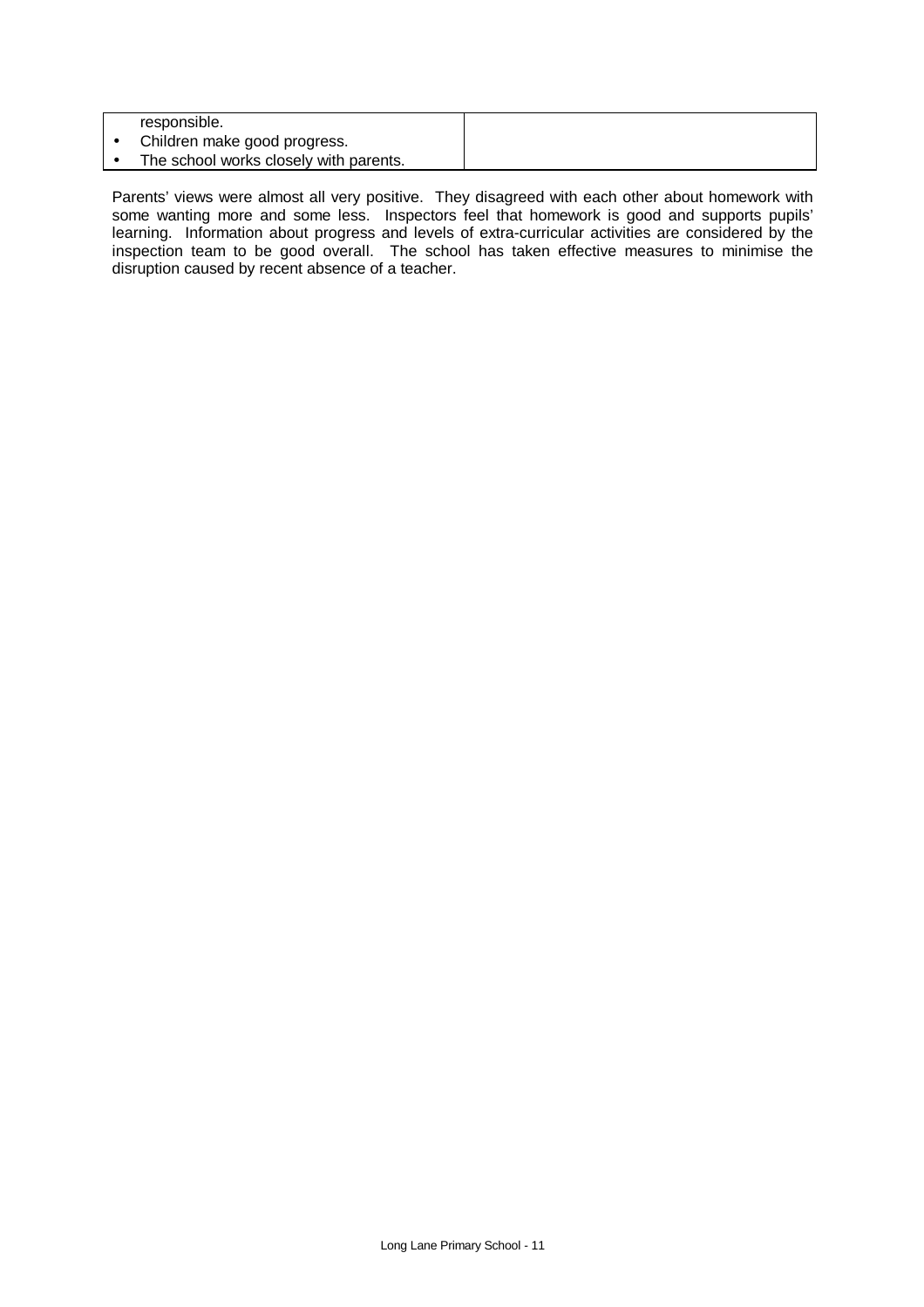| | |
|---|---|
| responsible.<br>• Children make good progress.<br>• The school works closely with parents. | |

Parents' views were almost all very positive. They disagreed with each other about homework with some wanting more and some less. Inspectors feel that homework is good and supports pupils' learning. Information about progress and levels of extra-curricular activities are considered by the inspection team to be good overall. The school has taken effective measures to minimise the disruption caused by recent absence of a teacher.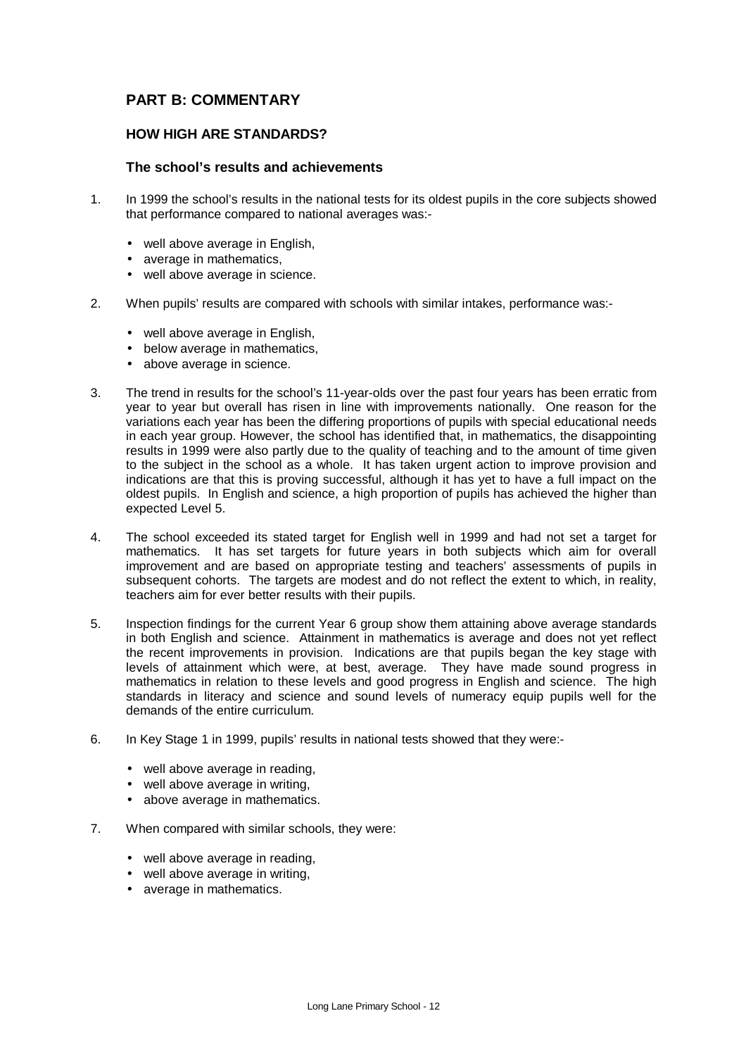## PART B: COMMENTARY

### HOW HIGH ARE STANDARDS?

#### The school's results and achievements

1. In 1999 the school's results in the national tests for its oldest pupils in the core subjects showed that performance compared to national averages was:-

   - well above average in English,
   - average in mathematics,
   - well above average in science.

2. When pupils' results are compared with schools with similar intakes, performance was:-

   - well above average in English,
   - below average in mathematics,
   - above average in science.

3. The trend in results for the school's 11-year-olds over the past four years has been erratic from year to year but overall has risen in line with improvements nationally. One reason for the variations each year has been the differing proportions of pupils with special educational needs in each year group. However, the school has identified that, in mathematics, the disappointing results in 1999 were also partly due to the quality of teaching and to the amount of time given to the subject in the school as a whole. It has taken urgent action to improve provision and indications are that this is proving successful, although it has yet to have a full impact on the oldest pupils. In English and science, a high proportion of pupils has achieved the higher than expected Level 5.

4. The school exceeded its stated target for English well in 1999 and had not set a target for mathematics. It has set targets for future years in both subjects which aim for overall improvement and are based on appropriate testing and teachers' assessments of pupils in subsequent cohorts. The targets are modest and do not reflect the extent to which, in reality, teachers aim for ever better results with their pupils.

5. Inspection findings for the current Year 6 group show them attaining above average standards in both English and science. Attainment in mathematics is average and does not yet reflect the recent improvements in provision. Indications are that pupils began the key stage with levels of attainment which were, at best, average. They have made sound progress in mathematics in relation to these levels and good progress in English and science. The high standards in literacy and science and sound levels of numeracy equip pupils well for the demands of the entire curriculum.

6. In Key Stage 1 in 1999, pupils' results in national tests showed that they were:-

   - well above average in reading,
   - well above average in writing,
   - above average in mathematics.

7. When compared with similar schools, they were:

   - well above average in reading,
   - well above average in writing,
   - average in mathematics.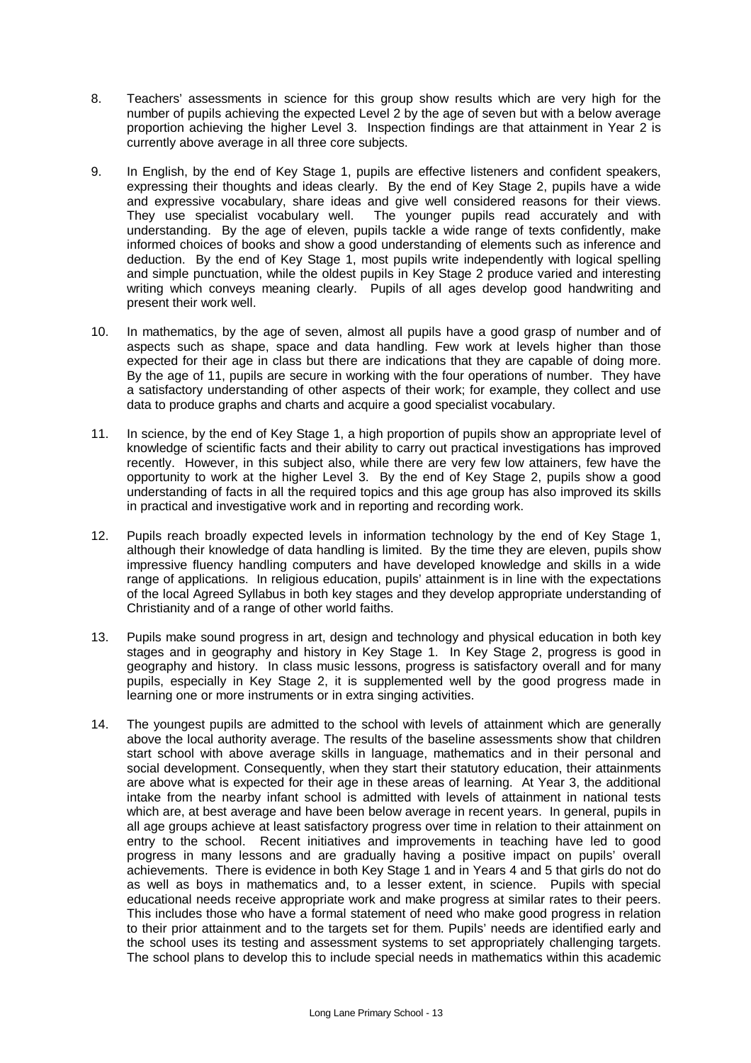8. Teachers' assessments in science for this group show results which are very high for the number of pupils achieving the expected Level 2 by the age of seven but with a below average proportion achieving the higher Level 3. Inspection findings are that attainment in Year 2 is currently above average in all three core subjects.

9. In English, by the end of Key Stage 1, pupils are effective listeners and confident speakers, expressing their thoughts and ideas clearly. By the end of Key Stage 2, pupils have a wide and expressive vocabulary, share ideas and give well considered reasons for their views. They use specialist vocabulary well. The younger pupils read accurately and with understanding. By the age of eleven, pupils tackle a wide range of texts confidently, make informed choices of books and show a good understanding of elements such as inference and deduction. By the end of Key Stage 1, most pupils write independently with logical spelling and simple punctuation, while the oldest pupils in Key Stage 2 produce varied and interesting writing which conveys meaning clearly. Pupils of all ages develop good handwriting and present their work well.

10. In mathematics, by the age of seven, almost all pupils have a good grasp of number and of aspects such as shape, space and data handling. Few work at levels higher than those expected for their age in class but there are indications that they are capable of doing more. By the age of 11, pupils are secure in working with the four operations of number. They have a satisfactory understanding of other aspects of their work; for example, they collect and use data to produce graphs and charts and acquire a good specialist vocabulary.

11. In science, by the end of Key Stage 1, a high proportion of pupils show an appropriate level of knowledge of scientific facts and their ability to carry out practical investigations has improved recently. However, in this subject also, while there are very few low attainers, few have the opportunity to work at the higher Level 3. By the end of Key Stage 2, pupils show a good understanding of facts in all the required topics and this age group has also improved its skills in practical and investigative work and in reporting and recording work.

12. Pupils reach broadly expected levels in information technology by the end of Key Stage 1, although their knowledge of data handling is limited. By the time they are eleven, pupils show impressive fluency handling computers and have developed knowledge and skills in a wide range of applications. In religious education, pupils' attainment is in line with the expectations of the local Agreed Syllabus in both key stages and they develop appropriate understanding of Christianity and of a range of other world faiths.

13. Pupils make sound progress in art, design and technology and physical education in both key stages and in geography and history in Key Stage 1. In Key Stage 2, progress is good in geography and history. In class music lessons, progress is satisfactory overall and for many pupils, especially in Key Stage 2, it is supplemented well by the good progress made in learning one or more instruments or in extra singing activities.

14. The youngest pupils are admitted to the school with levels of attainment which are generally above the local authority average. The results of the baseline assessments show that children start school with above average skills in language, mathematics and in their personal and social development. Consequently, when they start their statutory education, their attainments are above what is expected for their age in these areas of learning. At Year 3, the additional intake from the nearby infant school is admitted with levels of attainment in national tests which are, at best average and have been below average in recent years. In general, pupils in all age groups achieve at least satisfactory progress over time in relation to their attainment on entry to the school. Recent initiatives and improvements in teaching have led to good progress in many lessons and are gradually having a positive impact on pupils' overall achievements. There is evidence in both Key Stage 1 and in Years 4 and 5 that girls do not do as well as boys in mathematics and, to a lesser extent, in science. Pupils with special educational needs receive appropriate work and make progress at similar rates to their peers. This includes those who have a formal statement of need who make good progress in relation to their prior attainment and to the targets set for them. Pupils' needs are identified early and the school uses its testing and assessment systems to set appropriately challenging targets. The school plans to develop this to include special needs in mathematics within this academic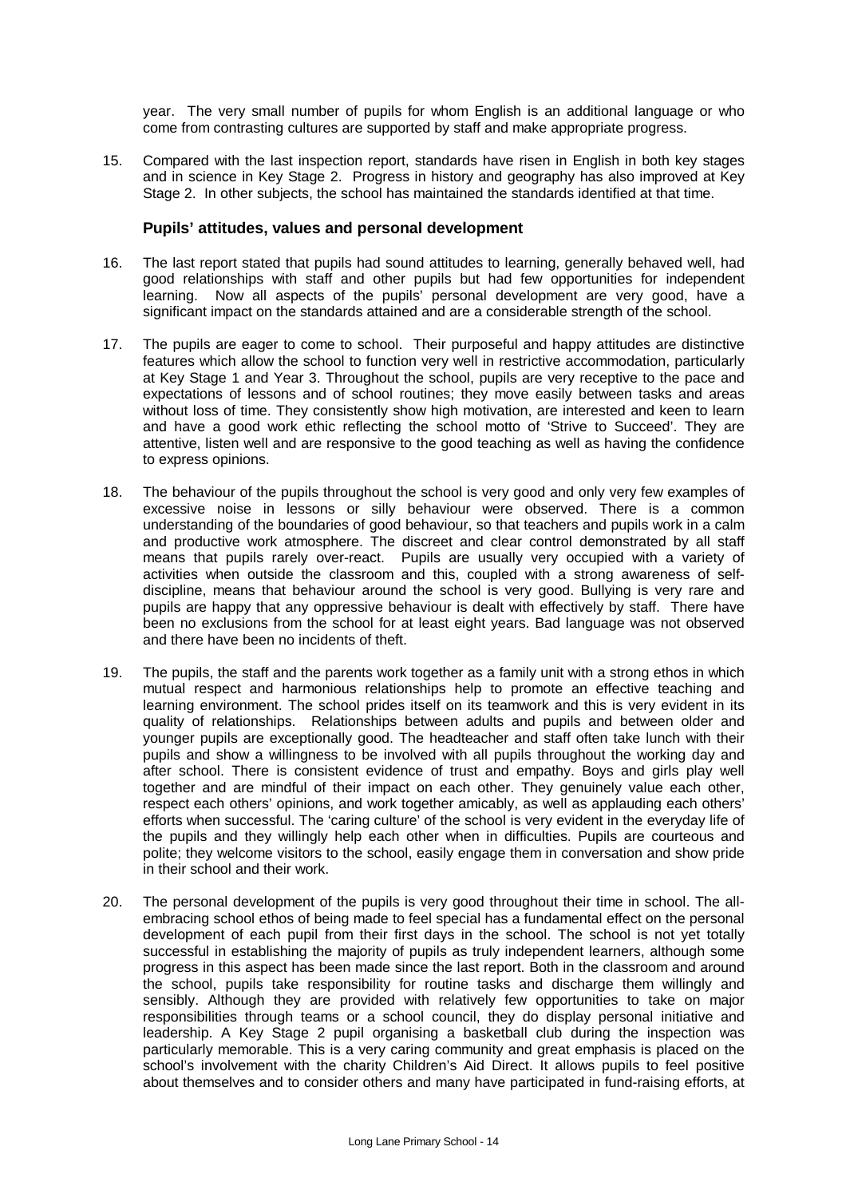year. The very small number of pupils for whom English is an additional language or who come from contrasting cultures are supported by staff and make appropriate progress.

15. Compared with the last inspection report, standards have risen in English in both key stages and in science in Key Stage 2. Progress in history and geography has also improved at Key Stage 2. In other subjects, the school has maintained the standards identified at that time.

### Pupils' attitudes, values and personal development

16. The last report stated that pupils had sound attitudes to learning, generally behaved well, had good relationships with staff and other pupils but had few opportunities for independent learning. Now all aspects of the pupils' personal development are very good, have a significant impact on the standards attained and are a considerable strength of the school.

17. The pupils are eager to come to school. Their purposeful and happy attitudes are distinctive features which allow the school to function very well in restrictive accommodation, particularly at Key Stage 1 and Year 3. Throughout the school, pupils are very receptive to the pace and expectations of lessons and of school routines; they move easily between tasks and areas without loss of time. They consistently show high motivation, are interested and keen to learn and have a good work ethic reflecting the school motto of 'Strive to Succeed'. They are attentive, listen well and are responsive to the good teaching as well as having the confidence to express opinions.

18. The behaviour of the pupils throughout the school is very good and only very few examples of excessive noise in lessons or silly behaviour were observed. There is a common understanding of the boundaries of good behaviour, so that teachers and pupils work in a calm and productive work atmosphere. The discreet and clear control demonstrated by all staff means that pupils rarely over-react. Pupils are usually very occupied with a variety of activities when outside the classroom and this, coupled with a strong awareness of self-discipline, means that behaviour around the school is very good. Bullying is very rare and pupils are happy that any oppressive behaviour is dealt with effectively by staff. There have been no exclusions from the school for at least eight years. Bad language was not observed and there have been no incidents of theft.

19. The pupils, the staff and the parents work together as a family unit with a strong ethos in which mutual respect and harmonious relationships help to promote an effective teaching and learning environment. The school prides itself on its teamwork and this is very evident in its quality of relationships. Relationships between adults and pupils and between older and younger pupils are exceptionally good. The headteacher and staff often take lunch with their pupils and show a willingness to be involved with all pupils throughout the working day and after school. There is consistent evidence of trust and empathy. Boys and girls play well together and are mindful of their impact on each other. They genuinely value each other, respect each others' opinions, and work together amicably, as well as applauding each others' efforts when successful. The 'caring culture' of the school is very evident in the everyday life of the pupils and they willingly help each other when in difficulties. Pupils are courteous and polite; they welcome visitors to the school, easily engage them in conversation and show pride in their school and their work.

20. The personal development of the pupils is very good throughout their time in school. The all-embracing school ethos of being made to feel special has a fundamental effect on the personal development of each pupil from their first days in the school. The school is not yet totally successful in establishing the majority of pupils as truly independent learners, although some progress in this aspect has been made since the last report. Both in the classroom and around the school, pupils take responsibility for routine tasks and discharge them willingly and sensibly. Although they are provided with relatively few opportunities to take on major responsibilities through teams or a school council, they do display personal initiative and leadership. A Key Stage 2 pupil organising a basketball club during the inspection was particularly memorable. This is a very caring community and great emphasis is placed on the school's involvement with the charity Children's Aid Direct. It allows pupils to feel positive about themselves and to consider others and many have participated in fund-raising efforts, at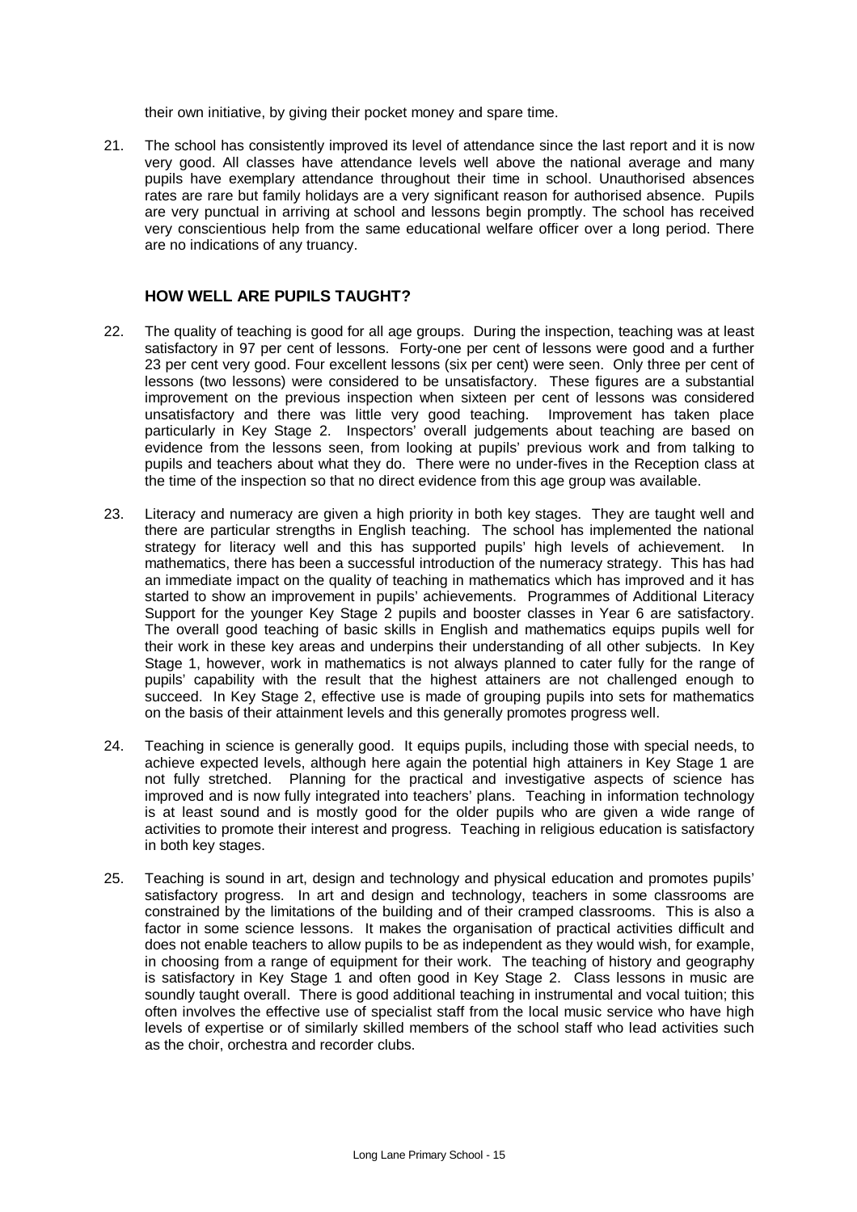their own initiative, by giving their pocket money and spare time.

21. The school has consistently improved its level of attendance since the last report and it is now very good. All classes have attendance levels well above the national average and many pupils have exemplary attendance throughout their time in school. Unauthorised absences rates are rare but family holidays are a very significant reason for authorised absence. Pupils are very punctual in arriving at school and lessons begin promptly. The school has received very conscientious help from the same educational welfare officer over a long period. There are no indications of any truancy.

## HOW WELL ARE PUPILS TAUGHT?

22. The quality of teaching is good for all age groups. During the inspection, teaching was at least satisfactory in 97 per cent of lessons. Forty-one per cent of lessons were good and a further 23 per cent very good. Four excellent lessons (six per cent) were seen. Only three per cent of lessons (two lessons) were considered to be unsatisfactory. These figures are a substantial improvement on the previous inspection when sixteen per cent of lessons was considered unsatisfactory and there was little very good teaching. Improvement has taken place particularly in Key Stage 2. Inspectors' overall judgements about teaching are based on evidence from the lessons seen, from looking at pupils' previous work and from talking to pupils and teachers about what they do. There were no under-fives in the Reception class at the time of the inspection so that no direct evidence from this age group was available.

23. Literacy and numeracy are given a high priority in both key stages. They are taught well and there are particular strengths in English teaching. The school has implemented the national strategy for literacy well and this has supported pupils' high levels of achievement. In mathematics, there has been a successful introduction of the numeracy strategy. This has had an immediate impact on the quality of teaching in mathematics which has improved and it has started to show an improvement in pupils' achievements. Programmes of Additional Literacy Support for the younger Key Stage 2 pupils and booster classes in Year 6 are satisfactory. The overall good teaching of basic skills in English and mathematics equips pupils well for their work in these key areas and underpins their understanding of all other subjects. In Key Stage 1, however, work in mathematics is not always planned to cater fully for the range of pupils' capability with the result that the highest attainers are not challenged enough to succeed. In Key Stage 2, effective use is made of grouping pupils into sets for mathematics on the basis of their attainment levels and this generally promotes progress well.

24. Teaching in science is generally good. It equips pupils, including those with special needs, to achieve expected levels, although here again the potential high attainers in Key Stage 1 are not fully stretched. Planning for the practical and investigative aspects of science has improved and is now fully integrated into teachers' plans. Teaching in information technology is at least sound and is mostly good for the older pupils who are given a wide range of activities to promote their interest and progress. Teaching in religious education is satisfactory in both key stages.

25. Teaching is sound in art, design and technology and physical education and promotes pupils' satisfactory progress. In art and design and technology, teachers in some classrooms are constrained by the limitations of the building and of their cramped classrooms. This is also a factor in some science lessons. It makes the organisation of practical activities difficult and does not enable teachers to allow pupils to be as independent as they would wish, for example, in choosing from a range of equipment for their work. The teaching of history and geography is satisfactory in Key Stage 1 and often good in Key Stage 2. Class lessons in music are soundly taught overall. There is good additional teaching in instrumental and vocal tuition; this often involves the effective use of specialist staff from the local music service who have high levels of expertise or of similarly skilled members of the school staff who lead activities such as the choir, orchestra and recorder clubs.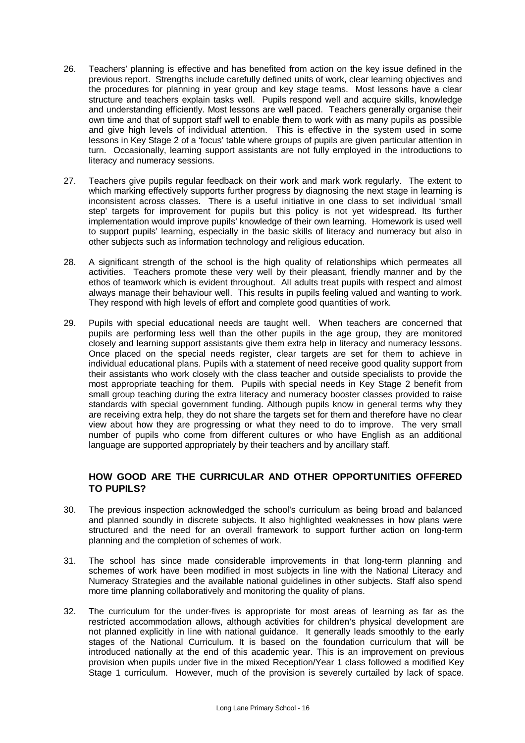26. Teachers' planning is effective and has benefited from action on the key issue defined in the previous report. Strengths include carefully defined units of work, clear learning objectives and the procedures for planning in year group and key stage teams. Most lessons have a clear structure and teachers explain tasks well. Pupils respond well and acquire skills, knowledge and understanding efficiently. Most lessons are well paced. Teachers generally organise their own time and that of support staff well to enable them to work with as many pupils as possible and give high levels of individual attention. This is effective in the system used in some lessons in Key Stage 2 of a 'focus' table where groups of pupils are given particular attention in turn. Occasionally, learning support assistants are not fully employed in the introductions to literacy and numeracy sessions.

27. Teachers give pupils regular feedback on their work and mark work regularly. The extent to which marking effectively supports further progress by diagnosing the next stage in learning is inconsistent across classes. There is a useful initiative in one class to set individual 'small step' targets for improvement for pupils but this policy is not yet widespread. Its further implementation would improve pupils' knowledge of their own learning. Homework is used well to support pupils' learning, especially in the basic skills of literacy and numeracy but also in other subjects such as information technology and religious education.

28. A significant strength of the school is the high quality of relationships which permeates all activities. Teachers promote these very well by their pleasant, friendly manner and by the ethos of teamwork which is evident throughout. All adults treat pupils with respect and almost always manage their behaviour well. This results in pupils feeling valued and wanting to work. They respond with high levels of effort and complete good quantities of work.

29. Pupils with special educational needs are taught well. When teachers are concerned that pupils are performing less well than the other pupils in the age group, they are monitored closely and learning support assistants give them extra help in literacy and numeracy lessons. Once placed on the special needs register, clear targets are set for them to achieve in individual educational plans. Pupils with a statement of need receive good quality support from their assistants who work closely with the class teacher and outside specialists to provide the most appropriate teaching for them. Pupils with special needs in Key Stage 2 benefit from small group teaching during the extra literacy and numeracy booster classes provided to raise standards with special government funding. Although pupils know in general terms why they are receiving extra help, they do not share the targets set for them and therefore have no clear view about how they are progressing or what they need to do to improve. The very small number of pupils who come from different cultures or who have English as an additional language are supported appropriately by their teachers and by ancillary staff.

## HOW GOOD ARE THE CURRICULAR AND OTHER OPPORTUNITIES OFFERED TO PUPILS?

30. The previous inspection acknowledged the school's curriculum as being broad and balanced and planned soundly in discrete subjects. It also highlighted weaknesses in how plans were structured and the need for an overall framework to support further action on long-term planning and the completion of schemes of work.

31. The school has since made considerable improvements in that long-term planning and schemes of work have been modified in most subjects in line with the National Literacy and Numeracy Strategies and the available national guidelines in other subjects. Staff also spend more time planning collaboratively and monitoring the quality of plans.

32. The curriculum for the under-fives is appropriate for most areas of learning as far as the restricted accommodation allows, although activities for children's physical development are not planned explicitly in line with national guidance. It generally leads smoothly to the early stages of the National Curriculum. It is based on the foundation curriculum that will be introduced nationally at the end of this academic year. This is an improvement on previous provision when pupils under five in the mixed Reception/Year 1 class followed a modified Key Stage 1 curriculum. However, much of the provision is severely curtailed by lack of space.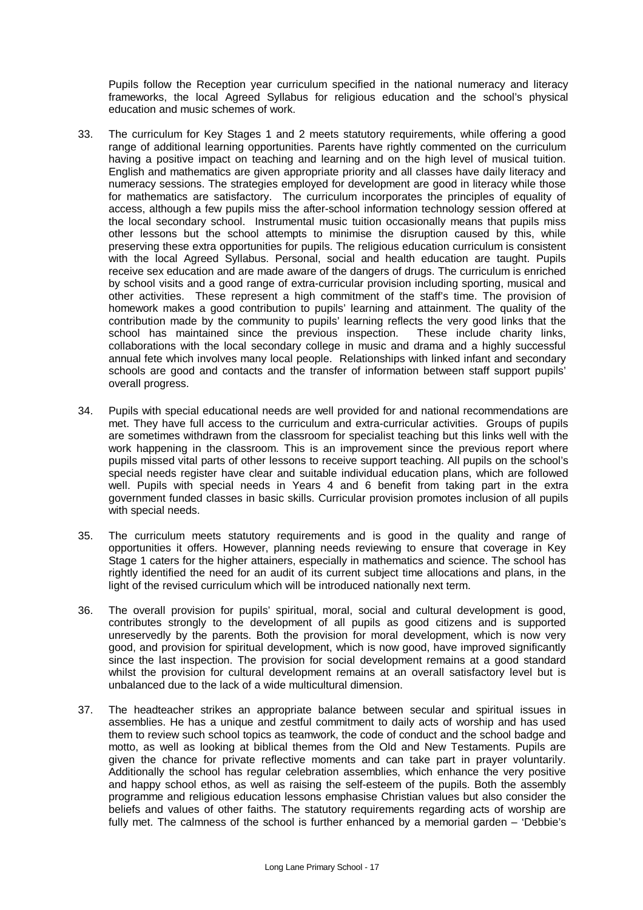Pupils follow the Reception year curriculum specified in the national numeracy and literacy frameworks, the local Agreed Syllabus for religious education and the school's physical education and music schemes of work.

33. The curriculum for Key Stages 1 and 2 meets statutory requirements, while offering a good range of additional learning opportunities. Parents have rightly commented on the curriculum having a positive impact on teaching and learning and on the high level of musical tuition. English and mathematics are given appropriate priority and all classes have daily literacy and numeracy sessions. The strategies employed for development are good in literacy while those for mathematics are satisfactory. The curriculum incorporates the principles of equality of access, although a few pupils miss the after-school information technology session offered at the local secondary school. Instrumental music tuition occasionally means that pupils miss other lessons but the school attempts to minimise the disruption caused by this, while preserving these extra opportunities for pupils. The religious education curriculum is consistent with the local Agreed Syllabus. Personal, social and health education are taught. Pupils receive sex education and are made aware of the dangers of drugs. The curriculum is enriched by school visits and a good range of extra-curricular provision including sporting, musical and other activities. These represent a high commitment of the staff's time. The provision of homework makes a good contribution to pupils' learning and attainment. The quality of the contribution made by the community to pupils' learning reflects the very good links that the school has maintained since the previous inspection. These include charity links, collaborations with the local secondary college in music and drama and a highly successful annual fete which involves many local people. Relationships with linked infant and secondary schools are good and contacts and the transfer of information between staff support pupils' overall progress.

34. Pupils with special educational needs are well provided for and national recommendations are met. They have full access to the curriculum and extra-curricular activities. Groups of pupils are sometimes withdrawn from the classroom for specialist teaching but this links well with the work happening in the classroom. This is an improvement since the previous report where pupils missed vital parts of other lessons to receive support teaching. All pupils on the school's special needs register have clear and suitable individual education plans, which are followed well. Pupils with special needs in Years 4 and 6 benefit from taking part in the extra government funded classes in basic skills. Curricular provision promotes inclusion of all pupils with special needs.

35. The curriculum meets statutory requirements and is good in the quality and range of opportunities it offers. However, planning needs reviewing to ensure that coverage in Key Stage 1 caters for the higher attainers, especially in mathematics and science. The school has rightly identified the need for an audit of its current subject time allocations and plans, in the light of the revised curriculum which will be introduced nationally next term.

36. The overall provision for pupils' spiritual, moral, social and cultural development is good, contributes strongly to the development of all pupils as good citizens and is supported unreservedly by the parents. Both the provision for moral development, which is now very good, and provision for spiritual development, which is now good, have improved significantly since the last inspection. The provision for social development remains at a good standard whilst the provision for cultural development remains at an overall satisfactory level but is unbalanced due to the lack of a wide multicultural dimension.

37. The headteacher strikes an appropriate balance between secular and spiritual issues in assemblies. He has a unique and zestful commitment to daily acts of worship and has used them to review such school topics as teamwork, the code of conduct and the school badge and motto, as well as looking at biblical themes from the Old and New Testaments. Pupils are given the chance for private reflective moments and can take part in prayer voluntarily. Additionally the school has regular celebration assemblies, which enhance the very positive and happy school ethos, as well as raising the self-esteem of the pupils. Both the assembly programme and religious education lessons emphasise Christian values but also consider the beliefs and values of other faiths. The statutory requirements regarding acts of worship are fully met. The calmness of the school is further enhanced by a memorial garden – 'Debbie's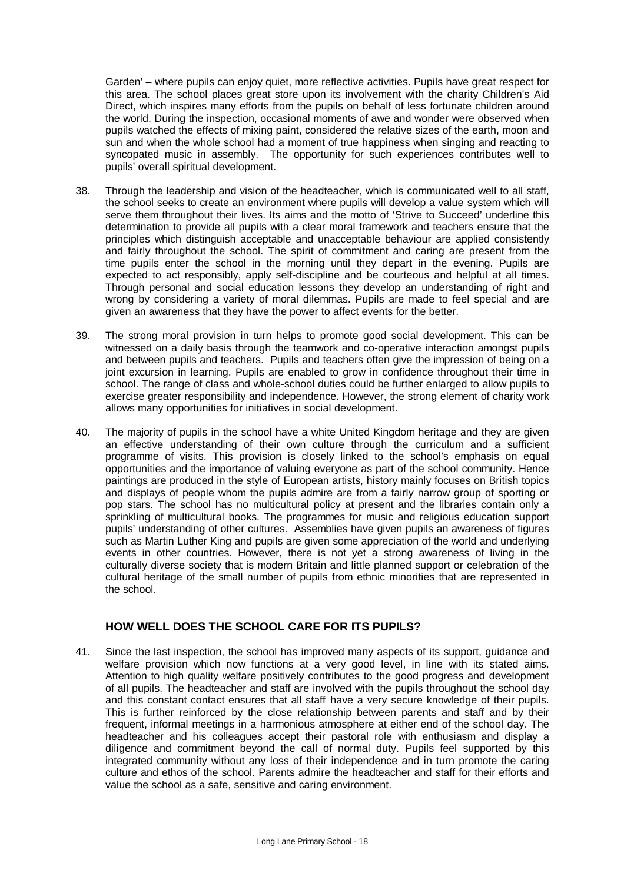Garden' – where pupils can enjoy quiet, more reflective activities. Pupils have great respect for this area. The school places great store upon its involvement with the charity Children's Aid Direct, which inspires many efforts from the pupils on behalf of less fortunate children around the world. During the inspection, occasional moments of awe and wonder were observed when pupils watched the effects of mixing paint, considered the relative sizes of the earth, moon and sun and when the whole school had a moment of true happiness when singing and reacting to syncopated music in assembly. The opportunity for such experiences contributes well to pupils' overall spiritual development.

38. Through the leadership and vision of the headteacher, which is communicated well to all staff, the school seeks to create an environment where pupils will develop a value system which will serve them throughout their lives. Its aims and the motto of 'Strive to Succeed' underline this determination to provide all pupils with a clear moral framework and teachers ensure that the principles which distinguish acceptable and unacceptable behaviour are applied consistently and fairly throughout the school. The spirit of commitment and caring are present from the time pupils enter the school in the morning until they depart in the evening. Pupils are expected to act responsibly, apply self-discipline and be courteous and helpful at all times. Through personal and social education lessons they develop an understanding of right and wrong by considering a variety of moral dilemmas. Pupils are made to feel special and are given an awareness that they have the power to affect events for the better.

39. The strong moral provision in turn helps to promote good social development. This can be witnessed on a daily basis through the teamwork and co-operative interaction amongst pupils and between pupils and teachers. Pupils and teachers often give the impression of being on a joint excursion in learning. Pupils are enabled to grow in confidence throughout their time in school. The range of class and whole-school duties could be further enlarged to allow pupils to exercise greater responsibility and independence. However, the strong element of charity work allows many opportunities for initiatives in social development.

40. The majority of pupils in the school have a white United Kingdom heritage and they are given an effective understanding of their own culture through the curriculum and a sufficient programme of visits. This provision is closely linked to the school's emphasis on equal opportunities and the importance of valuing everyone as part of the school community. Hence paintings are produced in the style of European artists, history mainly focuses on British topics and displays of people whom the pupils admire are from a fairly narrow group of sporting or pop stars. The school has no multicultural policy at present and the libraries contain only a sprinkling of multicultural books. The programmes for music and religious education support pupils' understanding of other cultures. Assemblies have given pupils an awareness of figures such as Martin Luther King and pupils are given some appreciation of the world and underlying events in other countries. However, there is not yet a strong awareness of living in the culturally diverse society that is modern Britain and little planned support or celebration of the cultural heritage of the small number of pupils from ethnic minorities that are represented in the school.

## HOW WELL DOES THE SCHOOL CARE FOR ITS PUPILS?

41. Since the last inspection, the school has improved many aspects of its support, guidance and welfare provision which now functions at a very good level, in line with its stated aims. Attention to high quality welfare positively contributes to the good progress and development of all pupils. The headteacher and staff are involved with the pupils throughout the school day and this constant contact ensures that all staff have a very secure knowledge of their pupils. This is further reinforced by the close relationship between parents and staff and by their frequent, informal meetings in a harmonious atmosphere at either end of the school day. The headteacher and his colleagues accept their pastoral role with enthusiasm and display a diligence and commitment beyond the call of normal duty. Pupils feel supported by this integrated community without any loss of their independence and in turn promote the caring culture and ethos of the school. Parents admire the headteacher and staff for their efforts and value the school as a safe, sensitive and caring environment.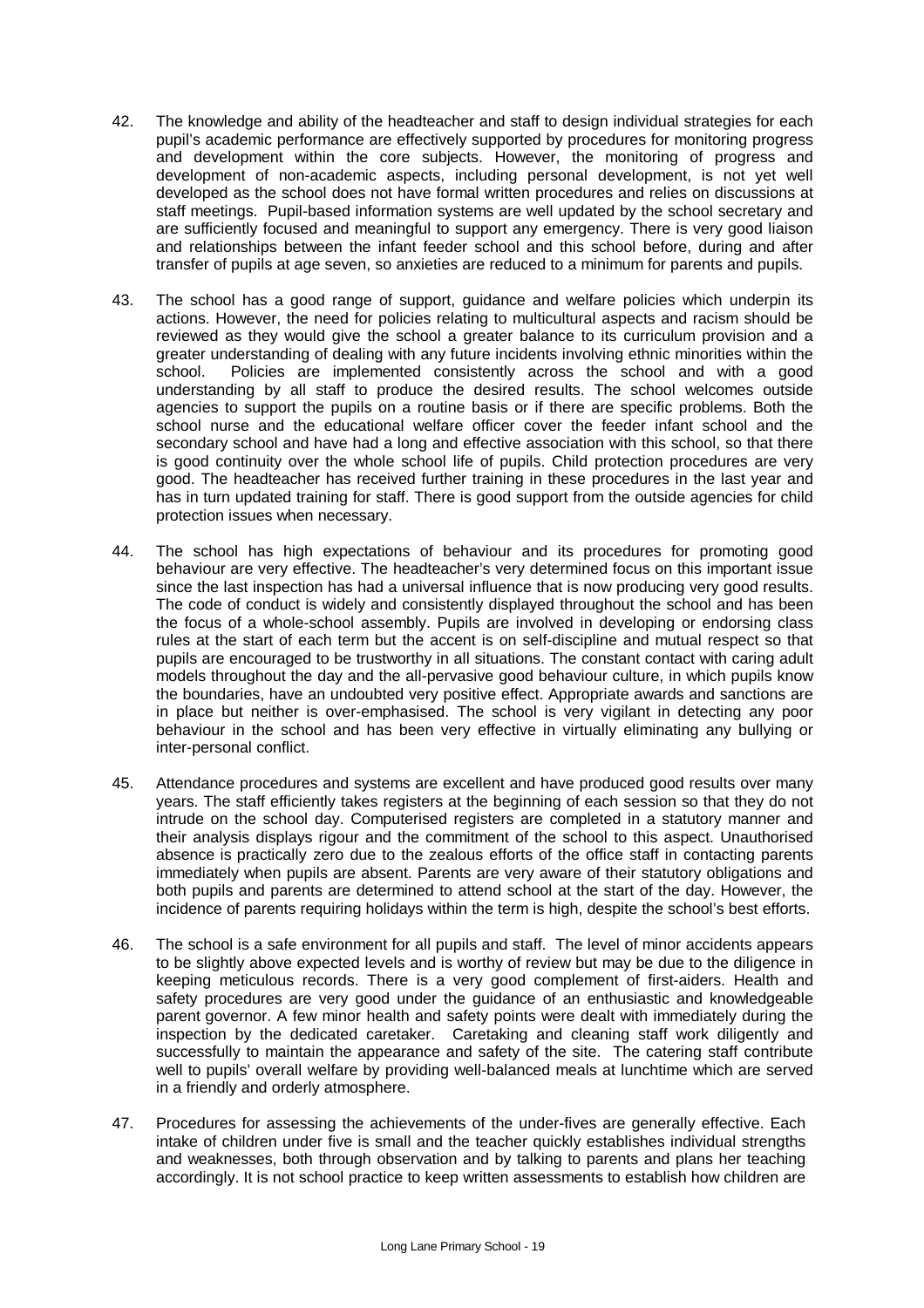42. The knowledge and ability of the headteacher and staff to design individual strategies for each pupil's academic performance are effectively supported by procedures for monitoring progress and development within the core subjects. However, the monitoring of progress and development of non-academic aspects, including personal development, is not yet well developed as the school does not have formal written procedures and relies on discussions at staff meetings. Pupil-based information systems are well updated by the school secretary and are sufficiently focused and meaningful to support any emergency. There is very good liaison and relationships between the infant feeder school and this school before, during and after transfer of pupils at age seven, so anxieties are reduced to a minimum for parents and pupils.

43. The school has a good range of support, guidance and welfare policies which underpin its actions. However, the need for policies relating to multicultural aspects and racism should be reviewed as they would give the school a greater balance to its curriculum provision and a greater understanding of dealing with any future incidents involving ethnic minorities within the school. Policies are implemented consistently across the school and with a good understanding by all staff to produce the desired results. The school welcomes outside agencies to support the pupils on a routine basis or if there are specific problems. Both the school nurse and the educational welfare officer cover the feeder infant school and the secondary school and have had a long and effective association with this school, so that there is good continuity over the whole school life of pupils. Child protection procedures are very good. The headteacher has received further training in these procedures in the last year and has in turn updated training for staff. There is good support from the outside agencies for child protection issues when necessary.

44. The school has high expectations of behaviour and its procedures for promoting good behaviour are very effective. The headteacher's very determined focus on this important issue since the last inspection has had a universal influence that is now producing very good results. The code of conduct is widely and consistently displayed throughout the school and has been the focus of a whole-school assembly. Pupils are involved in developing or endorsing class rules at the start of each term but the accent is on self-discipline and mutual respect so that pupils are encouraged to be trustworthy in all situations. The constant contact with caring adult models throughout the day and the all-pervasive good behaviour culture, in which pupils know the boundaries, have an undoubted very positive effect. Appropriate awards and sanctions are in place but neither is over-emphasised. The school is very vigilant in detecting any poor behaviour in the school and has been very effective in virtually eliminating any bullying or inter-personal conflict.

45. Attendance procedures and systems are excellent and have produced good results over many years. The staff efficiently takes registers at the beginning of each session so that they do not intrude on the school day. Computerised registers are completed in a statutory manner and their analysis displays rigour and the commitment of the school to this aspect. Unauthorised absence is practically zero due to the zealous efforts of the office staff in contacting parents immediately when pupils are absent. Parents are very aware of their statutory obligations and both pupils and parents are determined to attend school at the start of the day. However, the incidence of parents requiring holidays within the term is high, despite the school's best efforts.

46. The school is a safe environment for all pupils and staff. The level of minor accidents appears to be slightly above expected levels and is worthy of review but may be due to the diligence in keeping meticulous records. There is a very good complement of first-aiders. Health and safety procedures are very good under the guidance of an enthusiastic and knowledgeable parent governor. A few minor health and safety points were dealt with immediately during the inspection by the dedicated caretaker. Caretaking and cleaning staff work diligently and successfully to maintain the appearance and safety of the site. The catering staff contribute well to pupils' overall welfare by providing well-balanced meals at lunchtime which are served in a friendly and orderly atmosphere.

47. Procedures for assessing the achievements of the under-fives are generally effective. Each intake of children under five is small and the teacher quickly establishes individual strengths and weaknesses, both through observation and by talking to parents and plans her teaching accordingly. It is not school practice to keep written assessments to establish how children are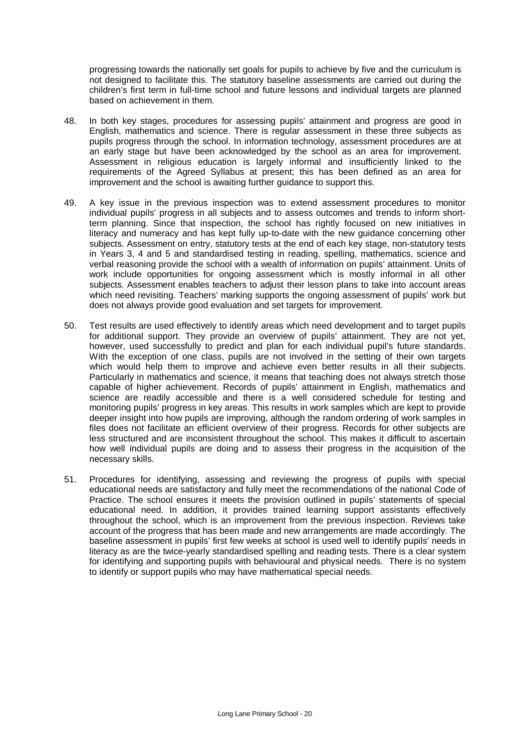progressing towards the nationally set goals for pupils to achieve by five and the curriculum is not designed to facilitate this. The statutory baseline assessments are carried out during the children's first term in full-time school and future lessons and individual targets are planned based on achievement in them.

48. In both key stages, procedures for assessing pupils' attainment and progress are good in English, mathematics and science. There is regular assessment in these three subjects as pupils progress through the school. In information technology, assessment procedures are at an early stage but have been acknowledged by the school as an area for improvement. Assessment in religious education is largely informal and insufficiently linked to the requirements of the Agreed Syllabus at present; this has been defined as an area for improvement and the school is awaiting further guidance to support this.

49. A key issue in the previous inspection was to extend assessment procedures to monitor individual pupils' progress in all subjects and to assess outcomes and trends to inform short-term planning. Since that inspection, the school has rightly focused on new initiatives in literacy and numeracy and has kept fully up-to-date with the new guidance concerning other subjects. Assessment on entry, statutory tests at the end of each key stage, non-statutory tests in Years 3, 4 and 5 and standardised testing in reading, spelling, mathematics, science and verbal reasoning provide the school with a wealth of information on pupils' attainment. Units of work include opportunities for ongoing assessment which is mostly informal in all other subjects. Assessment enables teachers to adjust their lesson plans to take into account areas which need revisiting. Teachers' marking supports the ongoing assessment of pupils' work but does not always provide good evaluation and set targets for improvement.

50. Test results are used effectively to identify areas which need development and to target pupils for additional support. They provide an overview of pupils' attainment. They are not yet, however, used successfully to predict and plan for each individual pupil's future standards. With the exception of one class, pupils are not involved in the setting of their own targets which would help them to improve and achieve even better results in all their subjects. Particularly in mathematics and science, it means that teaching does not always stretch those capable of higher achievement. Records of pupils' attainment in English, mathematics and science are readily accessible and there is a well considered schedule for testing and monitoring pupils' progress in key areas. This results in work samples which are kept to provide deeper insight into how pupils are improving, although the random ordering of work samples in files does not facilitate an efficient overview of their progress. Records for other subjects are less structured and are inconsistent throughout the school. This makes it difficult to ascertain how well individual pupils are doing and to assess their progress in the acquisition of the necessary skills.

51. Procedures for identifying, assessing and reviewing the progress of pupils with special educational needs are satisfactory and fully meet the recommendations of the national Code of Practice. The school ensures it meets the provision outlined in pupils' statements of special educational need. In addition, it provides trained learning support assistants effectively throughout the school, which is an improvement from the previous inspection. Reviews take account of the progress that has been made and new arrangements are made accordingly. The baseline assessment in pupils' first few weeks at school is used well to identify pupils' needs in literacy as are the twice-yearly standardised spelling and reading tests. There is a clear system for identifying and supporting pupils with behavioural and physical needs. There is no system to identify or support pupils who may have mathematical special needs.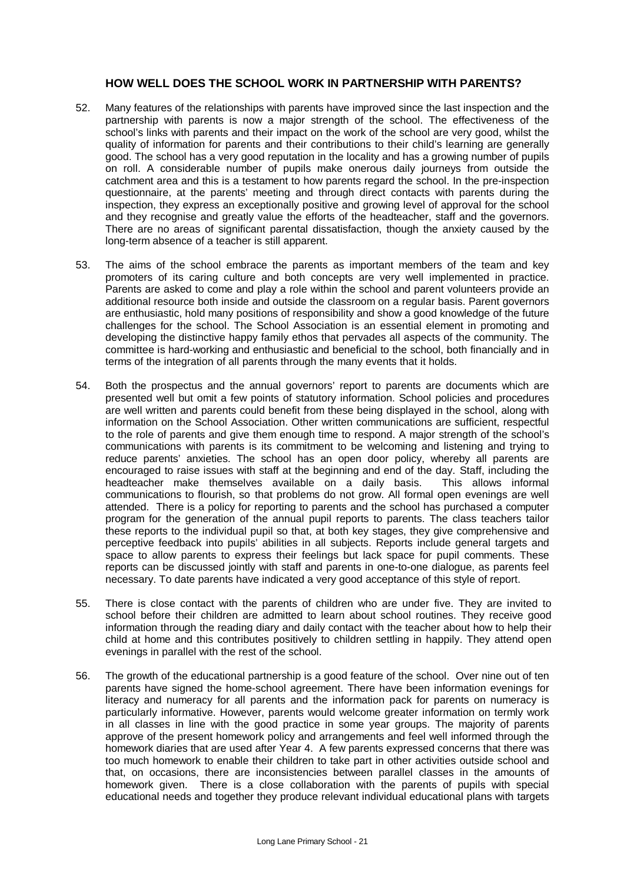### HOW WELL DOES THE SCHOOL WORK IN PARTNERSHIP WITH PARENTS?

52. Many features of the relationships with parents have improved since the last inspection and the partnership with parents is now a major strength of the school. The effectiveness of the school's links with parents and their impact on the work of the school are very good, whilst the quality of information for parents and their contributions to their child's learning are generally good. The school has a very good reputation in the locality and has a growing number of pupils on roll. A considerable number of pupils make onerous daily journeys from outside the catchment area and this is a testament to how parents regard the school. In the pre-inspection questionnaire, at the parents' meeting and through direct contacts with parents during the inspection, they express an exceptionally positive and growing level of approval for the school and they recognise and greatly value the efforts of the headteacher, staff and the governors. There are no areas of significant parental dissatisfaction, though the anxiety caused by the long-term absence of a teacher is still apparent.

53. The aims of the school embrace the parents as important members of the team and key promoters of its caring culture and both concepts are very well implemented in practice. Parents are asked to come and play a role within the school and parent volunteers provide an additional resource both inside and outside the classroom on a regular basis. Parent governors are enthusiastic, hold many positions of responsibility and show a good knowledge of the future challenges for the school. The School Association is an essential element in promoting and developing the distinctive happy family ethos that pervades all aspects of the community. The committee is hard-working and enthusiastic and beneficial to the school, both financially and in terms of the integration of all parents through the many events that it holds.

54. Both the prospectus and the annual governors' report to parents are documents which are presented well but omit a few points of statutory information. School policies and procedures are well written and parents could benefit from these being displayed in the school, along with information on the School Association. Other written communications are sufficient, respectful to the role of parents and give them enough time to respond. A major strength of the school's communications with parents is its commitment to be welcoming and listening and trying to reduce parents' anxieties. The school has an open door policy, whereby all parents are encouraged to raise issues with staff at the beginning and end of the day. Staff, including the headteacher make themselves available on a daily basis. This allows informal communications to flourish, so that problems do not grow. All formal open evenings are well attended. There is a policy for reporting to parents and the school has purchased a computer program for the generation of the annual pupil reports to parents. The class teachers tailor these reports to the individual pupil so that, at both key stages, they give comprehensive and perceptive feedback into pupils' abilities in all subjects. Reports include general targets and space to allow parents to express their feelings but lack space for pupil comments. These reports can be discussed jointly with staff and parents in one-to-one dialogue, as parents feel necessary. To date parents have indicated a very good acceptance of this style of report.

55. There is close contact with the parents of children who are under five. They are invited to school before their children are admitted to learn about school routines. They receive good information through the reading diary and daily contact with the teacher about how to help their child at home and this contributes positively to children settling in happily. They attend open evenings in parallel with the rest of the school.

56. The growth of the educational partnership is a good feature of the school. Over nine out of ten parents have signed the home-school agreement. There have been information evenings for literacy and numeracy for all parents and the information pack for parents on numeracy is particularly informative. However, parents would welcome greater information on termly work in all classes in line with the good practice in some year groups. The majority of parents approve of the present homework policy and arrangements and feel well informed through the homework diaries that are used after Year 4. A few parents expressed concerns that there was too much homework to enable their children to take part in other activities outside school and that, on occasions, there are inconsistencies between parallel classes in the amounts of homework given. There is a close collaboration with the parents of pupils with special educational needs and together they produce relevant individual educational plans with targets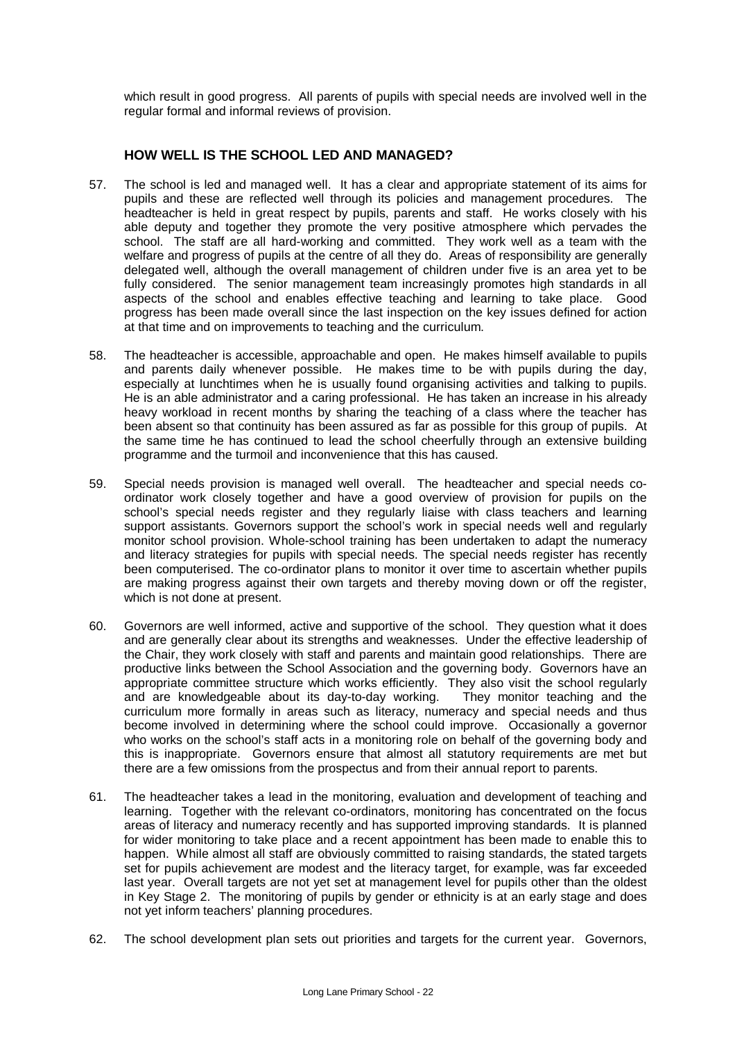which result in good progress. All parents of pupils with special needs are involved well in the regular formal and informal reviews of provision.

## HOW WELL IS THE SCHOOL LED AND MANAGED?

57. The school is led and managed well. It has a clear and appropriate statement of its aims for pupils and these are reflected well through its policies and management procedures. The headteacher is held in great respect by pupils, parents and staff. He works closely with his able deputy and together they promote the very positive atmosphere which pervades the school. The staff are all hard-working and committed. They work well as a team with the welfare and progress of pupils at the centre of all they do. Areas of responsibility are generally delegated well, although the overall management of children under five is an area yet to be fully considered. The senior management team increasingly promotes high standards in all aspects of the school and enables effective teaching and learning to take place. Good progress has been made overall since the last inspection on the key issues defined for action at that time and on improvements to teaching and the curriculum.

58. The headteacher is accessible, approachable and open. He makes himself available to pupils and parents daily whenever possible. He makes time to be with pupils during the day, especially at lunchtimes when he is usually found organising activities and talking to pupils. He is an able administrator and a caring professional. He has taken an increase in his already heavy workload in recent months by sharing the teaching of a class where the teacher has been absent so that continuity has been assured as far as possible for this group of pupils. At the same time he has continued to lead the school cheerfully through an extensive building programme and the turmoil and inconvenience that this has caused.

59. Special needs provision is managed well overall. The headteacher and special needs co-ordinator work closely together and have a good overview of provision for pupils on the school's special needs register and they regularly liaise with class teachers and learning support assistants. Governors support the school's work in special needs well and regularly monitor school provision. Whole-school training has been undertaken to adapt the numeracy and literacy strategies for pupils with special needs. The special needs register has recently been computerised. The co-ordinator plans to monitor it over time to ascertain whether pupils are making progress against their own targets and thereby moving down or off the register, which is not done at present.

60. Governors are well informed, active and supportive of the school. They question what it does and are generally clear about its strengths and weaknesses. Under the effective leadership of the Chair, they work closely with staff and parents and maintain good relationships. There are productive links between the School Association and the governing body. Governors have an appropriate committee structure which works efficiently. They also visit the school regularly and are knowledgeable about its day-to-day working. They monitor teaching and the curriculum more formally in areas such as literacy, numeracy and special needs and thus become involved in determining where the school could improve. Occasionally a governor who works on the school's staff acts in a monitoring role on behalf of the governing body and this is inappropriate. Governors ensure that almost all statutory requirements are met but there are a few omissions from the prospectus and from their annual report to parents.

61. The headteacher takes a lead in the monitoring, evaluation and development of teaching and learning. Together with the relevant co-ordinators, monitoring has concentrated on the focus areas of literacy and numeracy recently and has supported improving standards. It is planned for wider monitoring to take place and a recent appointment has been made to enable this to happen. While almost all staff are obviously committed to raising standards, the stated targets set for pupils achievement are modest and the literacy target, for example, was far exceeded last year. Overall targets are not yet set at management level for pupils other than the oldest in Key Stage 2. The monitoring of pupils by gender or ethnicity is at an early stage and does not yet inform teachers' planning procedures.

62. The school development plan sets out priorities and targets for the current year. Governors,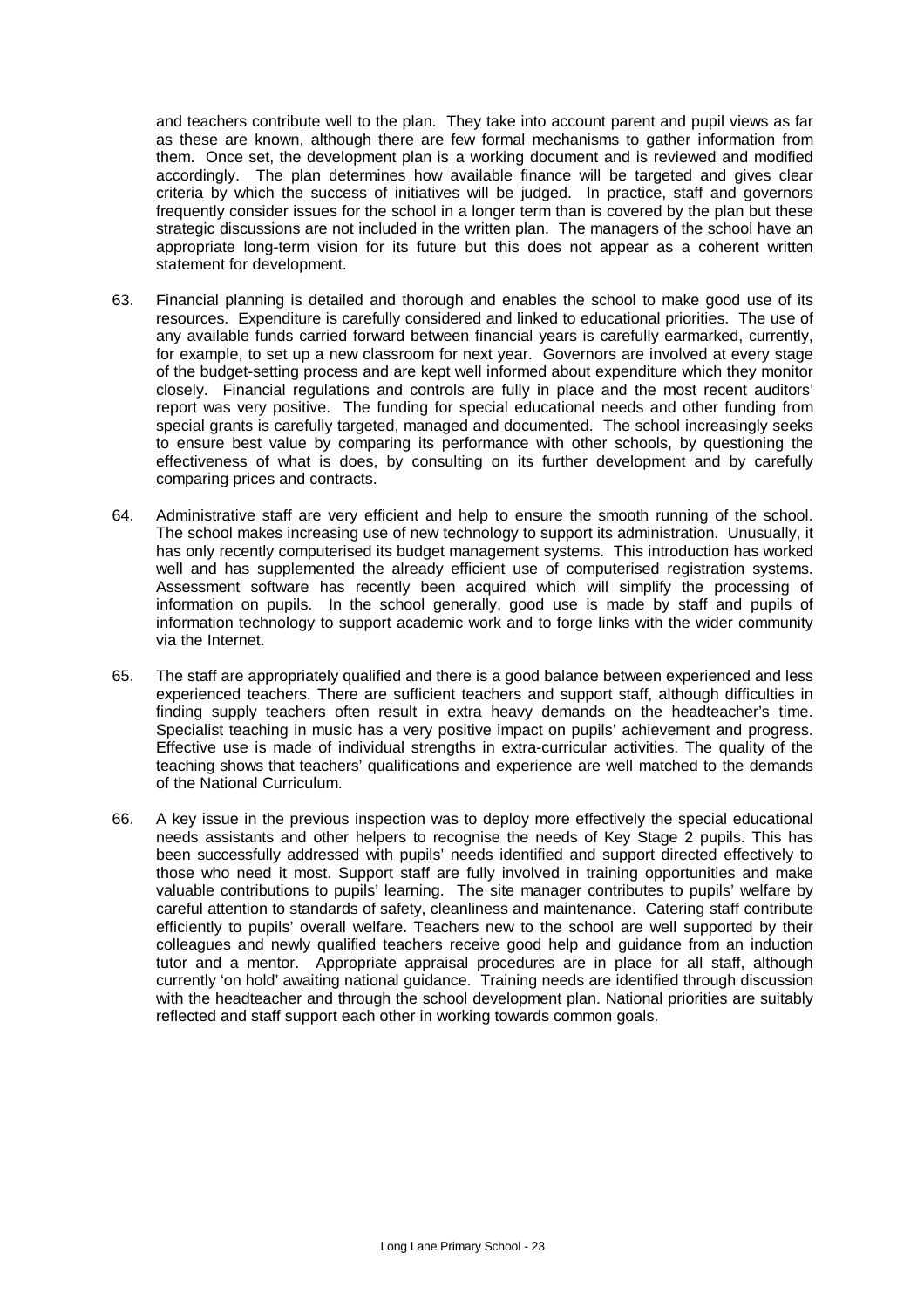and teachers contribute well to the plan. They take into account parent and pupil views as far as these are known, although there are few formal mechanisms to gather information from them. Once set, the development plan is a working document and is reviewed and modified accordingly. The plan determines how available finance will be targeted and gives clear criteria by which the success of initiatives will be judged. In practice, staff and governors frequently consider issues for the school in a longer term than is covered by the plan but these strategic discussions are not included in the written plan. The managers of the school have an appropriate long-term vision for its future but this does not appear as a coherent written statement for development.

63. Financial planning is detailed and thorough and enables the school to make good use of its resources. Expenditure is carefully considered and linked to educational priorities. The use of any available funds carried forward between financial years is carefully earmarked, currently, for example, to set up a new classroom for next year. Governors are involved at every stage of the budget-setting process and are kept well informed about expenditure which they monitor closely. Financial regulations and controls are fully in place and the most recent auditors' report was very positive. The funding for special educational needs and other funding from special grants is carefully targeted, managed and documented. The school increasingly seeks to ensure best value by comparing its performance with other schools, by questioning the effectiveness of what is does, by consulting on its further development and by carefully comparing prices and contracts.

64. Administrative staff are very efficient and help to ensure the smooth running of the school. The school makes increasing use of new technology to support its administration. Unusually, it has only recently computerised its budget management systems. This introduction has worked well and has supplemented the already efficient use of computerised registration systems. Assessment software has recently been acquired which will simplify the processing of information on pupils. In the school generally, good use is made by staff and pupils of information technology to support academic work and to forge links with the wider community via the Internet.

65. The staff are appropriately qualified and there is a good balance between experienced and less experienced teachers. There are sufficient teachers and support staff, although difficulties in finding supply teachers often result in extra heavy demands on the headteacher's time. Specialist teaching in music has a very positive impact on pupils' achievement and progress. Effective use is made of individual strengths in extra-curricular activities. The quality of the teaching shows that teachers' qualifications and experience are well matched to the demands of the National Curriculum.

66. A key issue in the previous inspection was to deploy more effectively the special educational needs assistants and other helpers to recognise the needs of Key Stage 2 pupils. This has been successfully addressed with pupils' needs identified and support directed effectively to those who need it most. Support staff are fully involved in training opportunities and make valuable contributions to pupils' learning. The site manager contributes to pupils' welfare by careful attention to standards of safety, cleanliness and maintenance. Catering staff contribute efficiently to pupils' overall welfare. Teachers new to the school are well supported by their colleagues and newly qualified teachers receive good help and guidance from an induction tutor and a mentor. Appropriate appraisal procedures are in place for all staff, although currently 'on hold' awaiting national guidance. Training needs are identified through discussion with the headteacher and through the school development plan. National priorities are suitably reflected and staff support each other in working towards common goals.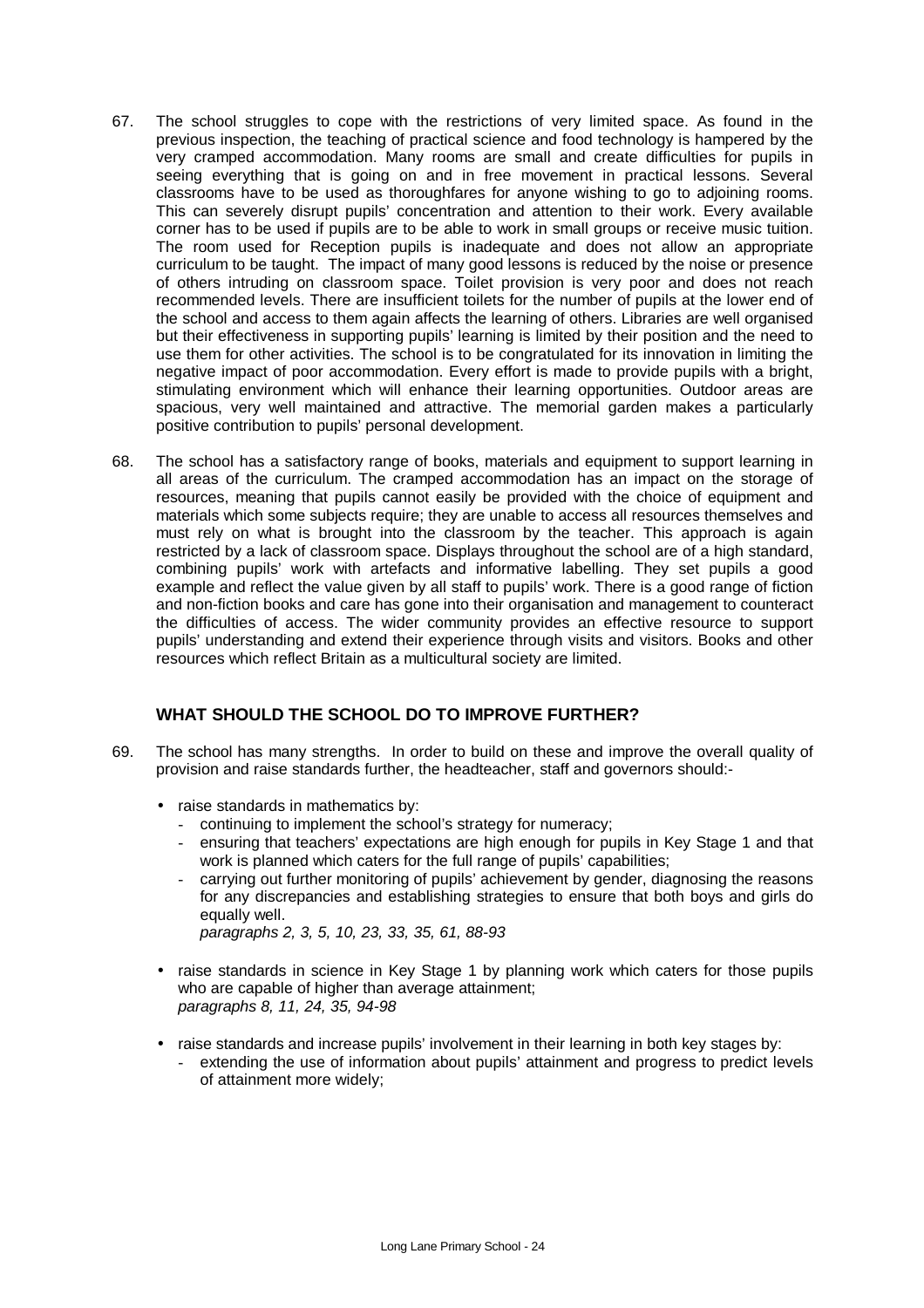67. The school struggles to cope with the restrictions of very limited space. As found in the previous inspection, the teaching of practical science and food technology is hampered by the very cramped accommodation. Many rooms are small and create difficulties for pupils in seeing everything that is going on and in free movement in practical lessons. Several classrooms have to be used as thoroughfares for anyone wishing to go to adjoining rooms. This can severely disrupt pupils' concentration and attention to their work. Every available corner has to be used if pupils are to be able to work in small groups or receive music tuition. The room used for Reception pupils is inadequate and does not allow an appropriate curriculum to be taught. The impact of many good lessons is reduced by the noise or presence of others intruding on classroom space. Toilet provision is very poor and does not reach recommended levels. There are insufficient toilets for the number of pupils at the lower end of the school and access to them again affects the learning of others. Libraries are well organised but their effectiveness in supporting pupils' learning is limited by their position and the need to use them for other activities. The school is to be congratulated for its innovation in limiting the negative impact of poor accommodation. Every effort is made to provide pupils with a bright, stimulating environment which will enhance their learning opportunities. Outdoor areas are spacious, very well maintained and attractive. The memorial garden makes a particularly positive contribution to pupils' personal development.

68. The school has a satisfactory range of books, materials and equipment to support learning in all areas of the curriculum. The cramped accommodation has an impact on the storage of resources, meaning that pupils cannot easily be provided with the choice of equipment and materials which some subjects require; they are unable to access all resources themselves and must rely on what is brought into the classroom by the teacher. This approach is again restricted by a lack of classroom space. Displays throughout the school are of a high standard, combining pupils' work with artefacts and informative labelling. They set pupils a good example and reflect the value given by all staff to pupils' work. There is a good range of fiction and non-fiction books and care has gone into their organisation and management to counteract the difficulties of access. The wider community provides an effective resource to support pupils' understanding and extend their experience through visits and visitors. Books and other resources which reflect Britain as a multicultural society are limited.

## WHAT SHOULD THE SCHOOL DO TO IMPROVE FURTHER?

69. The school has many strengths. In order to build on these and improve the overall quality of provision and raise standards further, the headteacher, staff and governors should:-

- raise standards in mathematics by:
  - continuing to implement the school's strategy for numeracy;
  - ensuring that teachers' expectations are high enough for pupils in Key Stage 1 and that work is planned which caters for the full range of pupils' capabilities;
  - carrying out further monitoring of pupils' achievement by gender, diagnosing the reasons for any discrepancies and establishing strategies to ensure that both boys and girls do equally well.

  *paragraphs 2, 3, 5, 10, 23, 33, 35, 61, 88-93*

- raise standards in science in Key Stage 1 by planning work which caters for those pupils who are capable of higher than average attainment;

  *paragraphs 8, 11, 24, 35, 94-98*

- raise standards and increase pupils' involvement in their learning in both key stages by:
  - extending the use of information about pupils' attainment and progress to predict levels of attainment more widely;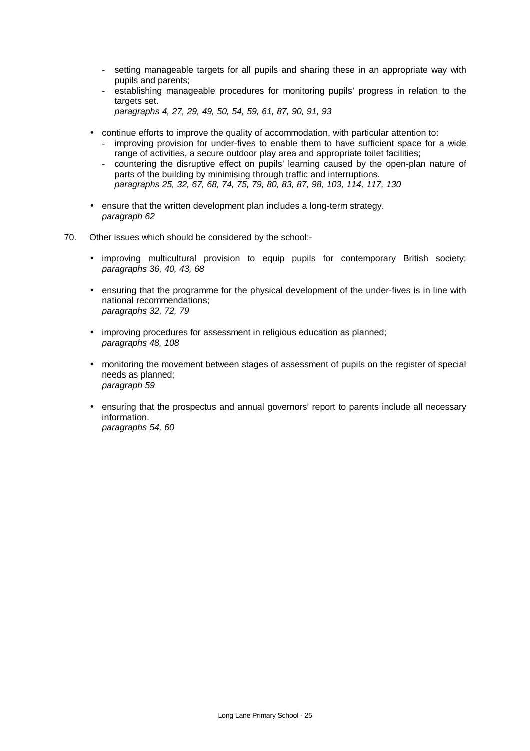- setting manageable targets for all pupils and sharing these in an appropriate way with pupils and parents;
  - establishing manageable procedures for monitoring pupils' progress in relation to the targets set.
    *paragraphs 4, 27, 29, 49, 50, 54, 59, 61, 87, 90, 91, 93*

- continue efforts to improve the quality of accommodation, with particular attention to:
  - improving provision for under-fives to enable them to have sufficient space for a wide range of activities, a secure outdoor play area and appropriate toilet facilities;
  - countering the disruptive effect on pupils' learning caused by the open-plan nature of parts of the building by minimising through traffic and interruptions.
    *paragraphs 25, 32, 67, 68, 74, 75, 79, 80, 83, 87, 98, 103, 114, 117, 130*

- ensure that the written development plan includes a long-term strategy.
  *paragraph 62*

70. Other issues which should be considered by the school:-

- improving multicultural provision to equip pupils for contemporary British society;
  *paragraphs 36, 40, 43, 68*

- ensuring that the programme for the physical development of the under-fives is in line with national recommendations;
  *paragraphs 32, 72, 79*

- improving procedures for assessment in religious education as planned;
  *paragraphs 48, 108*

- monitoring the movement between stages of assessment of pupils on the register of special needs as planned;
  *paragraph 59*

- ensuring that the prospectus and annual governors' report to parents include all necessary information.
  *paragraphs 54, 60*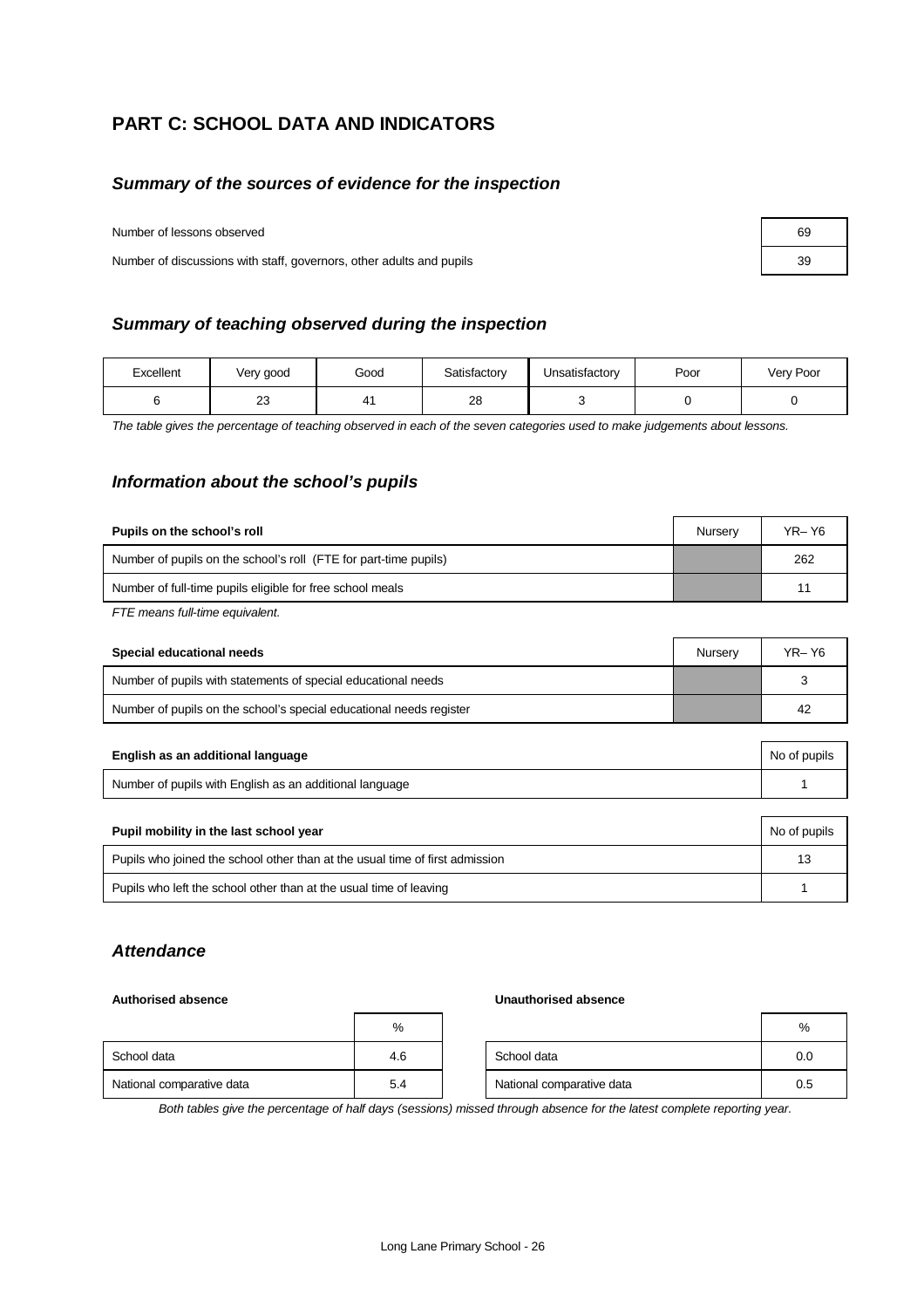## PART C: SCHOOL DATA AND INDICATORS

### *Summary of the sources of evidence for the inspection*

| | |
|---|---|
| Number of lessons observed | 69 |
| Number of discussions with staff, governors, other adults and pupils | 39 |

### *Summary of teaching observed during the inspection*

| Excellent | Very good | Good | Satisfactory | Unsatisfactory | Poor | Very Poor |
|---|---|---|---|---|---|---|
| 6 | 23 | 41 | 28 | 3 | 0 | 0 |

*The table gives the percentage of teaching observed in each of the seven categories used to make judgements about lessons.*

### *Information about the school's pupils*

| Pupils on the school's roll | Nursery | YR– Y6 |
|---|---|---|
| Number of pupils on the school's roll (FTE for part-time pupils) | | 262 |
| Number of full-time pupils eligible for free school meals | | 11 |

*FTE means full-time equivalent.*

| Special educational needs | Nursery | YR– Y6 |
|---|---|---|
| Number of pupils with statements of special educational needs | | 3 |
| Number of pupils on the school's special educational needs register | | 42 |

| English as an additional language | No of pupils |
|---|---|
| Number of pupils with English as an additional language | 1 |

| Pupil mobility in the last school year | No of pupils |
|---|---|
| Pupils who joined the school other than at the usual time of first admission | 13 |
| Pupils who left the school other than at the usual time of leaving | 1 |

### *Attendance*

**Authorised absence**

| | % |
|---|---|
| School data | 4.6 |
| National comparative data | 5.4 |

**Unauthorised absence**

| | % |
|---|---|
| School data | 0.0 |
| National comparative data | 0.5 |

*Both tables give the percentage of half days (sessions) missed through absence for the latest complete reporting year.*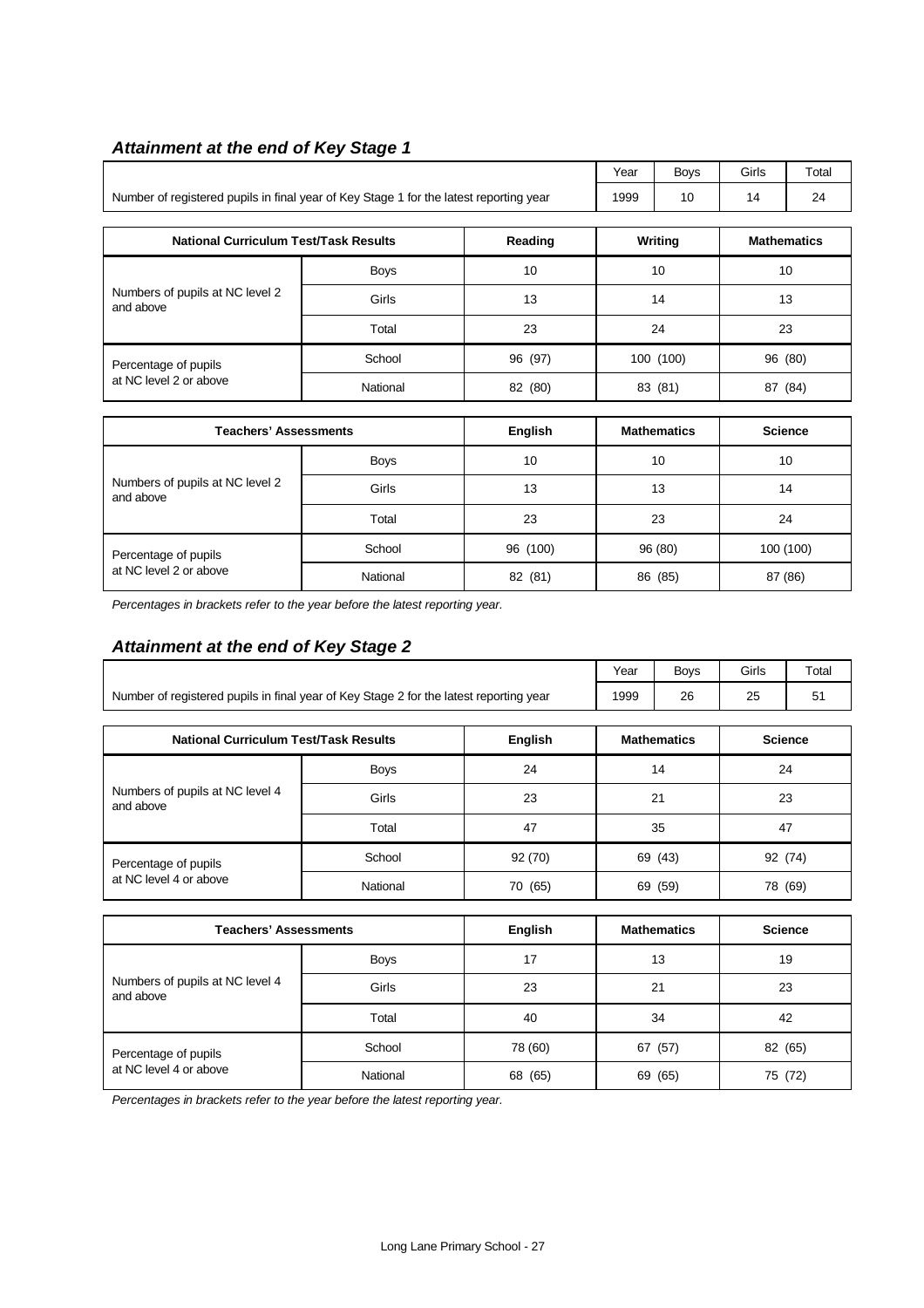### *Attainment at the end of Key Stage 1*

| | Year | Boys | Girls | Total |
|---|---|---|---|---|
| Number of registered pupils in final year of Key Stage 1 for the latest reporting year | 1999 | 10 | 14 | 24 |

| National Curriculum Test/Task Results | | Reading | Writing | Mathematics |
|---|---|---|---|---|
| Numbers of pupils at NC level 2 and above | Boys | 10 | 10 | 10 |
| | Girls | 13 | 14 | 13 |
| | Total | 23 | 24 | 23 |
| Percentage of pupils at NC level 2 or above | School | 96 (97) | 100 (100) | 96 (80) |
| | National | 82 (80) | 83 (81) | 87 (84) |

| Teachers' Assessments | | English | Mathematics | Science |
|---|---|---|---|---|
| Numbers of pupils at NC level 2 and above | Boys | 10 | 10 | 10 |
| | Girls | 13 | 13 | 14 |
| | Total | 23 | 23 | 24 |
| Percentage of pupils at NC level 2 or above | School | 96 (100) | 96 (80) | 100 (100) |
| | National | 82 (81) | 86 (85) | 87 (86) |

*Percentages in brackets refer to the year before the latest reporting year.*

### *Attainment at the end of Key Stage 2*

| | Year | Boys | Girls | Total |
|---|---|---|---|---|
| Number of registered pupils in final year of Key Stage 2 for the latest reporting year | 1999 | 26 | 25 | 51 |

| National Curriculum Test/Task Results | | English | Mathematics | Science |
|---|---|---|---|---|
| Numbers of pupils at NC level 4 and above | Boys | 24 | 14 | 24 |
| | Girls | 23 | 21 | 23 |
| | Total | 47 | 35 | 47 |
| Percentage of pupils at NC level 4 or above | School | 92 (70) | 69 (43) | 92 (74) |
| | National | 70 (65) | 69 (59) | 78 (69) |

| Teachers' Assessments | | English | Mathematics | Science |
|---|---|---|---|---|
| Numbers of pupils at NC level 4 and above | Boys | 17 | 13 | 19 |
| | Girls | 23 | 21 | 23 |
| | Total | 40 | 34 | 42 |
| Percentage of pupils at NC level 4 or above | School | 78 (60) | 67 (57) | 82 (65) |
| | National | 68 (65) | 69 (65) | 75 (72) |

*Percentages in brackets refer to the year before the latest reporting year.*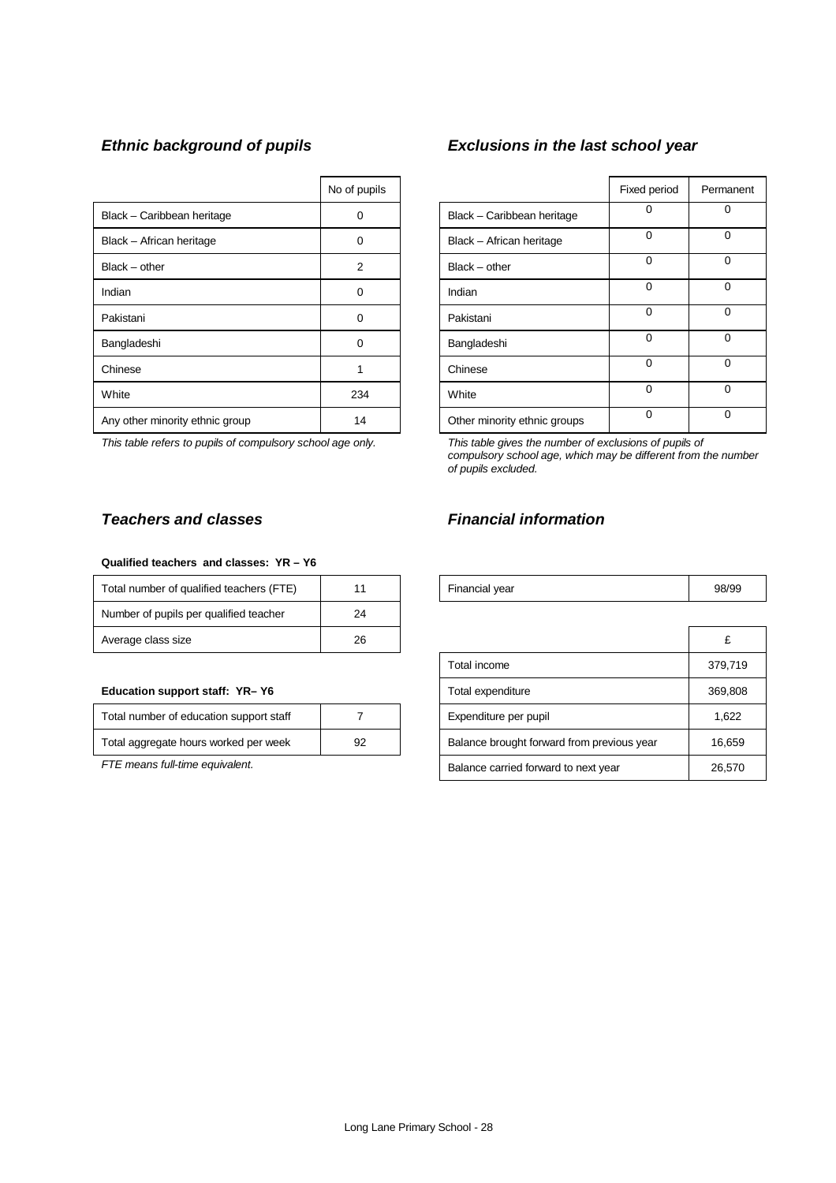### *Ethnic background of pupils*

| | No of pupils |
|---|---|
| Black – Caribbean heritage | 0 |
| Black – African heritage | 0 |
| Black – other | 2 |
| Indian | 0 |
| Pakistani | 0 |
| Bangladeshi | 0 |
| Chinese | 1 |
| White | 234 |
| Any other minority ethnic group | 14 |

*This table refers to pupils of compulsory school age only.*

### *Exclusions in the last school year*

| | Fixed period | Permanent |
|---|---|---|
| Black – Caribbean heritage | 0 | 0 |
| Black – African heritage | 0 | 0 |
| Black – other | 0 | 0 |
| Indian | 0 | 0 |
| Pakistani | 0 | 0 |
| Bangladeshi | 0 | 0 |
| Chinese | 0 | 0 |
| White | 0 | 0 |
| Other minority ethnic groups | 0 | 0 |

*This table gives the number of exclusions of pupils of compulsory school age, which may be different from the number of pupils excluded.*

### *Teachers and classes*

**Qualified teachers and classes: YR – Y6**

| | |
|---|---|
| Total number of qualified teachers (FTE) | 11 |
| Number of pupils per qualified teacher | 24 |
| Average class size | 26 |

**Education support staff: YR– Y6**

| | |
|---|---|
| Total number of education support staff | 7 |
| Total aggregate hours worked per week | 92 |

*FTE means full-time equivalent.*

### *Financial information*

| | |
|---|---|
| Financial year | 98/99 |

| | £ |
|---|---|
| Total income | 379,719 |
| Total expenditure | 369,808 |
| Expenditure per pupil | 1,622 |
| Balance brought forward from previous year | 16,659 |
| Balance carried forward to next year | 26,570 |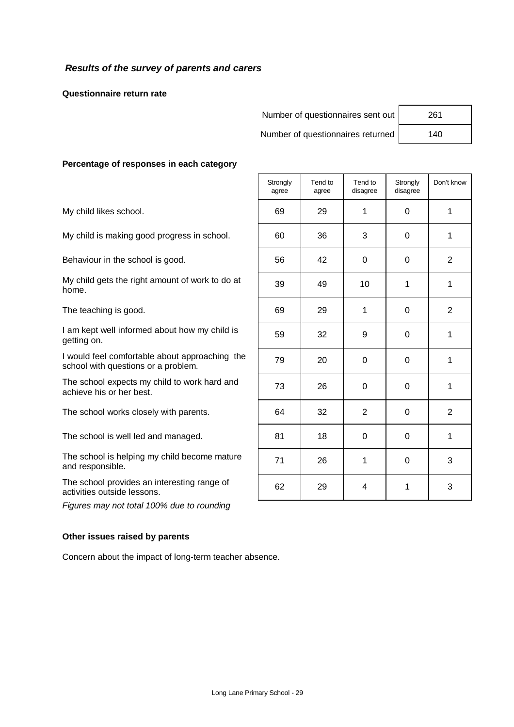### *Results of the survey of parents and carers*

**Questionnaire return rate**

| | |
|---|---|
| Number of questionnaires sent out | 261 |
| Number of questionnaires returned | 140 |

**Percentage of responses in each category**

| | Strongly agree | Tend to agree | Tend to disagree | Strongly disagree | Don't know |
|---|---|---|---|---|---|
| My child likes school. | 69 | 29 | 1 | 0 | 1 |
| My child is making good progress in school. | 60 | 36 | 3 | 0 | 1 |
| Behaviour in the school is good. | 56 | 42 | 0 | 0 | 2 |
| My child gets the right amount of work to do at home. | 39 | 49 | 10 | 1 | 1 |
| The teaching is good. | 69 | 29 | 1 | 0 | 2 |
| I am kept well informed about how my child is getting on. | 59 | 32 | 9 | 0 | 1 |
| I would feel comfortable about approaching the school with questions or a problem. | 79 | 20 | 0 | 0 | 1 |
| The school expects my child to work hard and achieve his or her best. | 73 | 26 | 0 | 0 | 1 |
| The school works closely with parents. | 64 | 32 | 2 | 0 | 2 |
| The school is well led and managed. | 81 | 18 | 0 | 0 | 1 |
| The school is helping my child become mature and responsible. | 71 | 26 | 1 | 0 | 3 |
| The school provides an interesting range of activities outside lessons. | 62 | 29 | 4 | 1 | 3 |

*Figures may not total 100% due to rounding*

**Other issues raised by parents**

Concern about the impact of long-term teacher absence.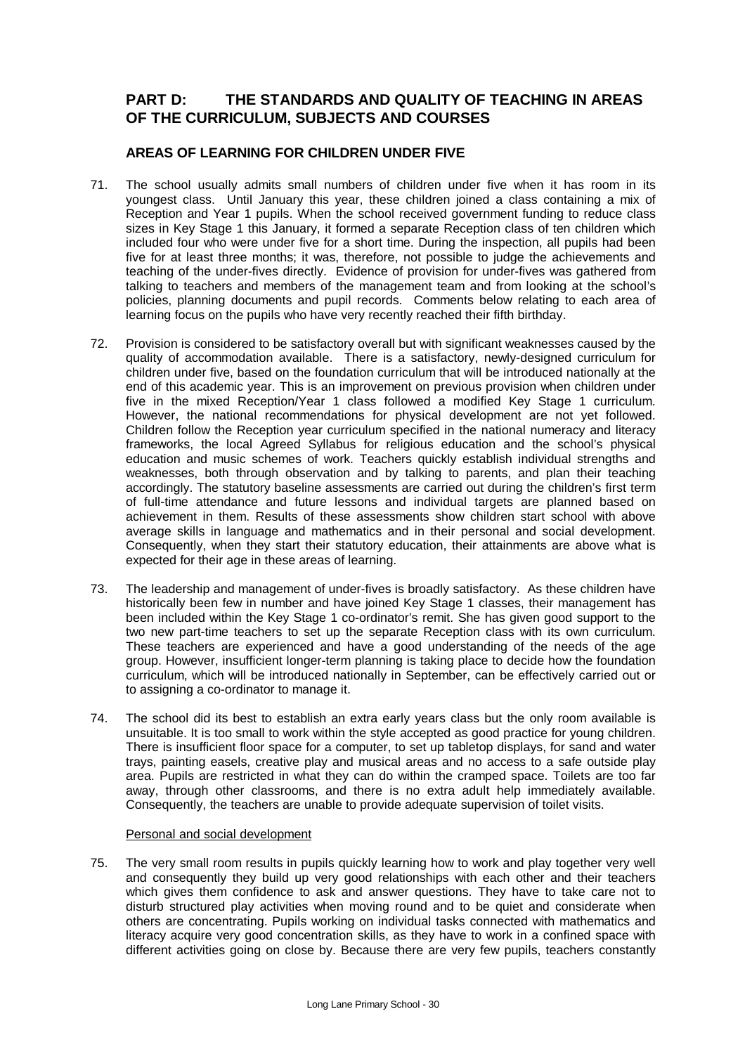## PART D: THE STANDARDS AND QUALITY OF TEACHING IN AREAS OF THE CURRICULUM, SUBJECTS AND COURSES

### AREAS OF LEARNING FOR CHILDREN UNDER FIVE

71. The school usually admits small numbers of children under five when it has room in its youngest class. Until January this year, these children joined a class containing a mix of Reception and Year 1 pupils. When the school received government funding to reduce class sizes in Key Stage 1 this January, it formed a separate Reception class of ten children which included four who were under five for a short time. During the inspection, all pupils had been five for at least three months; it was, therefore, not possible to judge the achievements and teaching of the under-fives directly. Evidence of provision for under-fives was gathered from talking to teachers and members of the management team and from looking at the school's policies, planning documents and pupil records. Comments below relating to each area of learning focus on the pupils who have very recently reached their fifth birthday.

72. Provision is considered to be satisfactory overall but with significant weaknesses caused by the quality of accommodation available. There is a satisfactory, newly-designed curriculum for children under five, based on the foundation curriculum that will be introduced nationally at the end of this academic year. This is an improvement on previous provision when children under five in the mixed Reception/Year 1 class followed a modified Key Stage 1 curriculum. However, the national recommendations for physical development are not yet followed. Children follow the Reception year curriculum specified in the national numeracy and literacy frameworks, the local Agreed Syllabus for religious education and the school's physical education and music schemes of work. Teachers quickly establish individual strengths and weaknesses, both through observation and by talking to parents, and plan their teaching accordingly. The statutory baseline assessments are carried out during the children's first term of full-time attendance and future lessons and individual targets are planned based on achievement in them. Results of these assessments show children start school with above average skills in language and mathematics and in their personal and social development. Consequently, when they start their statutory education, their attainments are above what is expected for their age in these areas of learning.

73. The leadership and management of under-fives is broadly satisfactory. As these children have historically been few in number and have joined Key Stage 1 classes, their management has been included within the Key Stage 1 co-ordinator's remit. She has given good support to the two new part-time teachers to set up the separate Reception class with its own curriculum. These teachers are experienced and have a good understanding of the needs of the age group. However, insufficient longer-term planning is taking place to decide how the foundation curriculum, which will be introduced nationally in September, can be effectively carried out or to assigning a co-ordinator to manage it.

74. The school did its best to establish an extra early years class but the only room available is unsuitable. It is too small to work within the style accepted as good practice for young children. There is insufficient floor space for a computer, to set up tabletop displays, for sand and water trays, painting easels, creative play and musical areas and no access to a safe outside play area. Pupils are restricted in what they can do within the cramped space. Toilets are too far away, through other classrooms, and there is no extra adult help immediately available. Consequently, the teachers are unable to provide adequate supervision of toilet visits.

Personal and social development

75. The very small room results in pupils quickly learning how to work and play together very well and consequently they build up very good relationships with each other and their teachers which gives them confidence to ask and answer questions. They have to take care not to disturb structured play activities when moving round and to be quiet and considerate when others are concentrating. Pupils working on individual tasks connected with mathematics and literacy acquire very good concentration skills, as they have to work in a confined space with different activities going on close by. Because there are very few pupils, teachers constantly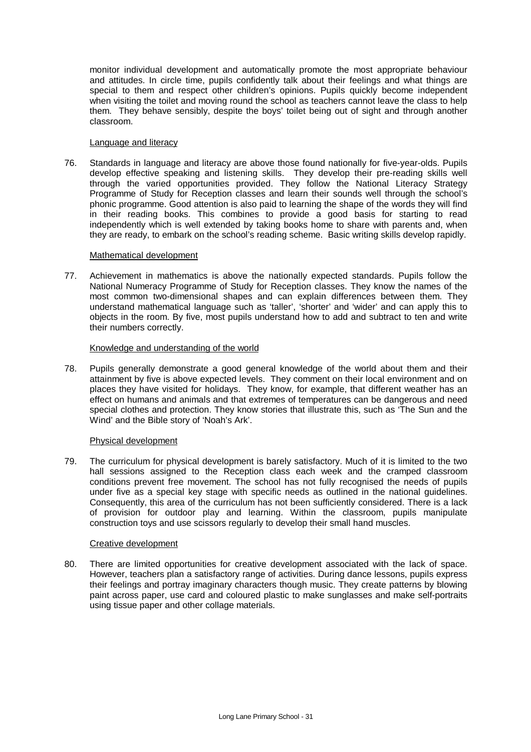monitor individual development and automatically promote the most appropriate behaviour and attitudes. In circle time, pupils confidently talk about their feelings and what things are special to them and respect other children's opinions. Pupils quickly become independent when visiting the toilet and moving round the school as teachers cannot leave the class to help them. They behave sensibly, despite the boys' toilet being out of sight and through another classroom.

Language and literacy

76. Standards in language and literacy are above those found nationally for five-year-olds. Pupils develop effective speaking and listening skills. They develop their pre-reading skills well through the varied opportunities provided. They follow the National Literacy Strategy Programme of Study for Reception classes and learn their sounds well through the school's phonic programme. Good attention is also paid to learning the shape of the words they will find in their reading books. This combines to provide a good basis for starting to read independently which is well extended by taking books home to share with parents and, when they are ready, to embark on the school's reading scheme. Basic writing skills develop rapidly.

Mathematical development

77. Achievement in mathematics is above the nationally expected standards. Pupils follow the National Numeracy Programme of Study for Reception classes. They know the names of the most common two-dimensional shapes and can explain differences between them. They understand mathematical language such as 'taller', 'shorter' and 'wider' and can apply this to objects in the room. By five, most pupils understand how to add and subtract to ten and write their numbers correctly.

Knowledge and understanding of the world

78. Pupils generally demonstrate a good general knowledge of the world about them and their attainment by five is above expected levels. They comment on their local environment and on places they have visited for holidays. They know, for example, that different weather has an effect on humans and animals and that extremes of temperatures can be dangerous and need special clothes and protection. They know stories that illustrate this, such as 'The Sun and the Wind' and the Bible story of 'Noah's Ark'.

Physical development

79. The curriculum for physical development is barely satisfactory. Much of it is limited to the two hall sessions assigned to the Reception class each week and the cramped classroom conditions prevent free movement. The school has not fully recognised the needs of pupils under five as a special key stage with specific needs as outlined in the national guidelines. Consequently, this area of the curriculum has not been sufficiently considered. There is a lack of provision for outdoor play and learning. Within the classroom, pupils manipulate construction toys and use scissors regularly to develop their small hand muscles.

Creative development

80. There are limited opportunities for creative development associated with the lack of space. However, teachers plan a satisfactory range of activities. During dance lessons, pupils express their feelings and portray imaginary characters though music. They create patterns by blowing paint across paper, use card and coloured plastic to make sunglasses and make self-portraits using tissue paper and other collage materials.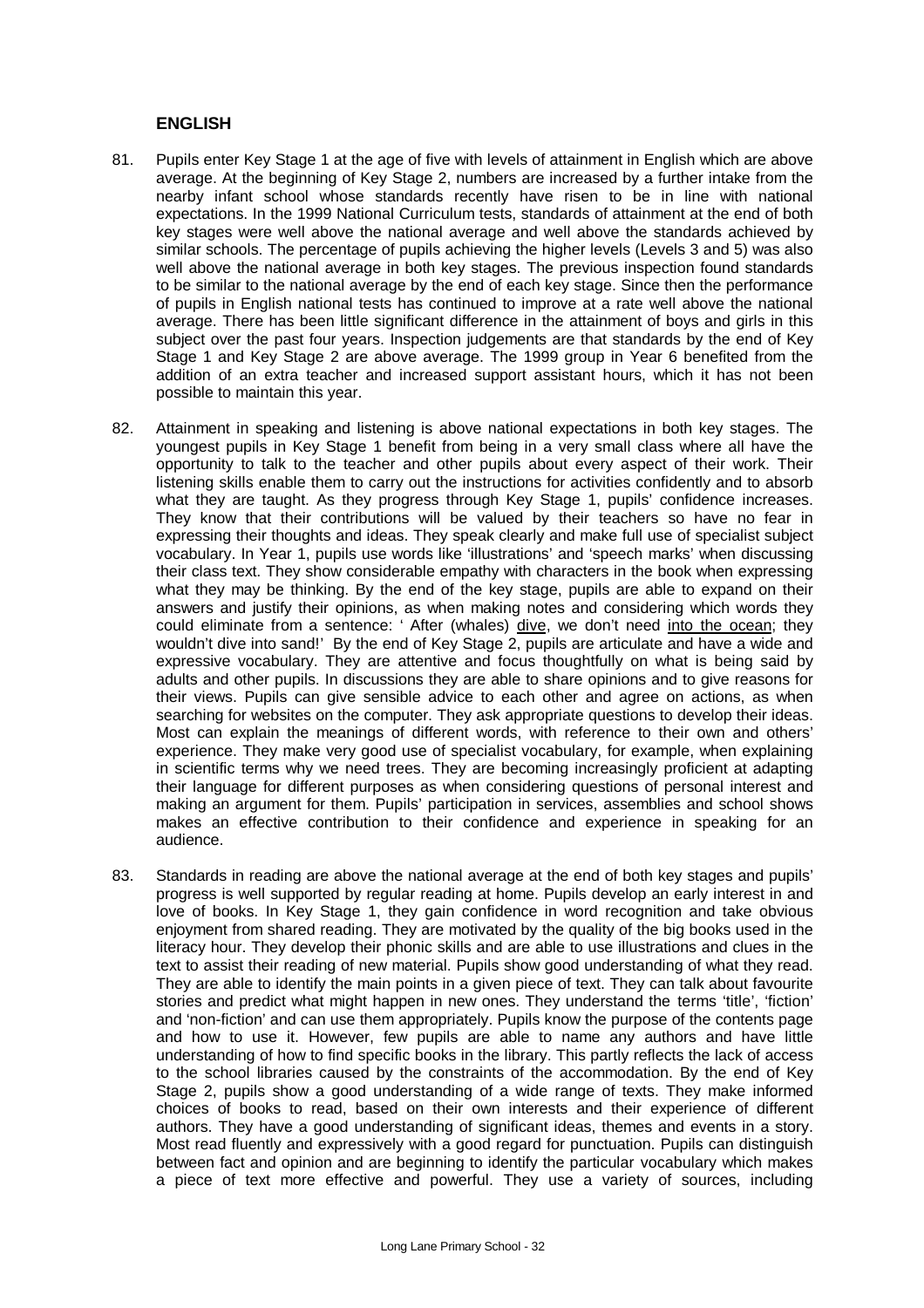## ENGLISH

81. Pupils enter Key Stage 1 at the age of five with levels of attainment in English which are above average. At the beginning of Key Stage 2, numbers are increased by a further intake from the nearby infant school whose standards recently have risen to be in line with national expectations. In the 1999 National Curriculum tests, standards of attainment at the end of both key stages were well above the national average and well above the standards achieved by similar schools. The percentage of pupils achieving the higher levels (Levels 3 and 5) was also well above the national average in both key stages. The previous inspection found standards to be similar to the national average by the end of each key stage. Since then the performance of pupils in English national tests has continued to improve at a rate well above the national average. There has been little significant difference in the attainment of boys and girls in this subject over the past four years. Inspection judgements are that standards by the end of Key Stage 1 and Key Stage 2 are above average. The 1999 group in Year 6 benefited from the addition of an extra teacher and increased support assistant hours, which it has not been possible to maintain this year.

82. Attainment in speaking and listening is above national expectations in both key stages. The youngest pupils in Key Stage 1 benefit from being in a very small class where all have the opportunity to talk to the teacher and other pupils about every aspect of their work. Their listening skills enable them to carry out the instructions for activities confidently and to absorb what they are taught. As they progress through Key Stage 1, pupils' confidence increases. They know that their contributions will be valued by their teachers so have no fear in expressing their thoughts and ideas. They speak clearly and make full use of specialist subject vocabulary. In Year 1, pupils use words like 'illustrations' and 'speech marks' when discussing their class text. They show considerable empathy with characters in the book when expressing what they may be thinking. By the end of the key stage, pupils are able to expand on their answers and justify their opinions, as when making notes and considering which words they could eliminate from a sentence: ' After (whales) <u>dive</u>, we don't need <u>into the ocean</u>; they wouldn't dive into sand!' By the end of Key Stage 2, pupils are articulate and have a wide and expressive vocabulary. They are attentive and focus thoughtfully on what is being said by adults and other pupils. In discussions they are able to share opinions and to give reasons for their views. Pupils can give sensible advice to each other and agree on actions, as when searching for websites on the computer. They ask appropriate questions to develop their ideas. Most can explain the meanings of different words, with reference to their own and others' experience. They make very good use of specialist vocabulary, for example, when explaining in scientific terms why we need trees. They are becoming increasingly proficient at adapting their language for different purposes as when considering questions of personal interest and making an argument for them. Pupils' participation in services, assemblies and school shows makes an effective contribution to their confidence and experience in speaking for an audience.

83. Standards in reading are above the national average at the end of both key stages and pupils' progress is well supported by regular reading at home. Pupils develop an early interest in and love of books. In Key Stage 1, they gain confidence in word recognition and take obvious enjoyment from shared reading. They are motivated by the quality of the big books used in the literacy hour. They develop their phonic skills and are able to use illustrations and clues in the text to assist their reading of new material. Pupils show good understanding of what they read. They are able to identify the main points in a given piece of text. They can talk about favourite stories and predict what might happen in new ones. They understand the terms 'title', 'fiction' and 'non-fiction' and can use them appropriately. Pupils know the purpose of the contents page and how to use it. However, few pupils are able to name any authors and have little understanding of how to find specific books in the library. This partly reflects the lack of access to the school libraries caused by the constraints of the accommodation. By the end of Key Stage 2, pupils show a good understanding of a wide range of texts. They make informed choices of books to read, based on their own interests and their experience of different authors. They have a good understanding of significant ideas, themes and events in a story. Most read fluently and expressively with a good regard for punctuation. Pupils can distinguish between fact and opinion and are beginning to identify the particular vocabulary which makes a piece of text more effective and powerful. They use a variety of sources, including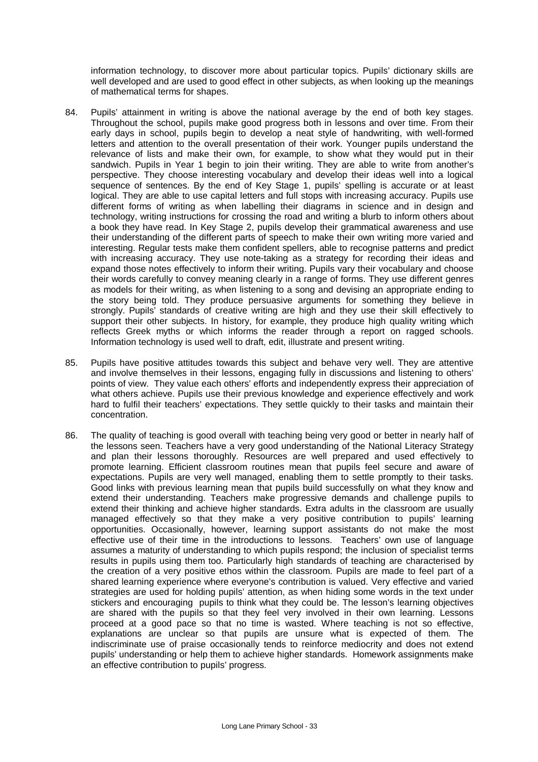information technology, to discover more about particular topics. Pupils' dictionary skills are well developed and are used to good effect in other subjects, as when looking up the meanings of mathematical terms for shapes.

84. Pupils' attainment in writing is above the national average by the end of both key stages. Throughout the school, pupils make good progress both in lessons and over time. From their early days in school, pupils begin to develop a neat style of handwriting, with well-formed letters and attention to the overall presentation of their work. Younger pupils understand the relevance of lists and make their own, for example, to show what they would put in their sandwich. Pupils in Year 1 begin to join their writing. They are able to write from another's perspective. They choose interesting vocabulary and develop their ideas well into a logical sequence of sentences. By the end of Key Stage 1, pupils' spelling is accurate or at least logical. They are able to use capital letters and full stops with increasing accuracy. Pupils use different forms of writing as when labelling their diagrams in science and in design and technology, writing instructions for crossing the road and writing a blurb to inform others about a book they have read. In Key Stage 2, pupils develop their grammatical awareness and use their understanding of the different parts of speech to make their own writing more varied and interesting. Regular tests make them confident spellers, able to recognise patterns and predict with increasing accuracy. They use note-taking as a strategy for recording their ideas and expand those notes effectively to inform their writing. Pupils vary their vocabulary and choose their words carefully to convey meaning clearly in a range of forms. They use different genres as models for their writing, as when listening to a song and devising an appropriate ending to the story being told. They produce persuasive arguments for something they believe in strongly. Pupils' standards of creative writing are high and they use their skill effectively to support their other subjects. In history, for example, they produce high quality writing which reflects Greek myths or which informs the reader through a report on ragged schools. Information technology is used well to draft, edit, illustrate and present writing.

85. Pupils have positive attitudes towards this subject and behave very well. They are attentive and involve themselves in their lessons, engaging fully in discussions and listening to others' points of view. They value each others' efforts and independently express their appreciation of what others achieve. Pupils use their previous knowledge and experience effectively and work hard to fulfil their teachers' expectations. They settle quickly to their tasks and maintain their concentration.

86. The quality of teaching is good overall with teaching being very good or better in nearly half of the lessons seen. Teachers have a very good understanding of the National Literacy Strategy and plan their lessons thoroughly. Resources are well prepared and used effectively to promote learning. Efficient classroom routines mean that pupils feel secure and aware of expectations. Pupils are very well managed, enabling them to settle promptly to their tasks. Good links with previous learning mean that pupils build successfully on what they know and extend their understanding. Teachers make progressive demands and challenge pupils to extend their thinking and achieve higher standards. Extra adults in the classroom are usually managed effectively so that they make a very positive contribution to pupils' learning opportunities. Occasionally, however, learning support assistants do not make the most effective use of their time in the introductions to lessons. Teachers' own use of language assumes a maturity of understanding to which pupils respond; the inclusion of specialist terms results in pupils using them too. Particularly high standards of teaching are characterised by the creation of a very positive ethos within the classroom. Pupils are made to feel part of a shared learning experience where everyone's contribution is valued. Very effective and varied strategies are used for holding pupils' attention, as when hiding some words in the text under stickers and encouraging pupils to think what they could be. The lesson's learning objectives are shared with the pupils so that they feel very involved in their own learning. Lessons proceed at a good pace so that no time is wasted. Where teaching is not so effective, explanations are unclear so that pupils are unsure what is expected of them. The indiscriminate use of praise occasionally tends to reinforce mediocrity and does not extend pupils' understanding or help them to achieve higher standards. Homework assignments make an effective contribution to pupils' progress.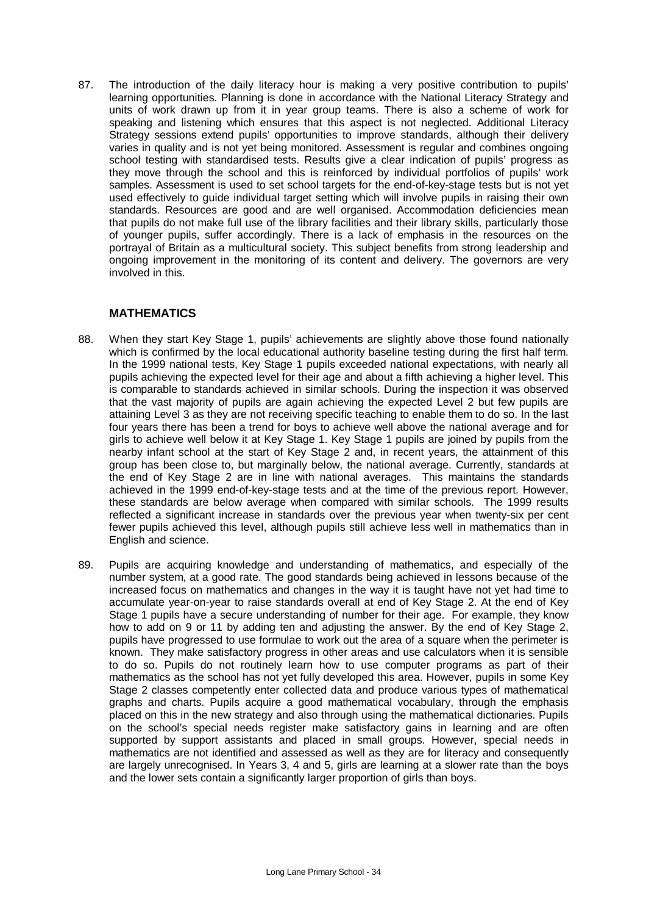87. The introduction of the daily literacy hour is making a very positive contribution to pupils' learning opportunities. Planning is done in accordance with the National Literacy Strategy and units of work drawn up from it in year group teams. There is also a scheme of work for speaking and listening which ensures that this aspect is not neglected. Additional Literacy Strategy sessions extend pupils' opportunities to improve standards, although their delivery varies in quality and is not yet being monitored. Assessment is regular and combines ongoing school testing with standardised tests. Results give a clear indication of pupils' progress as they move through the school and this is reinforced by individual portfolios of pupils' work samples. Assessment is used to set school targets for the end-of-key-stage tests but is not yet used effectively to guide individual target setting which will involve pupils in raising their own standards. Resources are good and are well organised. Accommodation deficiencies mean that pupils do not make full use of the library facilities and their library skills, particularly those of younger pupils, suffer accordingly. There is a lack of emphasis in the resources on the portrayal of Britain as a multicultural society. This subject benefits from strong leadership and ongoing improvement in the monitoring of its content and delivery. The governors are very involved in this.

## MATHEMATICS

88. When they start Key Stage 1, pupils' achievements are slightly above those found nationally which is confirmed by the local educational authority baseline testing during the first half term. In the 1999 national tests, Key Stage 1 pupils exceeded national expectations, with nearly all pupils achieving the expected level for their age and about a fifth achieving a higher level. This is comparable to standards achieved in similar schools. During the inspection it was observed that the vast majority of pupils are again achieving the expected Level 2 but few pupils are attaining Level 3 as they are not receiving specific teaching to enable them to do so. In the last four years there has been a trend for boys to achieve well above the national average and for girls to achieve well below it at Key Stage 1. Key Stage 1 pupils are joined by pupils from the nearby infant school at the start of Key Stage 2 and, in recent years, the attainment of this group has been close to, but marginally below, the national average. Currently, standards at the end of Key Stage 2 are in line with national averages. This maintains the standards achieved in the 1999 end-of-key-stage tests and at the time of the previous report. However, these standards are below average when compared with similar schools. The 1999 results reflected a significant increase in standards over the previous year when twenty-six per cent fewer pupils achieved this level, although pupils still achieve less well in mathematics than in English and science.

89. Pupils are acquiring knowledge and understanding of mathematics, and especially of the number system, at a good rate. The good standards being achieved in lessons because of the increased focus on mathematics and changes in the way it is taught have not yet had time to accumulate year-on-year to raise standards overall at end of Key Stage 2. At the end of Key Stage 1 pupils have a secure understanding of number for their age. For example, they know how to add on 9 or 11 by adding ten and adjusting the answer. By the end of Key Stage 2, pupils have progressed to use formulae to work out the area of a square when the perimeter is known. They make satisfactory progress in other areas and use calculators when it is sensible to do so. Pupils do not routinely learn how to use computer programs as part of their mathematics as the school has not yet fully developed this area. However, pupils in some Key Stage 2 classes competently enter collected data and produce various types of mathematical graphs and charts. Pupils acquire a good mathematical vocabulary, through the emphasis placed on this in the new strategy and also through using the mathematical dictionaries. Pupils on the school's special needs register make satisfactory gains in learning and are often supported by support assistants and placed in small groups. However, special needs in mathematics are not identified and assessed as well as they are for literacy and consequently are largely unrecognised. In Years 3, 4 and 5, girls are learning at a slower rate than the boys and the lower sets contain a significantly larger proportion of girls than boys.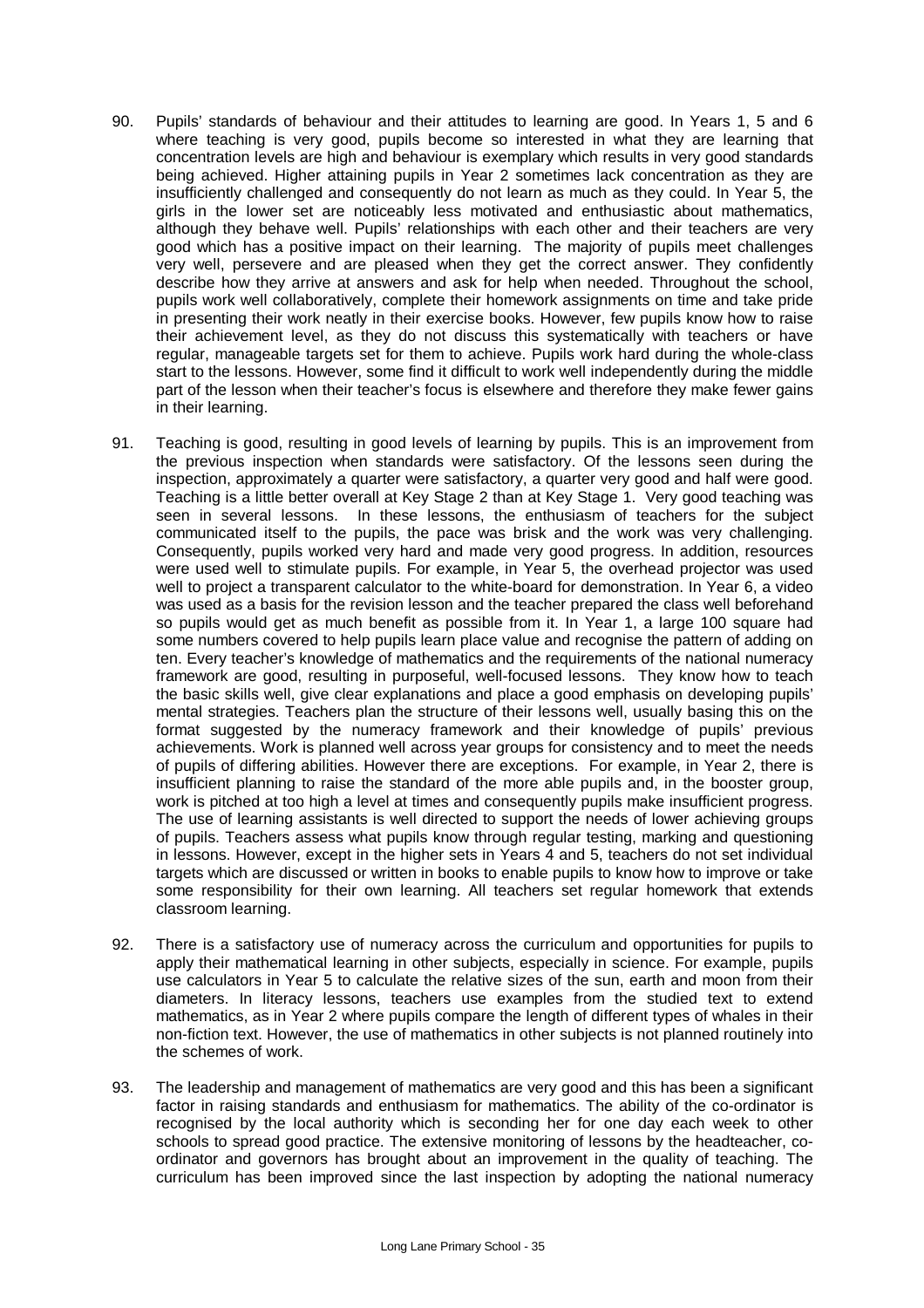90. Pupils' standards of behaviour and their attitudes to learning are good. In Years 1, 5 and 6 where teaching is very good, pupils become so interested in what they are learning that concentration levels are high and behaviour is exemplary which results in very good standards being achieved. Higher attaining pupils in Year 2 sometimes lack concentration as they are insufficiently challenged and consequently do not learn as much as they could. In Year 5, the girls in the lower set are noticeably less motivated and enthusiastic about mathematics, although they behave well. Pupils' relationships with each other and their teachers are very good which has a positive impact on their learning. The majority of pupils meet challenges very well, persevere and are pleased when they get the correct answer. They confidently describe how they arrive at answers and ask for help when needed. Throughout the school, pupils work well collaboratively, complete their homework assignments on time and take pride in presenting their work neatly in their exercise books. However, few pupils know how to raise their achievement level, as they do not discuss this systematically with teachers or have regular, manageable targets set for them to achieve. Pupils work hard during the whole-class start to the lessons. However, some find it difficult to work well independently during the middle part of the lesson when their teacher's focus is elsewhere and therefore they make fewer gains in their learning.

91. Teaching is good, resulting in good levels of learning by pupils. This is an improvement from the previous inspection when standards were satisfactory. Of the lessons seen during the inspection, approximately a quarter were satisfactory, a quarter very good and half were good. Teaching is a little better overall at Key Stage 2 than at Key Stage 1. Very good teaching was seen in several lessons. In these lessons, the enthusiasm of teachers for the subject communicated itself to the pupils, the pace was brisk and the work was very challenging. Consequently, pupils worked very hard and made very good progress. In addition, resources were used well to stimulate pupils. For example, in Year 5, the overhead projector was used well to project a transparent calculator to the white-board for demonstration. In Year 6, a video was used as a basis for the revision lesson and the teacher prepared the class well beforehand so pupils would get as much benefit as possible from it. In Year 1, a large 100 square had some numbers covered to help pupils learn place value and recognise the pattern of adding on ten. Every teacher's knowledge of mathematics and the requirements of the national numeracy framework are good, resulting in purposeful, well-focused lessons. They know how to teach the basic skills well, give clear explanations and place a good emphasis on developing pupils' mental strategies. Teachers plan the structure of their lessons well, usually basing this on the format suggested by the numeracy framework and their knowledge of pupils' previous achievements. Work is planned well across year groups for consistency and to meet the needs of pupils of differing abilities. However there are exceptions. For example, in Year 2, there is insufficient planning to raise the standard of the more able pupils and, in the booster group, work is pitched at too high a level at times and consequently pupils make insufficient progress. The use of learning assistants is well directed to support the needs of lower achieving groups of pupils. Teachers assess what pupils know through regular testing, marking and questioning in lessons. However, except in the higher sets in Years 4 and 5, teachers do not set individual targets which are discussed or written in books to enable pupils to know how to improve or take some responsibility for their own learning. All teachers set regular homework that extends classroom learning.

92. There is a satisfactory use of numeracy across the curriculum and opportunities for pupils to apply their mathematical learning in other subjects, especially in science. For example, pupils use calculators in Year 5 to calculate the relative sizes of the sun, earth and moon from their diameters. In literacy lessons, teachers use examples from the studied text to extend mathematics, as in Year 2 where pupils compare the length of different types of whales in their non-fiction text. However, the use of mathematics in other subjects is not planned routinely into the schemes of work.

93. The leadership and management of mathematics are very good and this has been a significant factor in raising standards and enthusiasm for mathematics. The ability of the co-ordinator is recognised by the local authority which is seconding her for one day each week to other schools to spread good practice. The extensive monitoring of lessons by the headteacher, co-ordinator and governors has brought about an improvement in the quality of teaching. The curriculum has been improved since the last inspection by adopting the national numeracy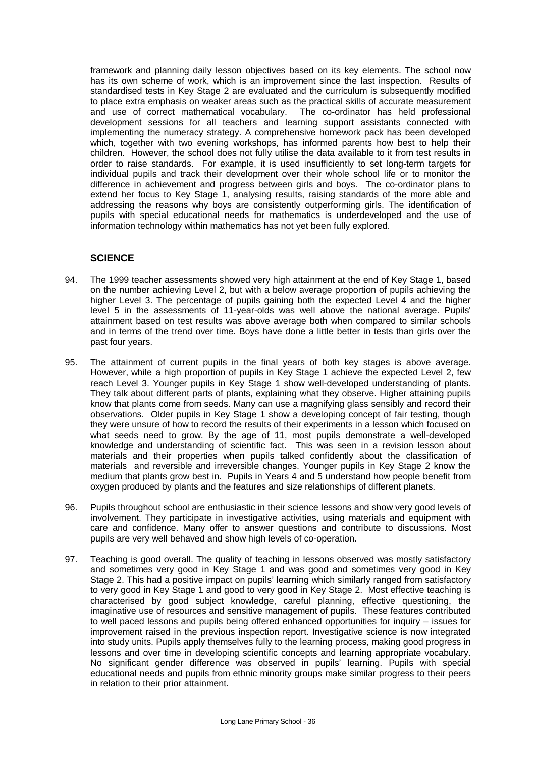framework and planning daily lesson objectives based on its key elements. The school now has its own scheme of work, which is an improvement since the last inspection. Results of standardised tests in Key Stage 2 are evaluated and the curriculum is subsequently modified to place extra emphasis on weaker areas such as the practical skills of accurate measurement and use of correct mathematical vocabulary. The co-ordinator has held professional development sessions for all teachers and learning support assistants connected with implementing the numeracy strategy. A comprehensive homework pack has been developed which, together with two evening workshops, has informed parents how best to help their children. However, the school does not fully utilise the data available to it from test results in order to raise standards. For example, it is used insufficiently to set long-term targets for individual pupils and track their development over their whole school life or to monitor the difference in achievement and progress between girls and boys. The co-ordinator plans to extend her focus to Key Stage 1, analysing results, raising standards of the more able and addressing the reasons why boys are consistently outperforming girls. The identification of pupils with special educational needs for mathematics is underdeveloped and the use of information technology within mathematics has not yet been fully explored.

## SCIENCE

94. The 1999 teacher assessments showed very high attainment at the end of Key Stage 1, based on the number achieving Level 2, but with a below average proportion of pupils achieving the higher Level 3. The percentage of pupils gaining both the expected Level 4 and the higher level 5 in the assessments of 11-year-olds was well above the national average. Pupils' attainment based on test results was above average both when compared to similar schools and in terms of the trend over time. Boys have done a little better in tests than girls over the past four years.

95. The attainment of current pupils in the final years of both key stages is above average. However, while a high proportion of pupils in Key Stage 1 achieve the expected Level 2, few reach Level 3. Younger pupils in Key Stage 1 show well-developed understanding of plants. They talk about different parts of plants, explaining what they observe. Higher attaining pupils know that plants come from seeds. Many can use a magnifying glass sensibly and record their observations. Older pupils in Key Stage 1 show a developing concept of fair testing, though they were unsure of how to record the results of their experiments in a lesson which focused on what seeds need to grow. By the age of 11, most pupils demonstrate a well-developed knowledge and understanding of scientific fact. This was seen in a revision lesson about materials and their properties when pupils talked confidently about the classification of materials and reversible and irreversible changes. Younger pupils in Key Stage 2 know the medium that plants grow best in. Pupils in Years 4 and 5 understand how people benefit from oxygen produced by plants and the features and size relationships of different planets.

96. Pupils throughout school are enthusiastic in their science lessons and show very good levels of involvement. They participate in investigative activities, using materials and equipment with care and confidence. Many offer to answer questions and contribute to discussions. Most pupils are very well behaved and show high levels of co-operation.

97. Teaching is good overall. The quality of teaching in lessons observed was mostly satisfactory and sometimes very good in Key Stage 1 and was good and sometimes very good in Key Stage 2. This had a positive impact on pupils' learning which similarly ranged from satisfactory to very good in Key Stage 1 and good to very good in Key Stage 2. Most effective teaching is characterised by good subject knowledge, careful planning, effective questioning, the imaginative use of resources and sensitive management of pupils. These features contributed to well paced lessons and pupils being offered enhanced opportunities for inquiry – issues for improvement raised in the previous inspection report. Investigative science is now integrated into study units. Pupils apply themselves fully to the learning process, making good progress in lessons and over time in developing scientific concepts and learning appropriate vocabulary. No significant gender difference was observed in pupils' learning. Pupils with special educational needs and pupils from ethnic minority groups make similar progress to their peers in relation to their prior attainment.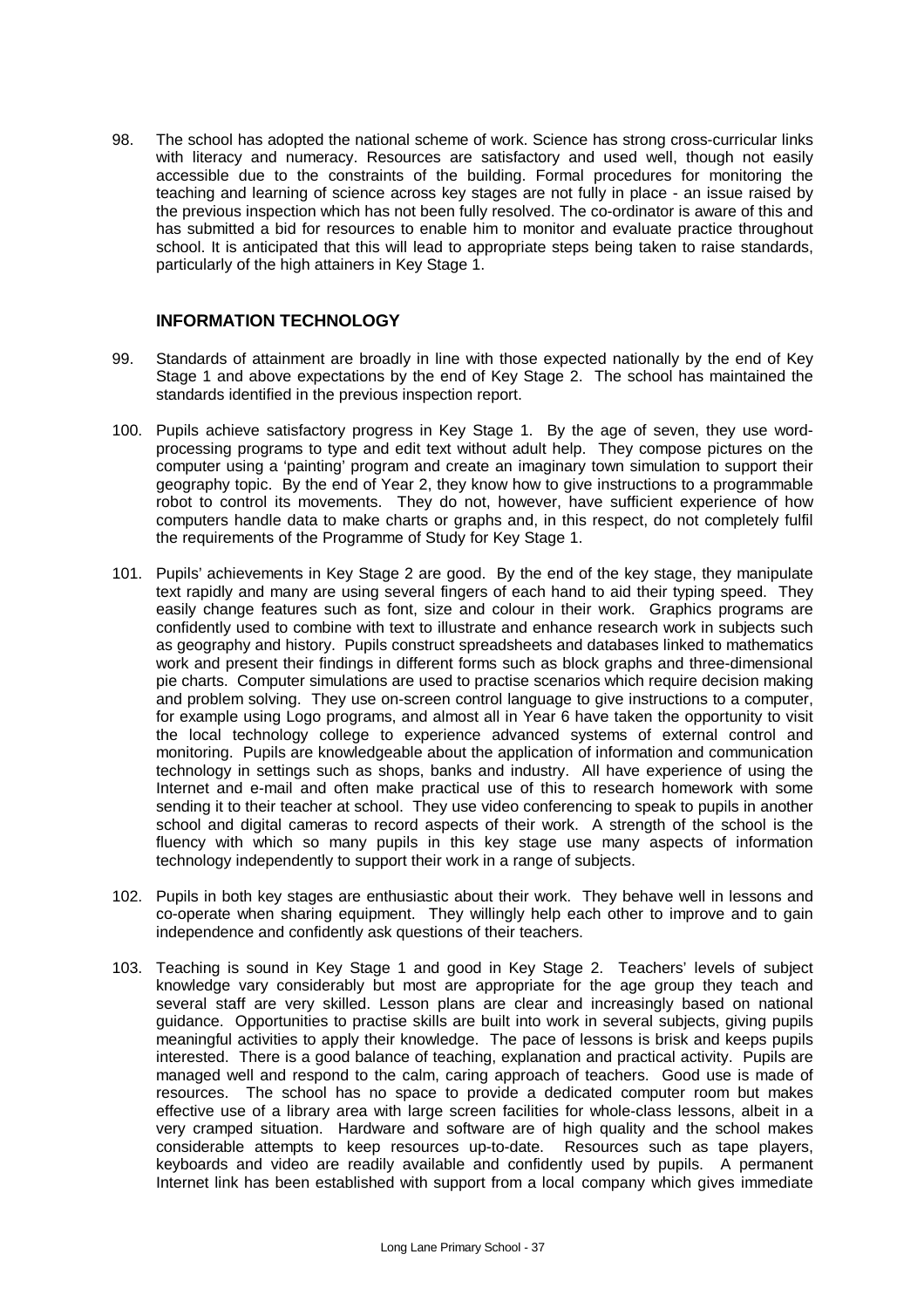98. The school has adopted the national scheme of work. Science has strong cross-curricular links with literacy and numeracy. Resources are satisfactory and used well, though not easily accessible due to the constraints of the building. Formal procedures for monitoring the teaching and learning of science across key stages are not fully in place - an issue raised by the previous inspection which has not been fully resolved. The co-ordinator is aware of this and has submitted a bid for resources to enable him to monitor and evaluate practice throughout school. It is anticipated that this will lead to appropriate steps being taken to raise standards, particularly of the high attainers in Key Stage 1.

## INFORMATION TECHNOLOGY

99. Standards of attainment are broadly in line with those expected nationally by the end of Key Stage 1 and above expectations by the end of Key Stage 2. The school has maintained the standards identified in the previous inspection report.

100. Pupils achieve satisfactory progress in Key Stage 1. By the age of seven, they use word-processing programs to type and edit text without adult help. They compose pictures on the computer using a 'painting' program and create an imaginary town simulation to support their geography topic. By the end of Year 2, they know how to give instructions to a programmable robot to control its movements. They do not, however, have sufficient experience of how computers handle data to make charts or graphs and, in this respect, do not completely fulfil the requirements of the Programme of Study for Key Stage 1.

101. Pupils' achievements in Key Stage 2 are good. By the end of the key stage, they manipulate text rapidly and many are using several fingers of each hand to aid their typing speed. They easily change features such as font, size and colour in their work. Graphics programs are confidently used to combine with text to illustrate and enhance research work in subjects such as geography and history. Pupils construct spreadsheets and databases linked to mathematics work and present their findings in different forms such as block graphs and three-dimensional pie charts. Computer simulations are used to practise scenarios which require decision making and problem solving. They use on-screen control language to give instructions to a computer, for example using Logo programs, and almost all in Year 6 have taken the opportunity to visit the local technology college to experience advanced systems of external control and monitoring. Pupils are knowledgeable about the application of information and communication technology in settings such as shops, banks and industry. All have experience of using the Internet and e-mail and often make practical use of this to research homework with some sending it to their teacher at school. They use video conferencing to speak to pupils in another school and digital cameras to record aspects of their work. A strength of the school is the fluency with which so many pupils in this key stage use many aspects of information technology independently to support their work in a range of subjects.

102. Pupils in both key stages are enthusiastic about their work. They behave well in lessons and co-operate when sharing equipment. They willingly help each other to improve and to gain independence and confidently ask questions of their teachers.

103. Teaching is sound in Key Stage 1 and good in Key Stage 2. Teachers' levels of subject knowledge vary considerably but most are appropriate for the age group they teach and several staff are very skilled. Lesson plans are clear and increasingly based on national guidance. Opportunities to practise skills are built into work in several subjects, giving pupils meaningful activities to apply their knowledge. The pace of lessons is brisk and keeps pupils interested. There is a good balance of teaching, explanation and practical activity. Pupils are managed well and respond to the calm, caring approach of teachers. Good use is made of resources. The school has no space to provide a dedicated computer room but makes effective use of a library area with large screen facilities for whole-class lessons, albeit in a very cramped situation. Hardware and software are of high quality and the school makes considerable attempts to keep resources up-to-date. Resources such as tape players, keyboards and video are readily available and confidently used by pupils. A permanent Internet link has been established with support from a local company which gives immediate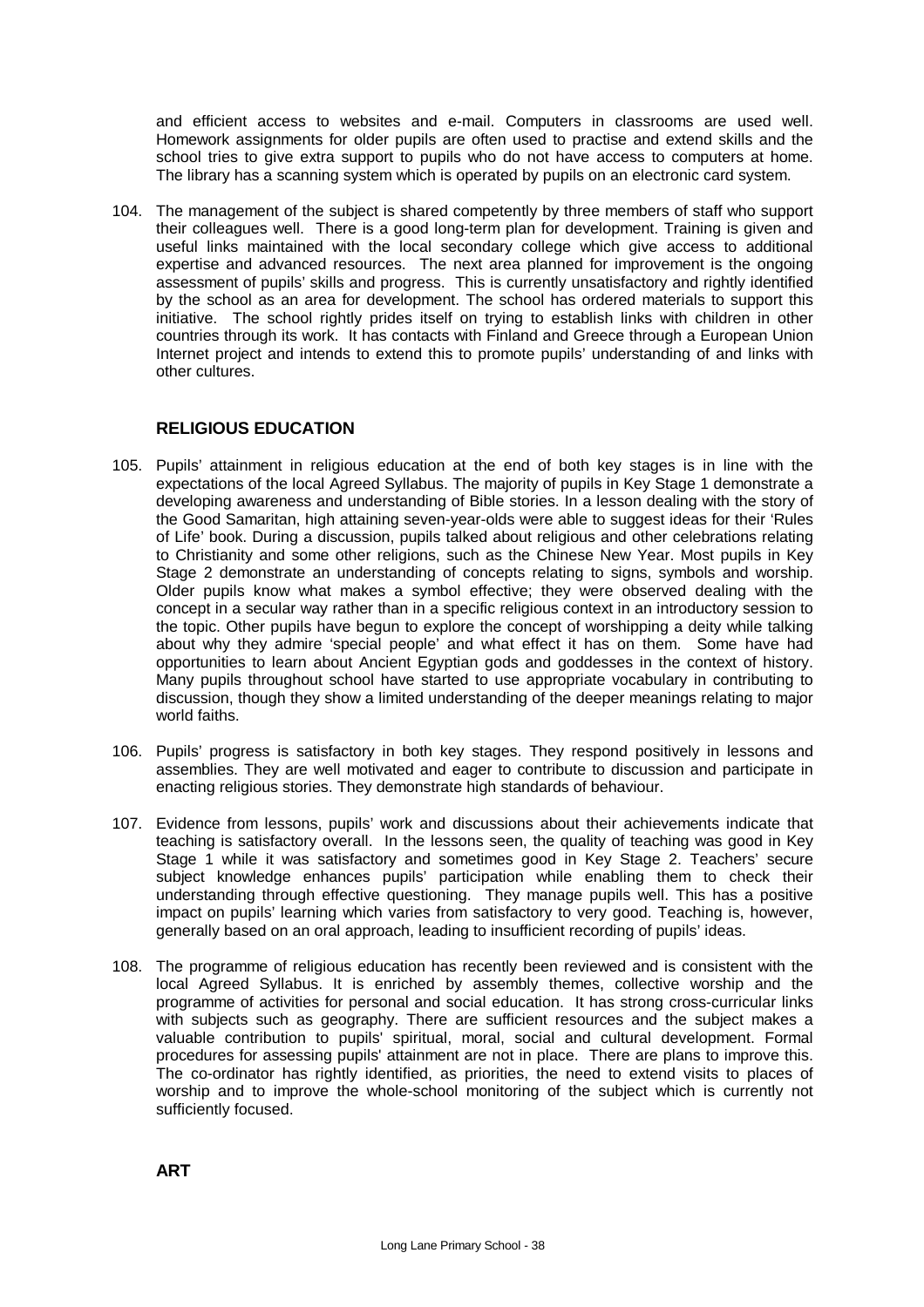and efficient access to websites and e-mail. Computers in classrooms are used well. Homework assignments for older pupils are often used to practise and extend skills and the school tries to give extra support to pupils who do not have access to computers at home. The library has a scanning system which is operated by pupils on an electronic card system.

104. The management of the subject is shared competently by three members of staff who support their colleagues well. There is a good long-term plan for development. Training is given and useful links maintained with the local secondary college which give access to additional expertise and advanced resources. The next area planned for improvement is the ongoing assessment of pupils' skills and progress. This is currently unsatisfactory and rightly identified by the school as an area for development. The school has ordered materials to support this initiative. The school rightly prides itself on trying to establish links with children in other countries through its work. It has contacts with Finland and Greece through a European Union Internet project and intends to extend this to promote pupils' understanding of and links with other cultures.

## RELIGIOUS EDUCATION

105. Pupils' attainment in religious education at the end of both key stages is in line with the expectations of the local Agreed Syllabus. The majority of pupils in Key Stage 1 demonstrate a developing awareness and understanding of Bible stories. In a lesson dealing with the story of the Good Samaritan, high attaining seven-year-olds were able to suggest ideas for their 'Rules of Life' book. During a discussion, pupils talked about religious and other celebrations relating to Christianity and some other religions, such as the Chinese New Year. Most pupils in Key Stage 2 demonstrate an understanding of concepts relating to signs, symbols and worship. Older pupils know what makes a symbol effective; they were observed dealing with the concept in a secular way rather than in a specific religious context in an introductory session to the topic. Other pupils have begun to explore the concept of worshipping a deity while talking about why they admire 'special people' and what effect it has on them. Some have had opportunities to learn about Ancient Egyptian gods and goddesses in the context of history. Many pupils throughout school have started to use appropriate vocabulary in contributing to discussion, though they show a limited understanding of the deeper meanings relating to major world faiths.

106. Pupils' progress is satisfactory in both key stages. They respond positively in lessons and assemblies. They are well motivated and eager to contribute to discussion and participate in enacting religious stories. They demonstrate high standards of behaviour.

107. Evidence from lessons, pupils' work and discussions about their achievements indicate that teaching is satisfactory overall. In the lessons seen, the quality of teaching was good in Key Stage 1 while it was satisfactory and sometimes good in Key Stage 2. Teachers' secure subject knowledge enhances pupils' participation while enabling them to check their understanding through effective questioning. They manage pupils well. This has a positive impact on pupils' learning which varies from satisfactory to very good. Teaching is, however, generally based on an oral approach, leading to insufficient recording of pupils' ideas.

108. The programme of religious education has recently been reviewed and is consistent with the local Agreed Syllabus. It is enriched by assembly themes, collective worship and the programme of activities for personal and social education. It has strong cross-curricular links with subjects such as geography. There are sufficient resources and the subject makes a valuable contribution to pupils' spiritual, moral, social and cultural development. Formal procedures for assessing pupils' attainment are not in place. There are plans to improve this. The co-ordinator has rightly identified, as priorities, the need to extend visits to places of worship and to improve the whole-school monitoring of the subject which is currently not sufficiently focused.

## ART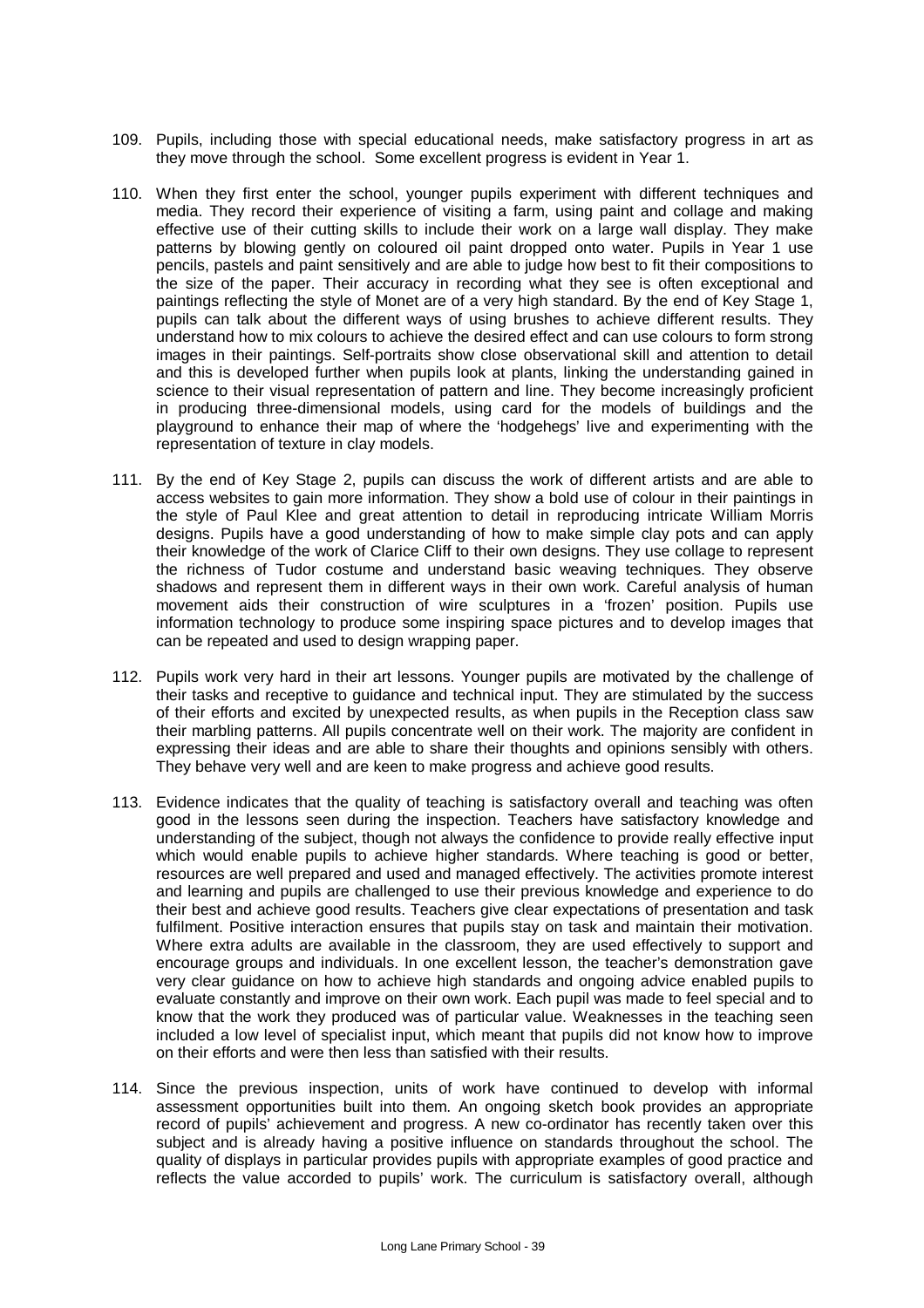109. Pupils, including those with special educational needs, make satisfactory progress in art as they move through the school. Some excellent progress is evident in Year 1.

110. When they first enter the school, younger pupils experiment with different techniques and media. They record their experience of visiting a farm, using paint and collage and making effective use of their cutting skills to include their work on a large wall display. They make patterns by blowing gently on coloured oil paint dropped onto water. Pupils in Year 1 use pencils, pastels and paint sensitively and are able to judge how best to fit their compositions to the size of the paper. Their accuracy in recording what they see is often exceptional and paintings reflecting the style of Monet are of a very high standard. By the end of Key Stage 1, pupils can talk about the different ways of using brushes to achieve different results. They understand how to mix colours to achieve the desired effect and can use colours to form strong images in their paintings. Self-portraits show close observational skill and attention to detail and this is developed further when pupils look at plants, linking the understanding gained in science to their visual representation of pattern and line. They become increasingly proficient in producing three-dimensional models, using card for the models of buildings and the playground to enhance their map of where the 'hodgehegs' live and experimenting with the representation of texture in clay models.

111. By the end of Key Stage 2, pupils can discuss the work of different artists and are able to access websites to gain more information. They show a bold use of colour in their paintings in the style of Paul Klee and great attention to detail in reproducing intricate William Morris designs. Pupils have a good understanding of how to make simple clay pots and can apply their knowledge of the work of Clarice Cliff to their own designs. They use collage to represent the richness of Tudor costume and understand basic weaving techniques. They observe shadows and represent them in different ways in their own work. Careful analysis of human movement aids their construction of wire sculptures in a 'frozen' position. Pupils use information technology to produce some inspiring space pictures and to develop images that can be repeated and used to design wrapping paper.

112. Pupils work very hard in their art lessons. Younger pupils are motivated by the challenge of their tasks and receptive to guidance and technical input. They are stimulated by the success of their efforts and excited by unexpected results, as when pupils in the Reception class saw their marbling patterns. All pupils concentrate well on their work. The majority are confident in expressing their ideas and are able to share their thoughts and opinions sensibly with others. They behave very well and are keen to make progress and achieve good results.

113. Evidence indicates that the quality of teaching is satisfactory overall and teaching was often good in the lessons seen during the inspection. Teachers have satisfactory knowledge and understanding of the subject, though not always the confidence to provide really effective input which would enable pupils to achieve higher standards. Where teaching is good or better, resources are well prepared and used and managed effectively. The activities promote interest and learning and pupils are challenged to use their previous knowledge and experience to do their best and achieve good results. Teachers give clear expectations of presentation and task fulfilment. Positive interaction ensures that pupils stay on task and maintain their motivation. Where extra adults are available in the classroom, they are used effectively to support and encourage groups and individuals. In one excellent lesson, the teacher's demonstration gave very clear guidance on how to achieve high standards and ongoing advice enabled pupils to evaluate constantly and improve on their own work. Each pupil was made to feel special and to know that the work they produced was of particular value. Weaknesses in the teaching seen included a low level of specialist input, which meant that pupils did not know how to improve on their efforts and were then less than satisfied with their results.

114. Since the previous inspection, units of work have continued to develop with informal assessment opportunities built into them. An ongoing sketch book provides an appropriate record of pupils' achievement and progress. A new co-ordinator has recently taken over this subject and is already having a positive influence on standards throughout the school. The quality of displays in particular provides pupils with appropriate examples of good practice and reflects the value accorded to pupils' work. The curriculum is satisfactory overall, although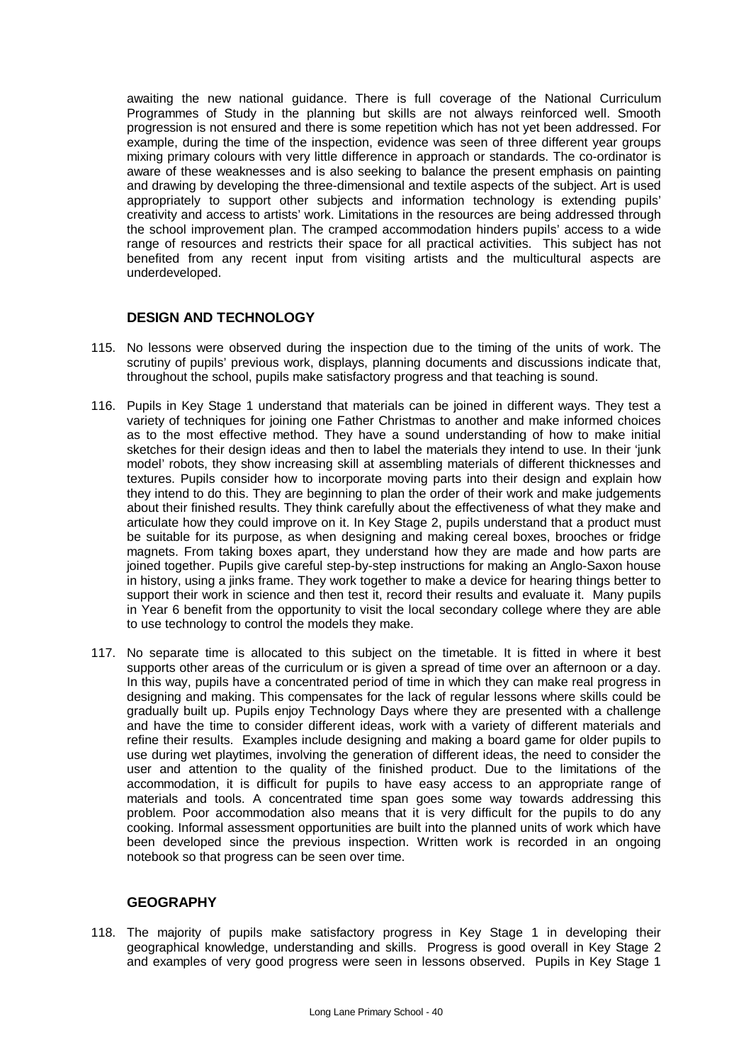awaiting the new national guidance. There is full coverage of the National Curriculum Programmes of Study in the planning but skills are not always reinforced well. Smooth progression is not ensured and there is some repetition which has not yet been addressed. For example, during the time of the inspection, evidence was seen of three different year groups mixing primary colours with very little difference in approach or standards. The co-ordinator is aware of these weaknesses and is also seeking to balance the present emphasis on painting and drawing by developing the three-dimensional and textile aspects of the subject. Art is used appropriately to support other subjects and information technology is extending pupils' creativity and access to artists' work. Limitations in the resources are being addressed through the school improvement plan. The cramped accommodation hinders pupils' access to a wide range of resources and restricts their space for all practical activities. This subject has not benefited from any recent input from visiting artists and the multicultural aspects are underdeveloped.

## DESIGN AND TECHNOLOGY

115. No lessons were observed during the inspection due to the timing of the units of work. The scrutiny of pupils' previous work, displays, planning documents and discussions indicate that, throughout the school, pupils make satisfactory progress and that teaching is sound.

116. Pupils in Key Stage 1 understand that materials can be joined in different ways. They test a variety of techniques for joining one Father Christmas to another and make informed choices as to the most effective method. They have a sound understanding of how to make initial sketches for their design ideas and then to label the materials they intend to use. In their 'junk model' robots, they show increasing skill at assembling materials of different thicknesses and textures. Pupils consider how to incorporate moving parts into their design and explain how they intend to do this. They are beginning to plan the order of their work and make judgements about their finished results. They think carefully about the effectiveness of what they make and articulate how they could improve on it. In Key Stage 2, pupils understand that a product must be suitable for its purpose, as when designing and making cereal boxes, brooches or fridge magnets. From taking boxes apart, they understand how they are made and how parts are joined together. Pupils give careful step-by-step instructions for making an Anglo-Saxon house in history, using a jinks frame. They work together to make a device for hearing things better to support their work in science and then test it, record their results and evaluate it. Many pupils in Year 6 benefit from the opportunity to visit the local secondary college where they are able to use technology to control the models they make.

117. No separate time is allocated to this subject on the timetable. It is fitted in where it best supports other areas of the curriculum or is given a spread of time over an afternoon or a day. In this way, pupils have a concentrated period of time in which they can make real progress in designing and making. This compensates for the lack of regular lessons where skills could be gradually built up. Pupils enjoy Technology Days where they are presented with a challenge and have the time to consider different ideas, work with a variety of different materials and refine their results. Examples include designing and making a board game for older pupils to use during wet playtimes, involving the generation of different ideas, the need to consider the user and attention to the quality of the finished product. Due to the limitations of the accommodation, it is difficult for pupils to have easy access to an appropriate range of materials and tools. A concentrated time span goes some way towards addressing this problem. Poor accommodation also means that it is very difficult for the pupils to do any cooking. Informal assessment opportunities are built into the planned units of work which have been developed since the previous inspection. Written work is recorded in an ongoing notebook so that progress can be seen over time.

## GEOGRAPHY

118. The majority of pupils make satisfactory progress in Key Stage 1 in developing their geographical knowledge, understanding and skills. Progress is good overall in Key Stage 2 and examples of very good progress were seen in lessons observed. Pupils in Key Stage 1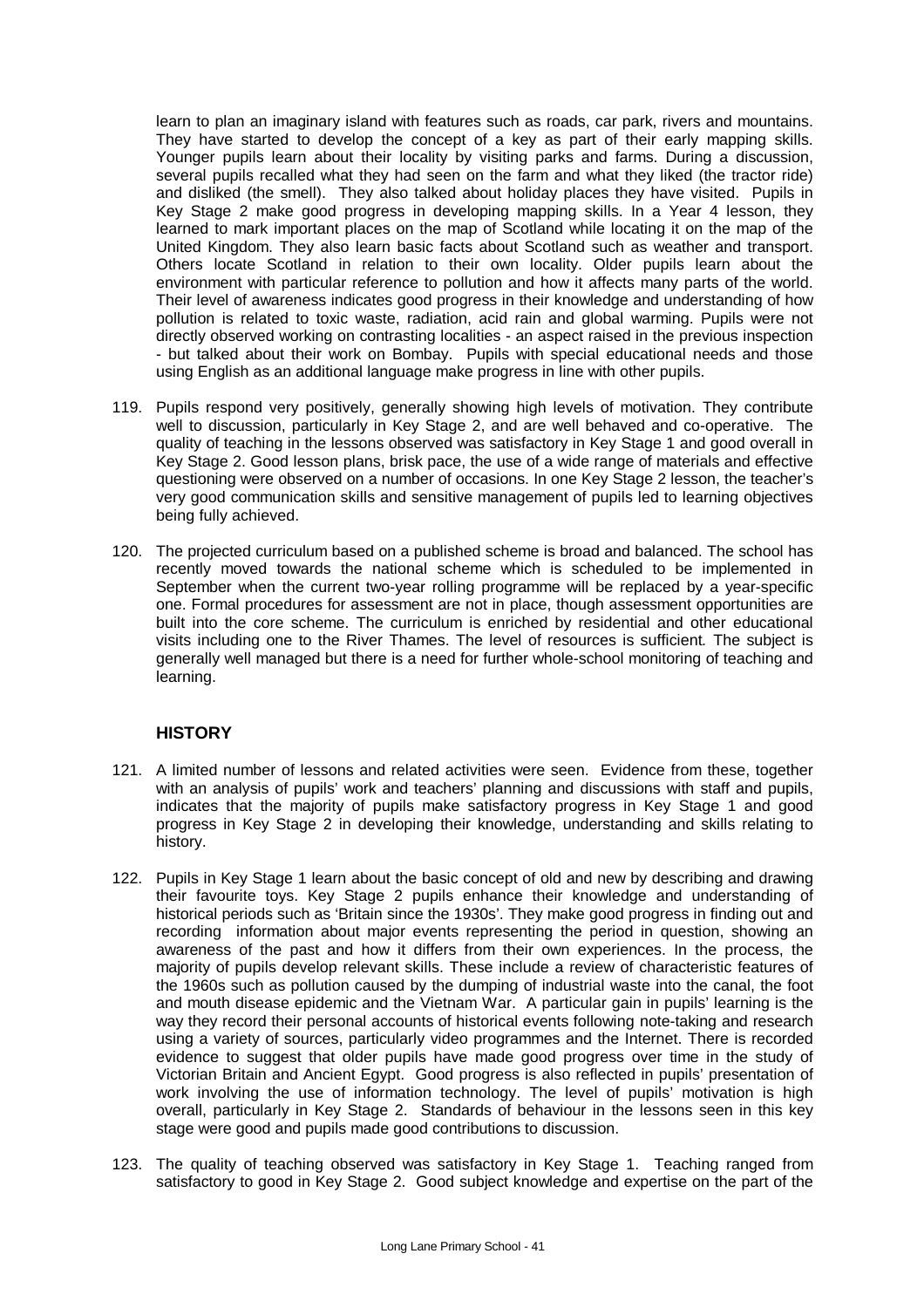learn to plan an imaginary island with features such as roads, car park, rivers and mountains. They have started to develop the concept of a key as part of their early mapping skills. Younger pupils learn about their locality by visiting parks and farms. During a discussion, several pupils recalled what they had seen on the farm and what they liked (the tractor ride) and disliked (the smell). They also talked about holiday places they have visited. Pupils in Key Stage 2 make good progress in developing mapping skills. In a Year 4 lesson, they learned to mark important places on the map of Scotland while locating it on the map of the United Kingdom. They also learn basic facts about Scotland such as weather and transport. Others locate Scotland in relation to their own locality. Older pupils learn about the environment with particular reference to pollution and how it affects many parts of the world. Their level of awareness indicates good progress in their knowledge and understanding of how pollution is related to toxic waste, radiation, acid rain and global warming. Pupils were not directly observed working on contrasting localities - an aspect raised in the previous inspection - but talked about their work on Bombay. Pupils with special educational needs and those using English as an additional language make progress in line with other pupils.

119. Pupils respond very positively, generally showing high levels of motivation. They contribute well to discussion, particularly in Key Stage 2, and are well behaved and co-operative. The quality of teaching in the lessons observed was satisfactory in Key Stage 1 and good overall in Key Stage 2. Good lesson plans, brisk pace, the use of a wide range of materials and effective questioning were observed on a number of occasions. In one Key Stage 2 lesson, the teacher's very good communication skills and sensitive management of pupils led to learning objectives being fully achieved.

120. The projected curriculum based on a published scheme is broad and balanced. The school has recently moved towards the national scheme which is scheduled to be implemented in September when the current two-year rolling programme will be replaced by a year-specific one. Formal procedures for assessment are not in place, though assessment opportunities are built into the core scheme. The curriculum is enriched by residential and other educational visits including one to the River Thames. The level of resources is sufficient. The subject is generally well managed but there is a need for further whole-school monitoring of teaching and learning.

## HISTORY

121. A limited number of lessons and related activities were seen. Evidence from these, together with an analysis of pupils' work and teachers' planning and discussions with staff and pupils, indicates that the majority of pupils make satisfactory progress in Key Stage 1 and good progress in Key Stage 2 in developing their knowledge, understanding and skills relating to history.

122. Pupils in Key Stage 1 learn about the basic concept of old and new by describing and drawing their favourite toys. Key Stage 2 pupils enhance their knowledge and understanding of historical periods such as 'Britain since the 1930s'. They make good progress in finding out and recording information about major events representing the period in question, showing an awareness of the past and how it differs from their own experiences. In the process, the majority of pupils develop relevant skills. These include a review of characteristic features of the 1960s such as pollution caused by the dumping of industrial waste into the canal, the foot and mouth disease epidemic and the Vietnam War. A particular gain in pupils' learning is the way they record their personal accounts of historical events following note-taking and research using a variety of sources, particularly video programmes and the Internet. There is recorded evidence to suggest that older pupils have made good progress over time in the study of Victorian Britain and Ancient Egypt. Good progress is also reflected in pupils' presentation of work involving the use of information technology. The level of pupils' motivation is high overall, particularly in Key Stage 2. Standards of behaviour in the lessons seen in this key stage were good and pupils made good contributions to discussion.

123. The quality of teaching observed was satisfactory in Key Stage 1. Teaching ranged from satisfactory to good in Key Stage 2. Good subject knowledge and expertise on the part of the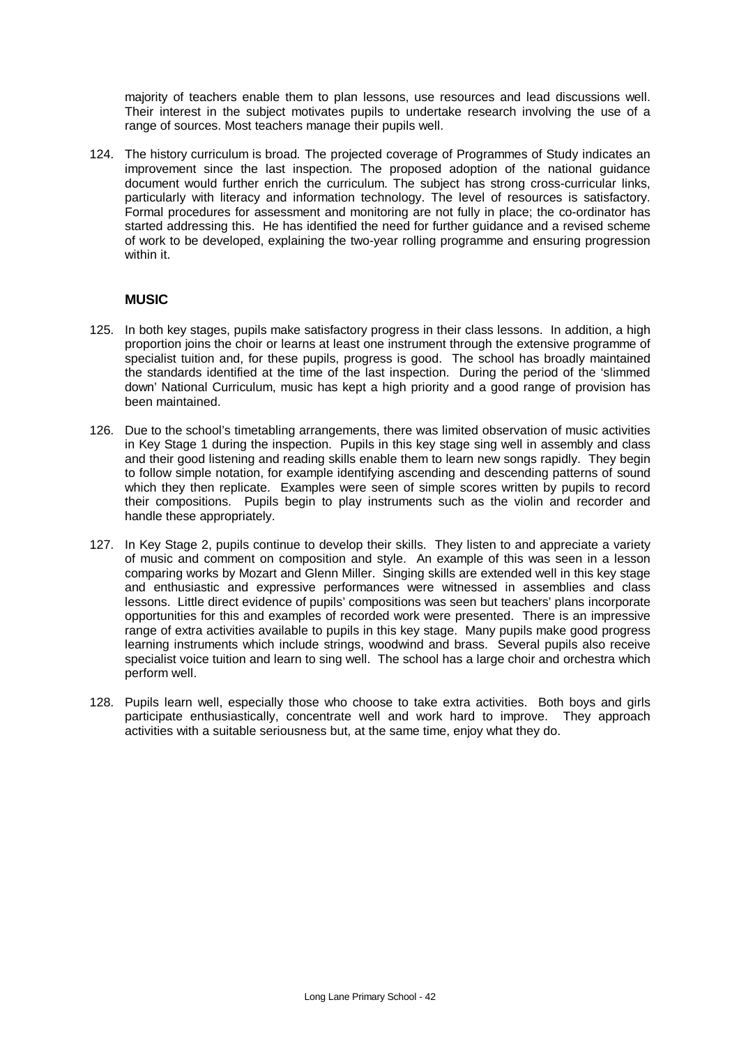majority of teachers enable them to plan lessons, use resources and lead discussions well. Their interest in the subject motivates pupils to undertake research involving the use of a range of sources. Most teachers manage their pupils well.

124. The history curriculum is broad. The projected coverage of Programmes of Study indicates an improvement since the last inspection. The proposed adoption of the national guidance document would further enrich the curriculum. The subject has strong cross-curricular links, particularly with literacy and information technology. The level of resources is satisfactory. Formal procedures for assessment and monitoring are not fully in place; the co-ordinator has started addressing this. He has identified the need for further guidance and a revised scheme of work to be developed, explaining the two-year rolling programme and ensuring progression within it.

## MUSIC

125. In both key stages, pupils make satisfactory progress in their class lessons. In addition, a high proportion joins the choir or learns at least one instrument through the extensive programme of specialist tuition and, for these pupils, progress is good. The school has broadly maintained the standards identified at the time of the last inspection. During the period of the 'slimmed down' National Curriculum, music has kept a high priority and a good range of provision has been maintained.

126. Due to the school's timetabling arrangements, there was limited observation of music activities in Key Stage 1 during the inspection. Pupils in this key stage sing well in assembly and class and their good listening and reading skills enable them to learn new songs rapidly. They begin to follow simple notation, for example identifying ascending and descending patterns of sound which they then replicate. Examples were seen of simple scores written by pupils to record their compositions. Pupils begin to play instruments such as the violin and recorder and handle these appropriately.

127. In Key Stage 2, pupils continue to develop their skills. They listen to and appreciate a variety of music and comment on composition and style. An example of this was seen in a lesson comparing works by Mozart and Glenn Miller. Singing skills are extended well in this key stage and enthusiastic and expressive performances were witnessed in assemblies and class lessons. Little direct evidence of pupils' compositions was seen but teachers' plans incorporate opportunities for this and examples of recorded work were presented. There is an impressive range of extra activities available to pupils in this key stage. Many pupils make good progress learning instruments which include strings, woodwind and brass. Several pupils also receive specialist voice tuition and learn to sing well. The school has a large choir and orchestra which perform well.

128. Pupils learn well, especially those who choose to take extra activities. Both boys and girls participate enthusiastically, concentrate well and work hard to improve. They approach activities with a suitable seriousness but, at the same time, enjoy what they do.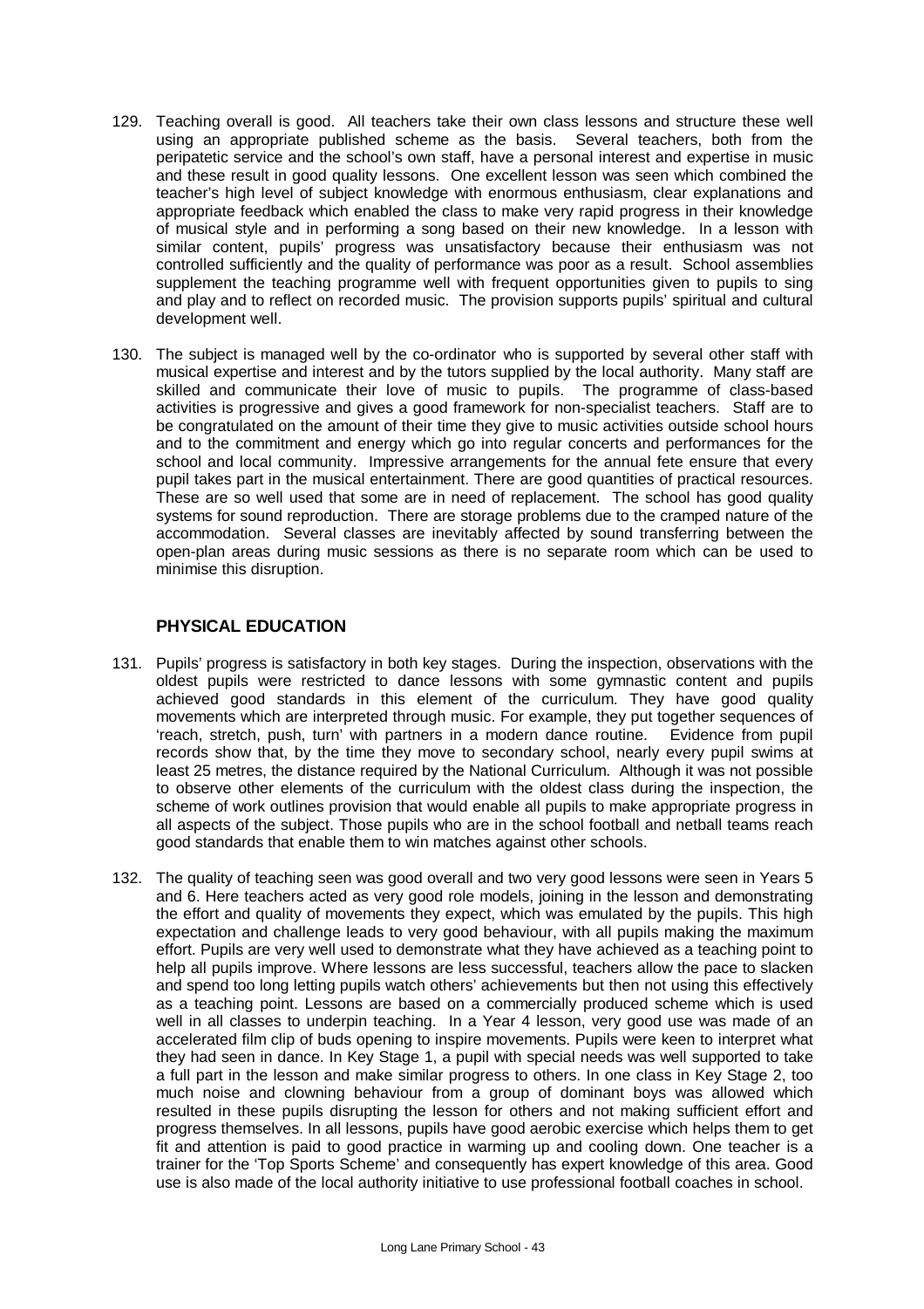129. Teaching overall is good. All teachers take their own class lessons and structure these well using an appropriate published scheme as the basis. Several teachers, both from the peripatetic service and the school's own staff, have a personal interest and expertise in music and these result in good quality lessons. One excellent lesson was seen which combined the teacher's high level of subject knowledge with enormous enthusiasm, clear explanations and appropriate feedback which enabled the class to make very rapid progress in their knowledge of musical style and in performing a song based on their new knowledge. In a lesson with similar content, pupils' progress was unsatisfactory because their enthusiasm was not controlled sufficiently and the quality of performance was poor as a result. School assemblies supplement the teaching programme well with frequent opportunities given to pupils to sing and play and to reflect on recorded music. The provision supports pupils' spiritual and cultural development well.

130. The subject is managed well by the co-ordinator who is supported by several other staff with musical expertise and interest and by the tutors supplied by the local authority. Many staff are skilled and communicate their love of music to pupils. The programme of class-based activities is progressive and gives a good framework for non-specialist teachers. Staff are to be congratulated on the amount of their time they give to music activities outside school hours and to the commitment and energy which go into regular concerts and performances for the school and local community. Impressive arrangements for the annual fete ensure that every pupil takes part in the musical entertainment. There are good quantities of practical resources. These are so well used that some are in need of replacement. The school has good quality systems for sound reproduction. There are storage problems due to the cramped nature of the accommodation. Several classes are inevitably affected by sound transferring between the open-plan areas during music sessions as there is no separate room which can be used to minimise this disruption.

## PHYSICAL EDUCATION

131. Pupils' progress is satisfactory in both key stages. During the inspection, observations with the oldest pupils were restricted to dance lessons with some gymnastic content and pupils achieved good standards in this element of the curriculum. They have good quality movements which are interpreted through music. For example, they put together sequences of 'reach, stretch, push, turn' with partners in a modern dance routine. Evidence from pupil records show that, by the time they move to secondary school, nearly every pupil swims at least 25 metres, the distance required by the National Curriculum. Although it was not possible to observe other elements of the curriculum with the oldest class during the inspection, the scheme of work outlines provision that would enable all pupils to make appropriate progress in all aspects of the subject. Those pupils who are in the school football and netball teams reach good standards that enable them to win matches against other schools.

132. The quality of teaching seen was good overall and two very good lessons were seen in Years 5 and 6. Here teachers acted as very good role models, joining in the lesson and demonstrating the effort and quality of movements they expect, which was emulated by the pupils. This high expectation and challenge leads to very good behaviour, with all pupils making the maximum effort. Pupils are very well used to demonstrate what they have achieved as a teaching point to help all pupils improve. Where lessons are less successful, teachers allow the pace to slacken and spend too long letting pupils watch others' achievements but then not using this effectively as a teaching point. Lessons are based on a commercially produced scheme which is used well in all classes to underpin teaching. In a Year 4 lesson, very good use was made of an accelerated film clip of buds opening to inspire movements. Pupils were keen to interpret what they had seen in dance. In Key Stage 1, a pupil with special needs was well supported to take a full part in the lesson and make similar progress to others. In one class in Key Stage 2, too much noise and clowning behaviour from a group of dominant boys was allowed which resulted in these pupils disrupting the lesson for others and not making sufficient effort and progress themselves. In all lessons, pupils have good aerobic exercise which helps them to get fit and attention is paid to good practice in warming up and cooling down. One teacher is a trainer for the 'Top Sports Scheme' and consequently has expert knowledge of this area. Good use is also made of the local authority initiative to use professional football coaches in school.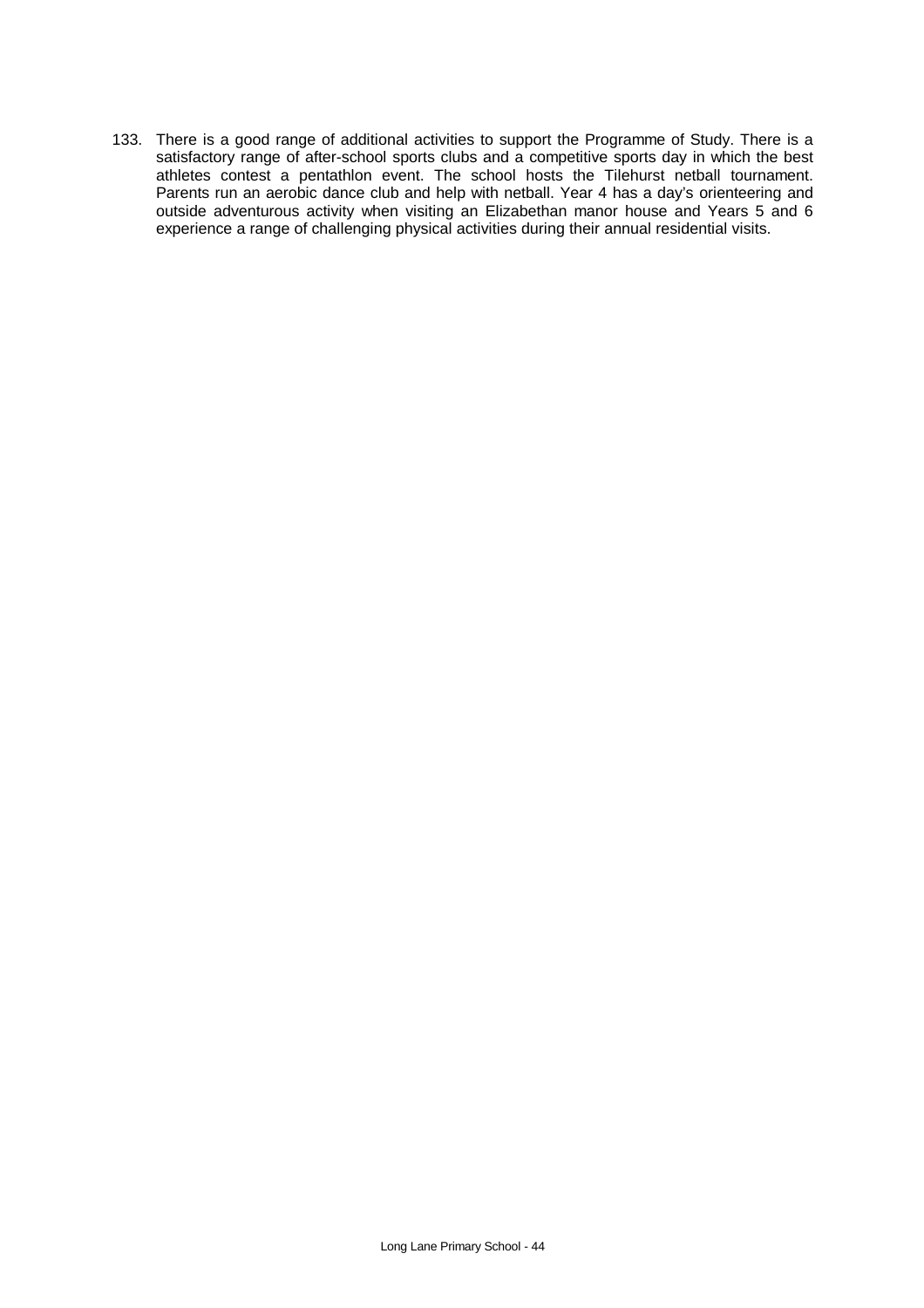133. There is a good range of additional activities to support the Programme of Study. There is a satisfactory range of after-school sports clubs and a competitive sports day in which the best athletes contest a pentathlon event. The school hosts the Tilehurst netball tournament. Parents run an aerobic dance club and help with netball. Year 4 has a day's orienteering and outside adventurous activity when visiting an Elizabethan manor house and Years 5 and 6 experience a range of challenging physical activities during their annual residential visits.